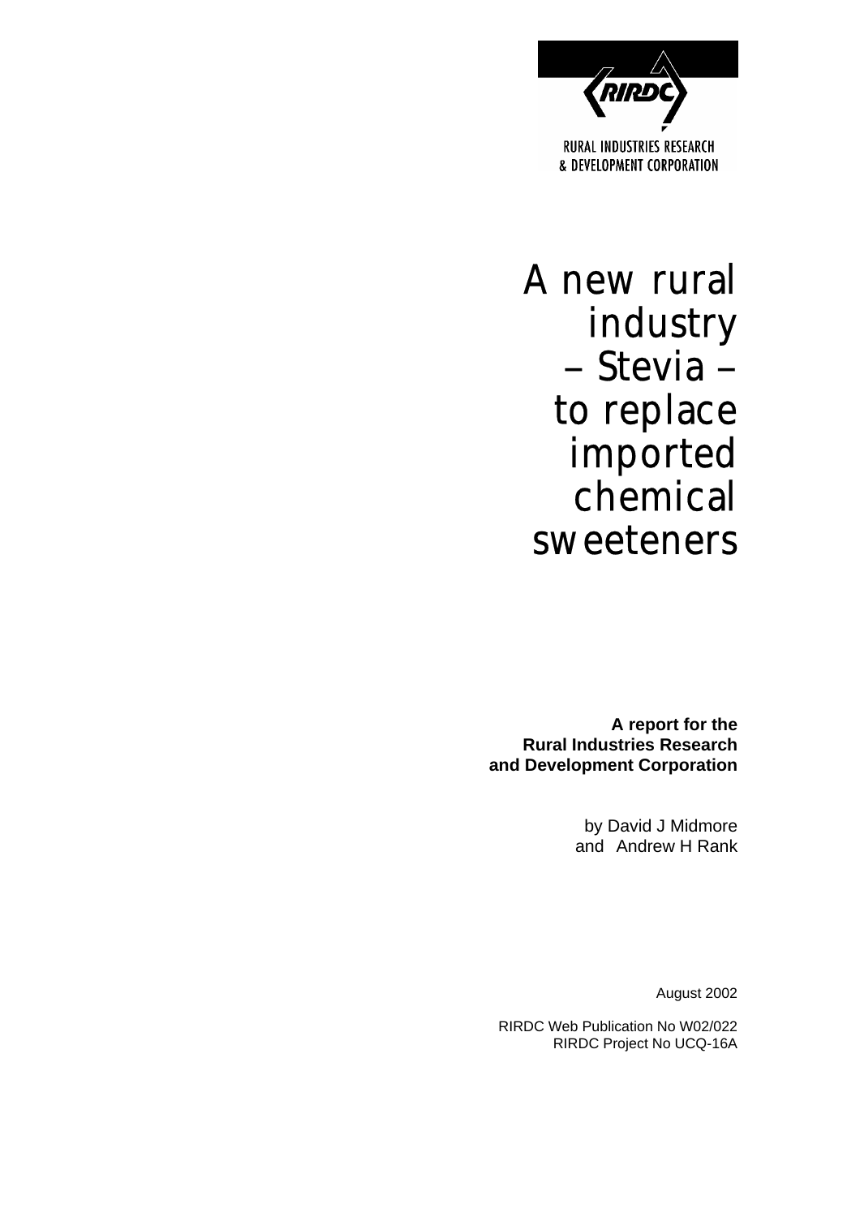RURAL INDUSTRIES RESEARCH
& DEVELOPMENT CORPORATION

# A new rural industry – Stevia – to replace imported chemical sweeteners

**A report for the Rural Industries Research and Development Corporation**

by David J Midmore
and Andrew H Rank

August 2002

RIRDC Web Publication No W02/022
RIRDC Project No UCQ-16A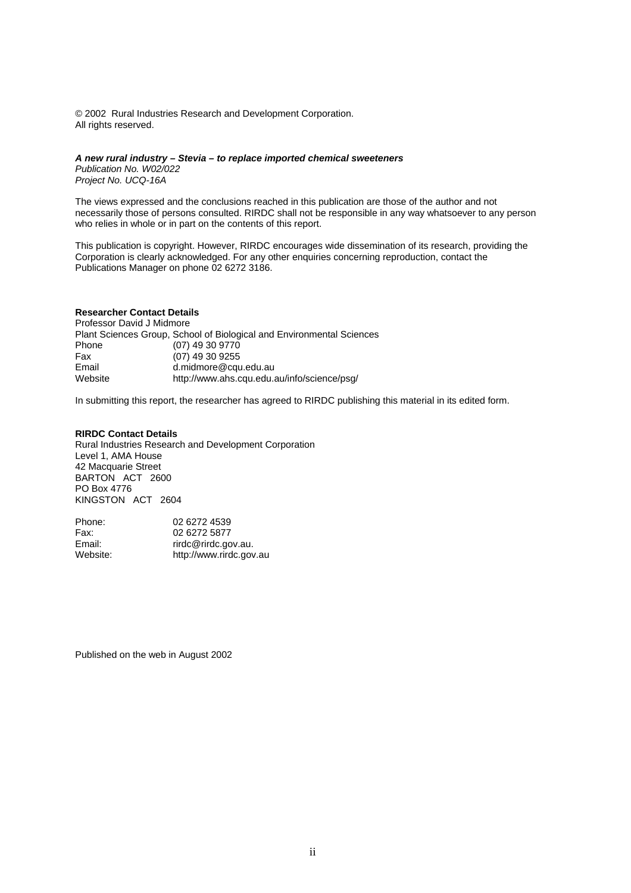© 2002 Rural Industries Research and Development Corporation.
All rights reserved.

***A new rural industry – Stevia – to replace imported chemical sweeteners***
*Publication No. W02/022*
*Project No. UCQ-16A*

The views expressed and the conclusions reached in this publication are those of the author and not necessarily those of persons consulted. RIRDC shall not be responsible in any way whatsoever to any person who relies in whole or in part on the contents of this report.

This publication is copyright. However, RIRDC encourages wide dissemination of its research, providing the Corporation is clearly acknowledged. For any other enquiries concerning reproduction, contact the Publications Manager on phone 02 6272 3186.

**Researcher Contact Details**

Professor David J Midmore
Plant Sciences Group, School of Biological and Environmental Sciences

| | |
|---|---|
| Phone | (07) 49 30 9770 |
| Fax | (07) 49 30 9255 |
| Email | d.midmore@cqu.edu.au |
| Website | http://www.ahs.cqu.edu.au/info/science/psg/ |

In submitting this report, the researcher has agreed to RIRDC publishing this material in its edited form.

**RIRDC Contact Details**

Rural Industries Research and Development Corporation
Level 1, AMA House
42 Macquarie Street
BARTON ACT 2600
PO Box 4776
KINGSTON ACT 2604

| | |
|---|---|
| Phone: | 02 6272 4539 |
| Fax: | 02 6272 5877 |
| Email: | rirdc@rirdc.gov.au. |
| Website: | http://www.rirdc.gov.au |

Published on the web in August 2002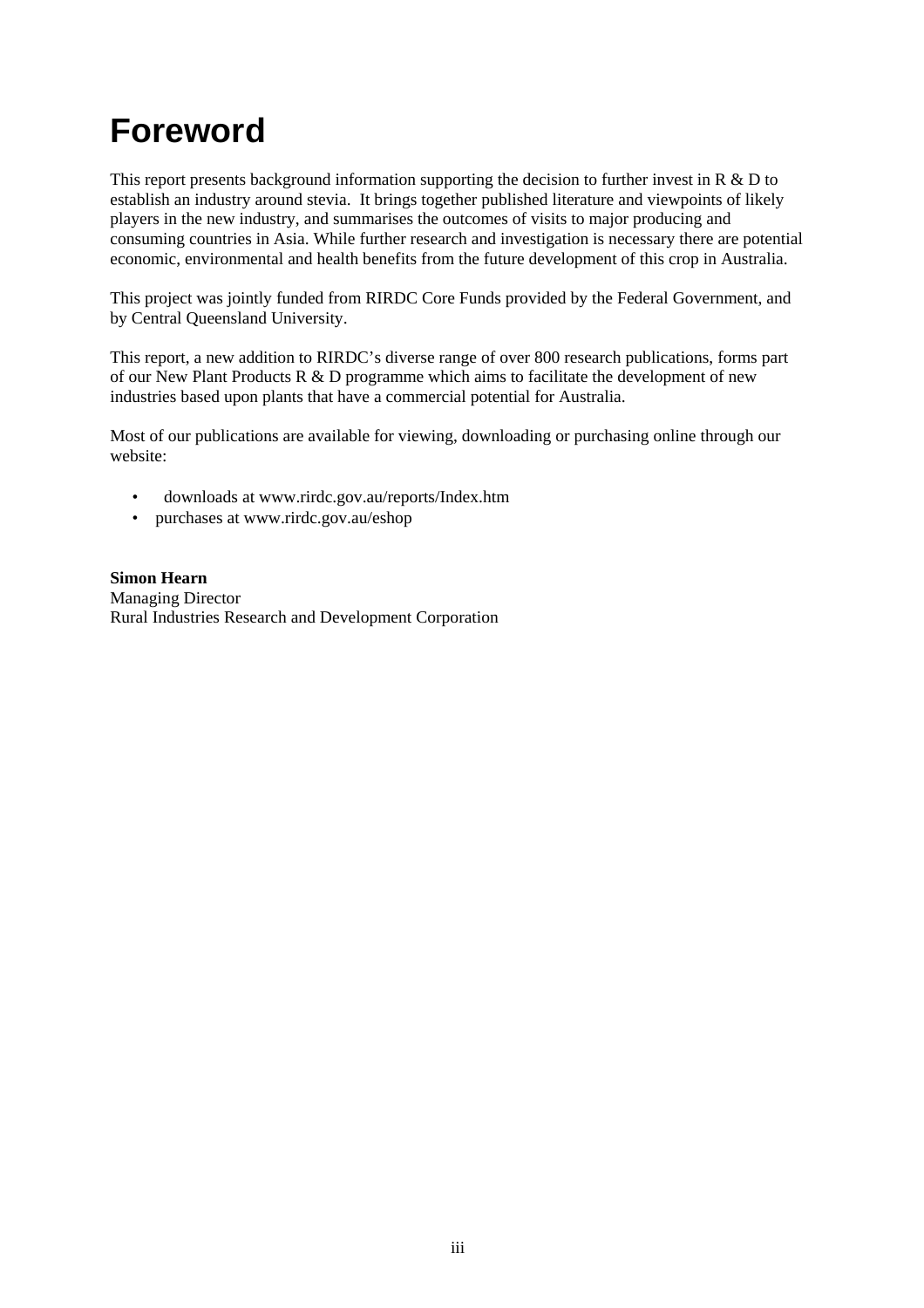# Foreword

This report presents background information supporting the decision to further invest in R & D to establish an industry around stevia. It brings together published literature and viewpoints of likely players in the new industry, and summarises the outcomes of visits to major producing and consuming countries in Asia. While further research and investigation is necessary there are potential economic, environmental and health benefits from the future development of this crop in Australia.

This project was jointly funded from RIRDC Core Funds provided by the Federal Government, and by Central Queensland University.

This report, a new addition to RIRDC's diverse range of over 800 research publications, forms part of our New Plant Products R & D programme which aims to facilitate the development of new industries based upon plants that have a commercial potential for Australia.

Most of our publications are available for viewing, downloading or purchasing online through our website:

- downloads at www.rirdc.gov.au/reports/Index.htm
- purchases at www.rirdc.gov.au/eshop

**Simon Hearn**
Managing Director
Rural Industries Research and Development Corporation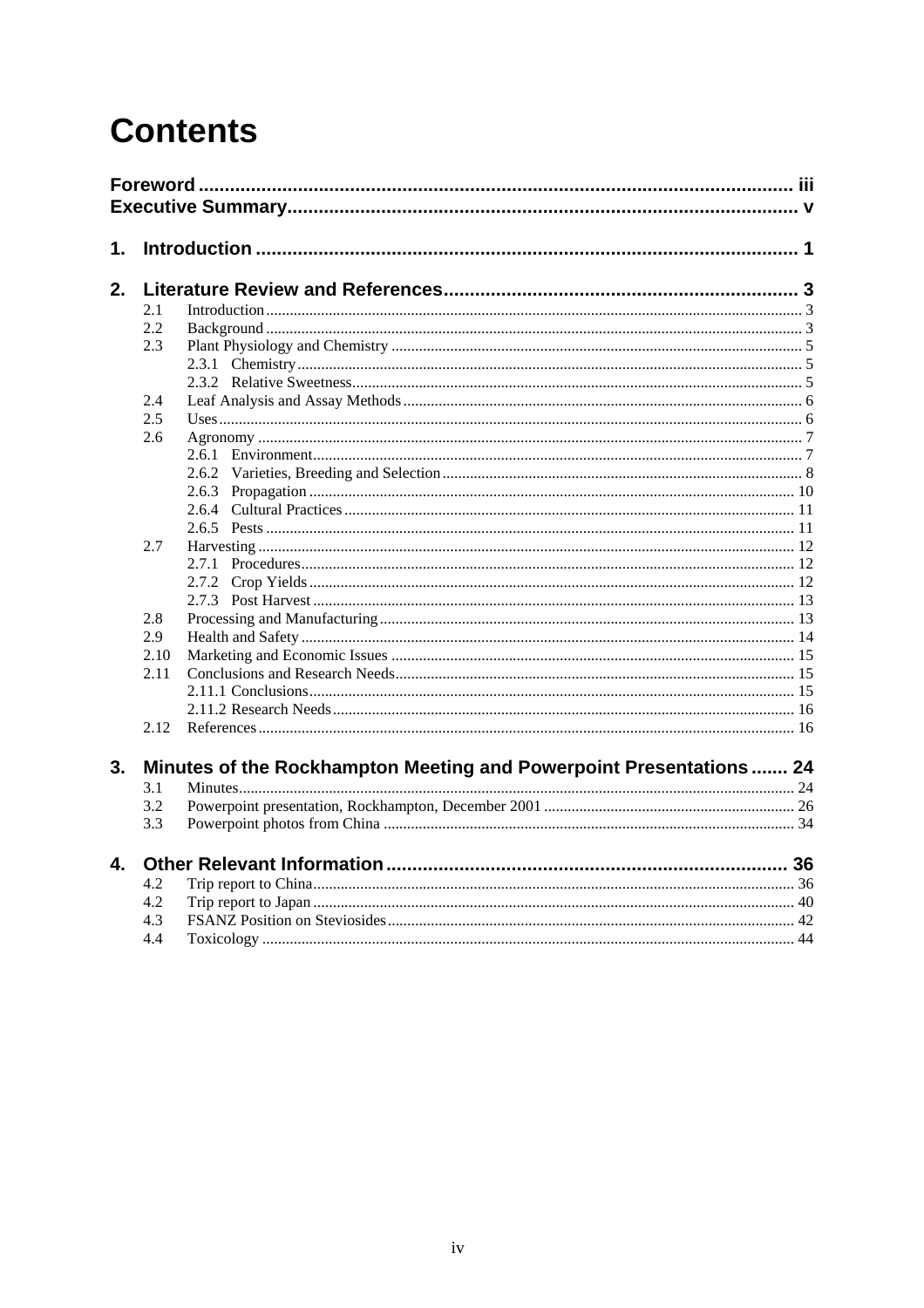# Contents

**Foreword** ..... iii
**Executive Summary** ..... v

**1. Introduction** ..... 1

**2. Literature Review and References** ..... 3

- 2.1 Introduction ..... 3
- 2.2 Background ..... 3
- 2.3 Plant Physiology and Chemistry ..... 5
  - 2.3.1 Chemistry ..... 5
  - 2.3.2 Relative Sweetness ..... 5
- 2.4 Leaf Analysis and Assay Methods ..... 6
- 2.5 Uses ..... 6
- 2.6 Agronomy ..... 7
  - 2.6.1 Environment ..... 7
  - 2.6.2 Varieties, Breeding and Selection ..... 8
  - 2.6.3 Propagation ..... 10
  - 2.6.4 Cultural Practices ..... 11
  - 2.6.5 Pests ..... 11
- 2.7 Harvesting ..... 12
  - 2.7.1 Procedures ..... 12
  - 2.7.2 Crop Yields ..... 12
  - 2.7.3 Post Harvest ..... 13
- 2.8 Processing and Manufacturing ..... 13
- 2.9 Health and Safety ..... 14
- 2.10 Marketing and Economic Issues ..... 15
- 2.11 Conclusions and Research Needs ..... 15
  - 2.11.1 Conclusions ..... 15
  - 2.11.2 Research Needs ..... 16
- 2.12 References ..... 16

**3. Minutes of the Rockhampton Meeting and Powerpoint Presentations** ..... 24

- 3.1 Minutes ..... 24
- 3.2 Powerpoint presentation, Rockhampton, December 2001 ..... 26
- 3.3 Powerpoint photos from China ..... 34

**4. Other Relevant Information** ..... 36

- 4.2 Trip report to China ..... 36
- 4.2 Trip report to Japan ..... 40
- 4.3 FSANZ Position on Steviosides ..... 42
- 4.4 Toxicology ..... 44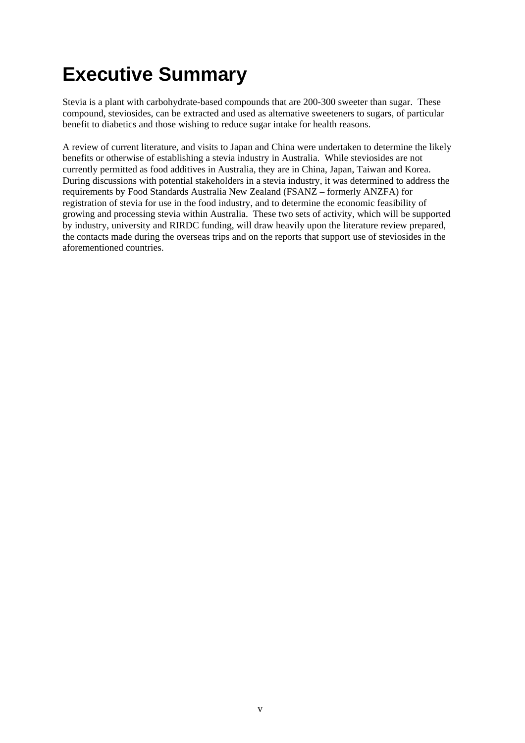# Executive Summary

Stevia is a plant with carbohydrate-based compounds that are 200-300 sweeter than sugar. These compound, steviosides, can be extracted and used as alternative sweeteners to sugars, of particular benefit to diabetics and those wishing to reduce sugar intake for health reasons.

A review of current literature, and visits to Japan and China were undertaken to determine the likely benefits or otherwise of establishing a stevia industry in Australia. While steviosides are not currently permitted as food additives in Australia, they are in China, Japan, Taiwan and Korea. During discussions with potential stakeholders in a stevia industry, it was determined to address the requirements by Food Standards Australia New Zealand (FSANZ – formerly ANZFA) for registration of stevia for use in the food industry, and to determine the economic feasibility of growing and processing stevia within Australia. These two sets of activity, which will be supported by industry, university and RIRDC funding, will draw heavily upon the literature review prepared, the contacts made during the overseas trips and on the reports that support use of steviosides in the aforementioned countries.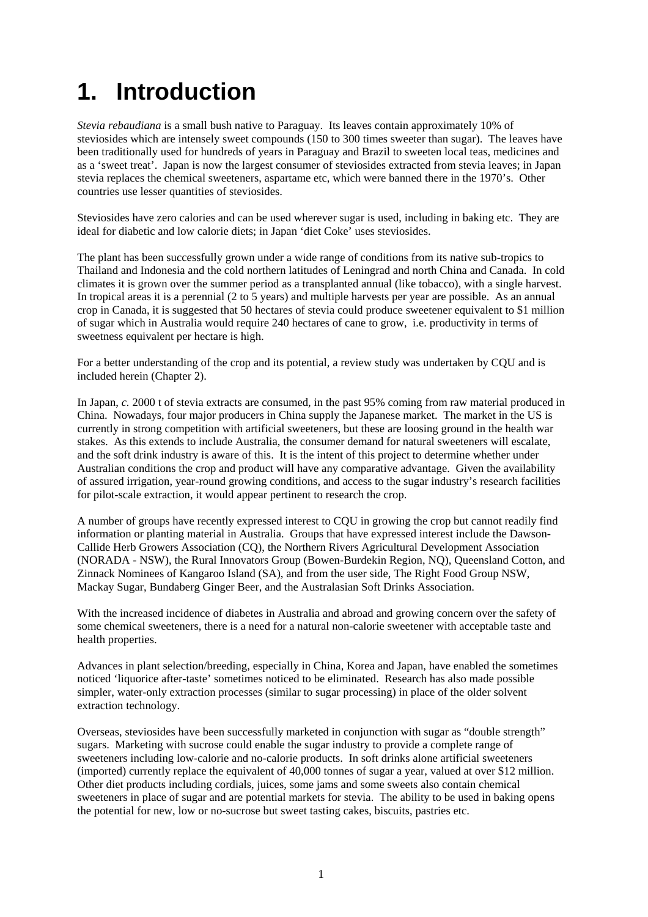# 1. Introduction

*Stevia rebaudiana* is a small bush native to Paraguay. Its leaves contain approximately 10% of steviosides which are intensely sweet compounds (150 to 300 times sweeter than sugar). The leaves have been traditionally used for hundreds of years in Paraguay and Brazil to sweeten local teas, medicines and as a 'sweet treat'. Japan is now the largest consumer of steviosides extracted from stevia leaves; in Japan stevia replaces the chemical sweeteners, aspartame etc, which were banned there in the 1970's. Other countries use lesser quantities of steviosides.

Steviosides have zero calories and can be used wherever sugar is used, including in baking etc. They are ideal for diabetic and low calorie diets; in Japan 'diet Coke' uses steviosides.

The plant has been successfully grown under a wide range of conditions from its native sub-tropics to Thailand and Indonesia and the cold northern latitudes of Leningrad and north China and Canada. In cold climates it is grown over the summer period as a transplanted annual (like tobacco), with a single harvest. In tropical areas it is a perennial (2 to 5 years) and multiple harvests per year are possible. As an annual crop in Canada, it is suggested that 50 hectares of stevia could produce sweetener equivalent to $1 million of sugar which in Australia would require 240 hectares of cane to grow, i.e. productivity in terms of sweetness equivalent per hectare is high.

For a better understanding of the crop and its potential, a review study was undertaken by CQU and is included herein (Chapter 2).

In Japan, *c.* 2000 t of stevia extracts are consumed, in the past 95% coming from raw material produced in China. Nowadays, four major producers in China supply the Japanese market. The market in the US is currently in strong competition with artificial sweeteners, but these are loosing ground in the health war stakes. As this extends to include Australia, the consumer demand for natural sweeteners will escalate, and the soft drink industry is aware of this. It is the intent of this project to determine whether under Australian conditions the crop and product will have any comparative advantage. Given the availability of assured irrigation, year-round growing conditions, and access to the sugar industry's research facilities for pilot-scale extraction, it would appear pertinent to research the crop.

A number of groups have recently expressed interest to CQU in growing the crop but cannot readily find information or planting material in Australia. Groups that have expressed interest include the Dawson-Callide Herb Growers Association (CQ), the Northern Rivers Agricultural Development Association (NORADA - NSW), the Rural Innovators Group (Bowen-Burdekin Region, NQ), Queensland Cotton, and Zinnack Nominees of Kangaroo Island (SA), and from the user side, The Right Food Group NSW, Mackay Sugar, Bundaberg Ginger Beer, and the Australasian Soft Drinks Association.

With the increased incidence of diabetes in Australia and abroad and growing concern over the safety of some chemical sweeteners, there is a need for a natural non-calorie sweetener with acceptable taste and health properties.

Advances in plant selection/breeding, especially in China, Korea and Japan, have enabled the sometimes noticed 'liquorice after-taste' sometimes noticed to be eliminated. Research has also made possible simpler, water-only extraction processes (similar to sugar processing) in place of the older solvent extraction technology.

Overseas, steviosides have been successfully marketed in conjunction with sugar as "double strength" sugars. Marketing with sucrose could enable the sugar industry to provide a complete range of sweeteners including low-calorie and no-calorie products. In soft drinks alone artificial sweeteners (imported) currently replace the equivalent of 40,000 tonnes of sugar a year, valued at over $12 million. Other diet products including cordials, juices, some jams and some sweets also contain chemical sweeteners in place of sugar and are potential markets for stevia. The ability to be used in baking opens the potential for new, low or no-sucrose but sweet tasting cakes, biscuits, pastries etc.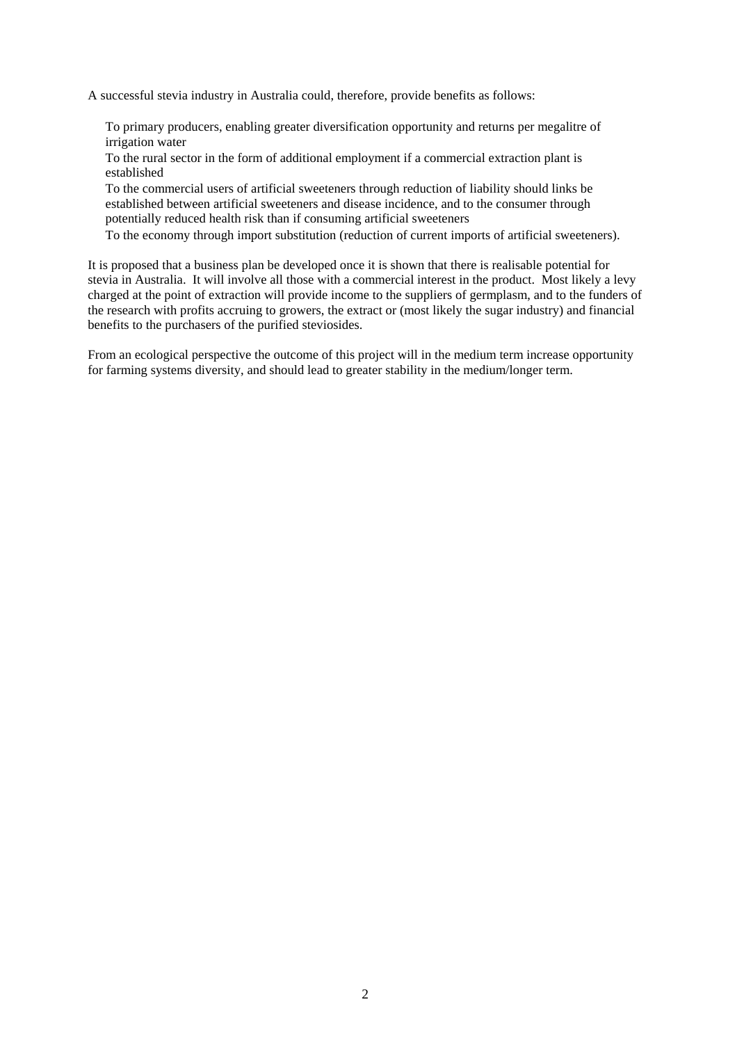A successful stevia industry in Australia could, therefore, provide benefits as follows:

- To primary producers, enabling greater diversification opportunity and returns per megalitre of irrigation water
- To the rural sector in the form of additional employment if a commercial extraction plant is established
- To the commercial users of artificial sweeteners through reduction of liability should links be established between artificial sweeteners and disease incidence, and to the consumer through potentially reduced health risk than if consuming artificial sweeteners
- To the economy through import substitution (reduction of current imports of artificial sweeteners).

It is proposed that a business plan be developed once it is shown that there is realisable potential for stevia in Australia. It will involve all those with a commercial interest in the product. Most likely a levy charged at the point of extraction will provide income to the suppliers of germplasm, and to the funders of the research with profits accruing to growers, the extract or (most likely the sugar industry) and financial benefits to the purchasers of the purified steviosides.

From an ecological perspective the outcome of this project will in the medium term increase opportunity for farming systems diversity, and should lead to greater stability in the medium/longer term.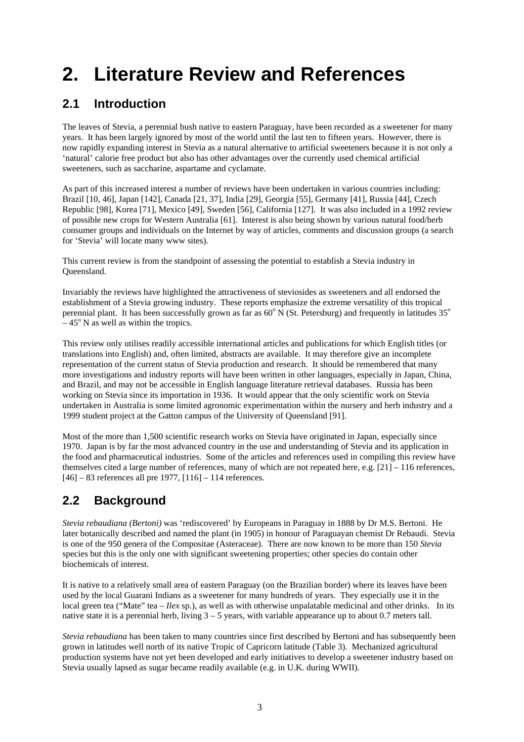# 2. Literature Review and References

## 2.1 Introduction

The leaves of Stevia, a perennial bush native to eastern Paraguay, have been recorded as a sweetener for many years. It has been largely ignored by most of the world until the last ten to fifteen years. However, there is now rapidly expanding interest in Stevia as a natural alternative to artificial sweeteners because it is not only a 'natural' calorie free product but also has other advantages over the currently used chemical artificial sweeteners, such as saccharine, aspartame and cyclamate.

As part of this increased interest a number of reviews have been undertaken in various countries including: Brazil [10, 46], Japan [142], Canada [21, 37], India [29], Georgia [55], Germany [41], Russia [44], Czech Republic [98], Korea [71], Mexico [49], Sweden [56], California [127]. It was also included in a 1992 review of possible new crops for Western Australia [61]. Interest is also being shown by various natural food/herb consumer groups and individuals on the Internet by way of articles, comments and discussion groups (a search for 'Stevia' will locate many www sites).

This current review is from the standpoint of assessing the potential to establish a Stevia industry in Queensland.

Invariably the reviews have highlighted the attractiveness of steviosides as sweeteners and all endorsed the establishment of a Stevia growing industry. These reports emphasize the extreme versatility of this tropical perennial plant. It has been successfully grown as far as $60^{o}$ N (St. Petersburg) and frequently in latitudes $35^{o} – 45^{o}$ N as well as within the tropics.

This review only utilises readily accessible international articles and publications for which English titles (or translations into English) and, often limited, abstracts are available. It may therefore give an incomplete representation of the current status of Stevia production and research. It should be remembered that many more investigations and industry reports will have been written in other languages, especially in Japan, China, and Brazil, and may not be accessible in English language literature retrieval databases. Russia has been working on Stevia since its importation in 1936. It would appear that the only scientific work on Stevia undertaken in Australia is some limited agronomic experimentation within the nursery and herb industry and a 1999 student project at the Gatton campus of the University of Queensland [91].

Most of the more than 1,500 scientific research works on Stevia have originated in Japan, especially since 1970. Japan is by far the most advanced country in the use and understanding of Stevia and its application in the food and pharmaceutical industries. Some of the articles and references used in compiling this review have themselves cited a large number of references, many of which are not repeated here, e.g. [21] – 116 references, [46] – 83 references all pre 1977, [116] – 114 references.

## 2.2 Background

*Stevia rebaudiana (Bertoni)* was 'rediscovered' by Europeans in Paraguay in 1888 by Dr M.S. Bertoni. He later botanically described and named the plant (in 1905) in honour of Paraguayan chemist Dr Rebaudi. Stevia is one of the 950 genera of the Compositae (Asteraceae). There are now known to be more than 150 *Stevia* species but this is the only one with significant sweetening properties; other species do contain other biochemicals of interest.

It is native to a relatively small area of eastern Paraguay (on the Brazilian border) where its leaves have been used by the local Guarani Indians as a sweetener for many hundreds of years. They especially use it in the local green tea ("Mate" tea – *Ilex* sp.), as well as with otherwise unpalatable medicinal and other drinks. In its native state it is a perennial herb, living 3 – 5 years, with variable appearance up to about 0.7 meters tall.

*Stevia rebaudiana* has been taken to many countries since first described by Bertoni and has subsequently been grown in latitudes well north of its native Tropic of Capricorn latitude (Table 3). Mechanized agricultural production systems have not yet been developed and early initiatives to develop a sweetener industry based on Stevia usually lapsed as sugar became readily available (e.g. in U.K. during WWII).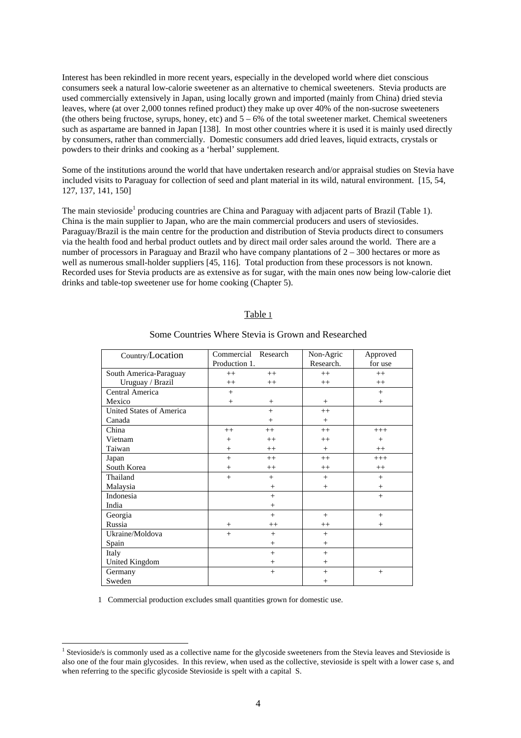Interest has been rekindled in more recent years, especially in the developed world where diet conscious consumers seek a natural low-calorie sweetener as an alternative to chemical sweeteners. Stevia products are used commercially extensively in Japan, using locally grown and imported (mainly from China) dried stevia leaves, where (at over 2,000 tonnes refined product) they make up over 40% of the non-sucrose sweeteners (the others being fructose, syrups, honey, etc) and 5 – 6% of the total sweetener market. Chemical sweeteners such as aspartame are banned in Japan [138]. In most other countries where it is used it is mainly used directly by consumers, rather than commercially. Domestic consumers add dried leaves, liquid extracts, crystals or powders to their drinks and cooking as a 'herbal' supplement.

Some of the institutions around the world that have undertaken research and/or appraisal studies on Stevia have included visits to Paraguay for collection of seed and plant material in its wild, natural environment. [15, 54, 127, 137, 141, 150]

The main stevioside[1] producing countries are China and Paraguay with adjacent parts of Brazil (Table 1). China is the main supplier to Japan, who are the main commercial producers and users of steviosides. Paraguay/Brazil is the main centre for the production and distribution of Stevia products direct to consumers via the health food and herbal product outlets and by direct mail order sales around the world. There are a number of processors in Paraguay and Brazil who have company plantations of 2 – 300 hectares or more as well as numerous small-holder suppliers [45, 116]. Total production from these processors is not known. Recorded uses for Stevia products are as extensive as for sugar, with the main ones now being low-calorie diet drinks and table-top sweetener use for home cooking (Chapter 5).

Table 1

Some Countries Where Stevia is Grown and Researched

| Country/Location | Commercial Production 1. | Research | Non-Agric Research. | Approved for use |
|---|---|---|---|---|
| South America-Paraguay | ++ | ++ | ++ | ++ |
| Uruguay / Brazil | ++ | ++ | ++ | ++ |
| Central America | + | | | + |
| Mexico | + | + | + | + |
| United States of America | | + | ++ | |
| Canada | | + | + | |
| China | ++ | ++ | ++ | +++ |
| Vietnam | + | ++ | ++ | + |
| Taiwan | + | ++ | + | ++ |
| Japan | + | ++ | ++ | +++ |
| South Korea | + | ++ | ++ | ++ |
| Thailand | + | + | + | + |
| Malaysia | | + | + | + |
| Indonesia | | + | | + |
| India | | + | | |
| Georgia | | + | + | + |
| Russia | + | ++ | ++ | + |
| Ukraine/Moldova | + | + | + | |
| Spain | | + | + | |
| Italy | | + | + | |
| United Kingdom | | + | + | |
| Germany | | + | + | + |
| Sweden | | | + | |

1 Commercial production excludes small quantities grown for domestic use.

[1] Stevioside/s is commonly used as a collective name for the glycoside sweeteners from the Stevia leaves and Stevioside is also one of the four main glycosides. In this review, when used as the collective, stevioside is spelt with a lower case s, and when referring to the specific glycoside Stevioside is spelt with a capital S.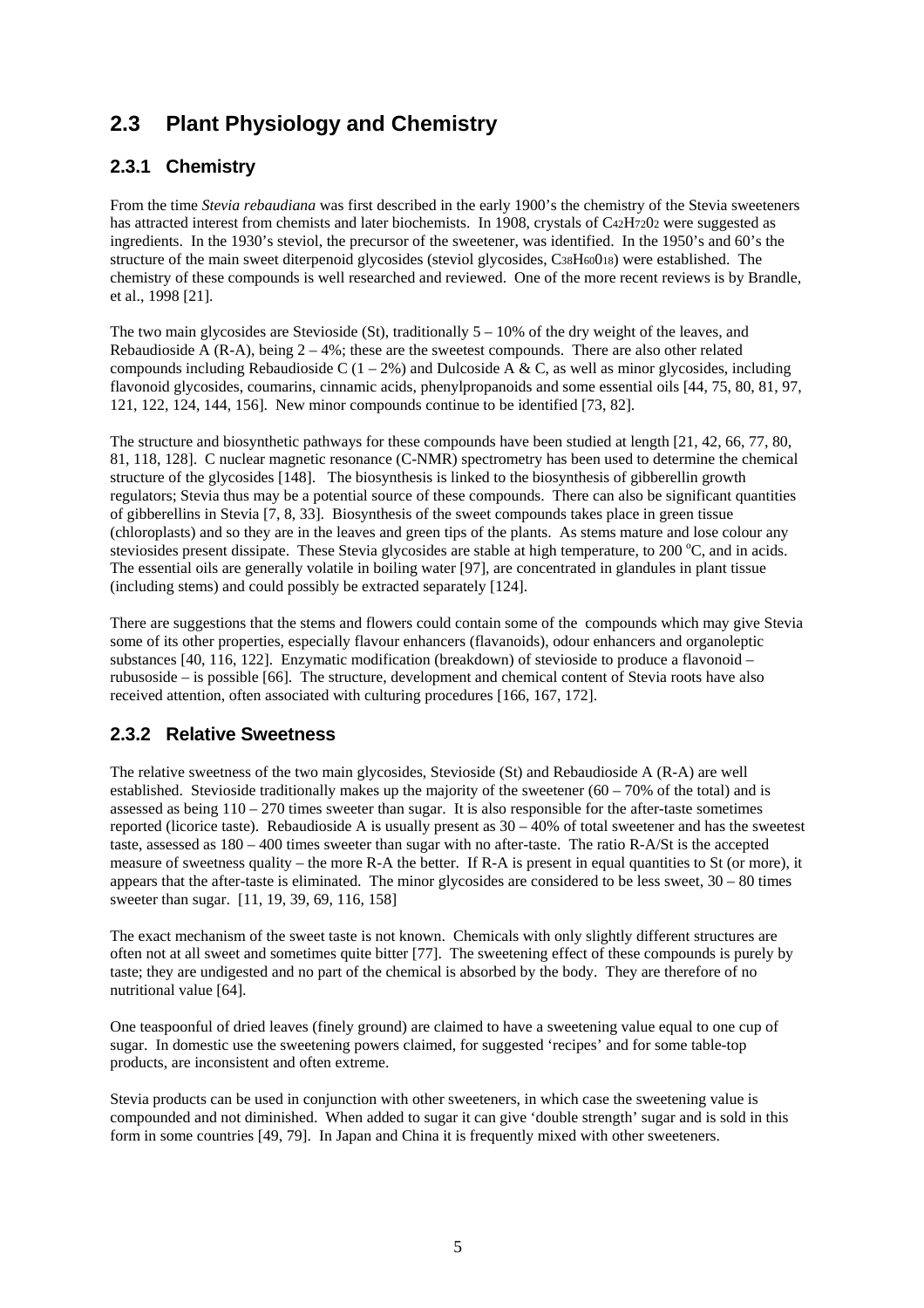## 2.3 Plant Physiology and Chemistry

### 2.3.1 Chemistry

From the time *Stevia rebaudiana* was first described in the early 1900's the chemistry of the Stevia sweeteners has attracted interest from chemists and later biochemists. In 1908, crystals of $C_{42}H_{72}O_2$ were suggested as ingredients. In the 1930's steviol, the precursor of the sweetener, was identified. In the 1950's and 60's the structure of the main sweet diterpenoid glycosides (steviol glycosides, $C_{38}H_{60}O_{18}$) were established. The chemistry of these compounds is well researched and reviewed. One of the more recent reviews is by Brandle, et al., 1998 [21].

The two main glycosides are Stevioside (St), traditionally 5 – 10% of the dry weight of the leaves, and Rebaudioside A (R-A), being 2 – 4%; these are the sweetest compounds. There are also other related compounds including Rebaudioside C (1 – 2%) and Dulcoside A & C, as well as minor glycosides, including flavonoid glycosides, coumarins, cinnamic acids, phenylpropanoids and some essential oils [44, 75, 80, 81, 97, 121, 122, 124, 144, 156]. New minor compounds continue to be identified [73, 82].

The structure and biosynthetic pathways for these compounds have been studied at length [21, 42, 66, 77, 80, 81, 118, 128]. C nuclear magnetic resonance (C-NMR) spectrometry has been used to determine the chemical structure of the glycosides [148]. The biosynthesis is linked to the biosynthesis of gibberellin growth regulators; Stevia thus may be a potential source of these compounds. There can also be significant quantities of gibberellins in Stevia [7, 8, 33]. Biosynthesis of the sweet compounds takes place in green tissue (chloroplasts) and so they are in the leaves and green tips of the plants. As stems mature and lose colour any steviosides present dissipate. These Stevia glycosides are stable at high temperature, to 200 $^{o}$C, and in acids. The essential oils are generally volatile in boiling water [97], are concentrated in glandules in plant tissue (including stems) and could possibly be extracted separately [124].

There are suggestions that the stems and flowers could contain some of the compounds which may give Stevia some of its other properties, especially flavour enhancers (flavanoids), odour enhancers and organoleptic substances [40, 116, 122]. Enzymatic modification (breakdown) of stevioside to produce a flavonoid – rubusoside – is possible [66]. The structure, development and chemical content of Stevia roots have also received attention, often associated with culturing procedures [166, 167, 172].

### 2.3.2 Relative Sweetness

The relative sweetness of the two main glycosides, Stevioside (St) and Rebaudioside A (R-A) are well established. Stevioside traditionally makes up the majority of the sweetener (60 – 70% of the total) and is assessed as being 110 – 270 times sweeter than sugar. It is also responsible for the after-taste sometimes reported (licorice taste). Rebaudioside A is usually present as 30 – 40% of total sweetener and has the sweetest taste, assessed as 180 – 400 times sweeter than sugar with no after-taste. The ratio R-A/St is the accepted measure of sweetness quality – the more R-A the better. If R-A is present in equal quantities to St (or more), it appears that the after-taste is eliminated. The minor glycosides are considered to be less sweet, 30 – 80 times sweeter than sugar. [11, 19, 39, 69, 116, 158]

The exact mechanism of the sweet taste is not known. Chemicals with only slightly different structures are often not at all sweet and sometimes quite bitter [77]. The sweetening effect of these compounds is purely by taste; they are undigested and no part of the chemical is absorbed by the body. They are therefore of no nutritional value [64].

One teaspoonful of dried leaves (finely ground) are claimed to have a sweetening value equal to one cup of sugar. In domestic use the sweetening powers claimed, for suggested 'recipes' and for some table-top products, are inconsistent and often extreme.

Stevia products can be used in conjunction with other sweeteners, in which case the sweetening value is compounded and not diminished. When added to sugar it can give 'double strength' sugar and is sold in this form in some countries [49, 79]. In Japan and China it is frequently mixed with other sweeteners.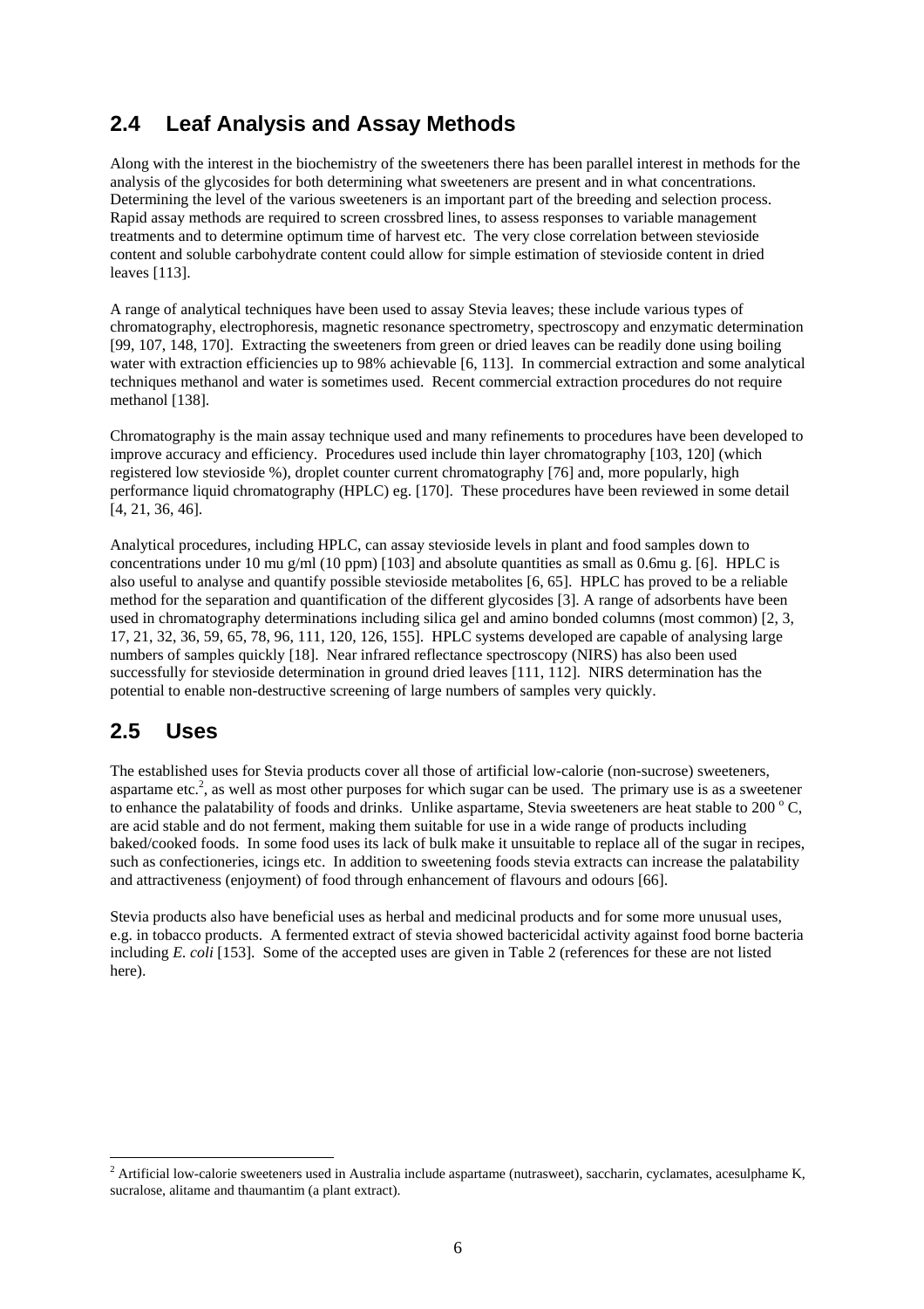## 2.4 Leaf Analysis and Assay Methods

Along with the interest in the biochemistry of the sweeteners there has been parallel interest in methods for the analysis of the glycosides for both determining what sweeteners are present and in what concentrations. Determining the level of the various sweeteners is an important part of the breeding and selection process. Rapid assay methods are required to screen crossbred lines, to assess responses to variable management treatments and to determine optimum time of harvest etc. The very close correlation between stevioside content and soluble carbohydrate content could allow for simple estimation of stevioside content in dried leaves [113].

A range of analytical techniques have been used to assay Stevia leaves; these include various types of chromatography, electrophoresis, magnetic resonance spectrometry, spectroscopy and enzymatic determination [99, 107, 148, 170]. Extracting the sweeteners from green or dried leaves can be readily done using boiling water with extraction efficiencies up to 98% achievable [6, 113]. In commercial extraction and some analytical techniques methanol and water is sometimes used. Recent commercial extraction procedures do not require methanol [138].

Chromatography is the main assay technique used and many refinements to procedures have been developed to improve accuracy and efficiency. Procedures used include thin layer chromatography [103, 120] (which registered low stevioside %), droplet counter current chromatography [76] and, more popularly, high performance liquid chromatography (HPLC) eg. [170]. These procedures have been reviewed in some detail [4, 21, 36, 46].

Analytical procedures, including HPLC, can assay stevioside levels in plant and food samples down to concentrations under 10 mu g/ml (10 ppm) [103] and absolute quantities as small as 0.6mu g. [6]. HPLC is also useful to analyse and quantify possible stevioside metabolites [6, 65]. HPLC has proved to be a reliable method for the separation and quantification of the different glycosides [3]. A range of adsorbents have been used in chromatography determinations including silica gel and amino bonded columns (most common) [2, 3, 17, 21, 32, 36, 59, 65, 78, 96, 111, 120, 126, 155]. HPLC systems developed are capable of analysing large numbers of samples quickly [18]. Near infrared reflectance spectroscopy (NIRS) has also been used successfully for stevioside determination in ground dried leaves [111, 112]. NIRS determination has the potential to enable non-destructive screening of large numbers of samples very quickly.

## 2.5 Uses

The established uses for Stevia products cover all those of artificial low-calorie (non-sucrose) sweeteners, aspartame etc.[2], as well as most other purposes for which sugar can be used. The primary use is as a sweetener to enhance the palatability of foods and drinks. Unlike aspartame, Stevia sweeteners are heat stable to 200 $^{o}$ C, are acid stable and do not ferment, making them suitable for use in a wide range of products including baked/cooked foods. In some food uses its lack of bulk make it unsuitable to replace all of the sugar in recipes, such as confectioneries, icings etc. In addition to sweetening foods stevia extracts can increase the palatability and attractiveness (enjoyment) of food through enhancement of flavours and odours [66].

Stevia products also have beneficial uses as herbal and medicinal products and for some more unusual uses, e.g. in tobacco products. A fermented extract of stevia showed bactericidal activity against food borne bacteria including *E. coli* [153]. Some of the accepted uses are given in Table 2 (references for these are not listed here).

[2] Artificial low-calorie sweeteners used in Australia include aspartame (nutrasweet), saccharin, cyclamates, acesulphame K, sucralose, alitame and thaumantim (a plant extract).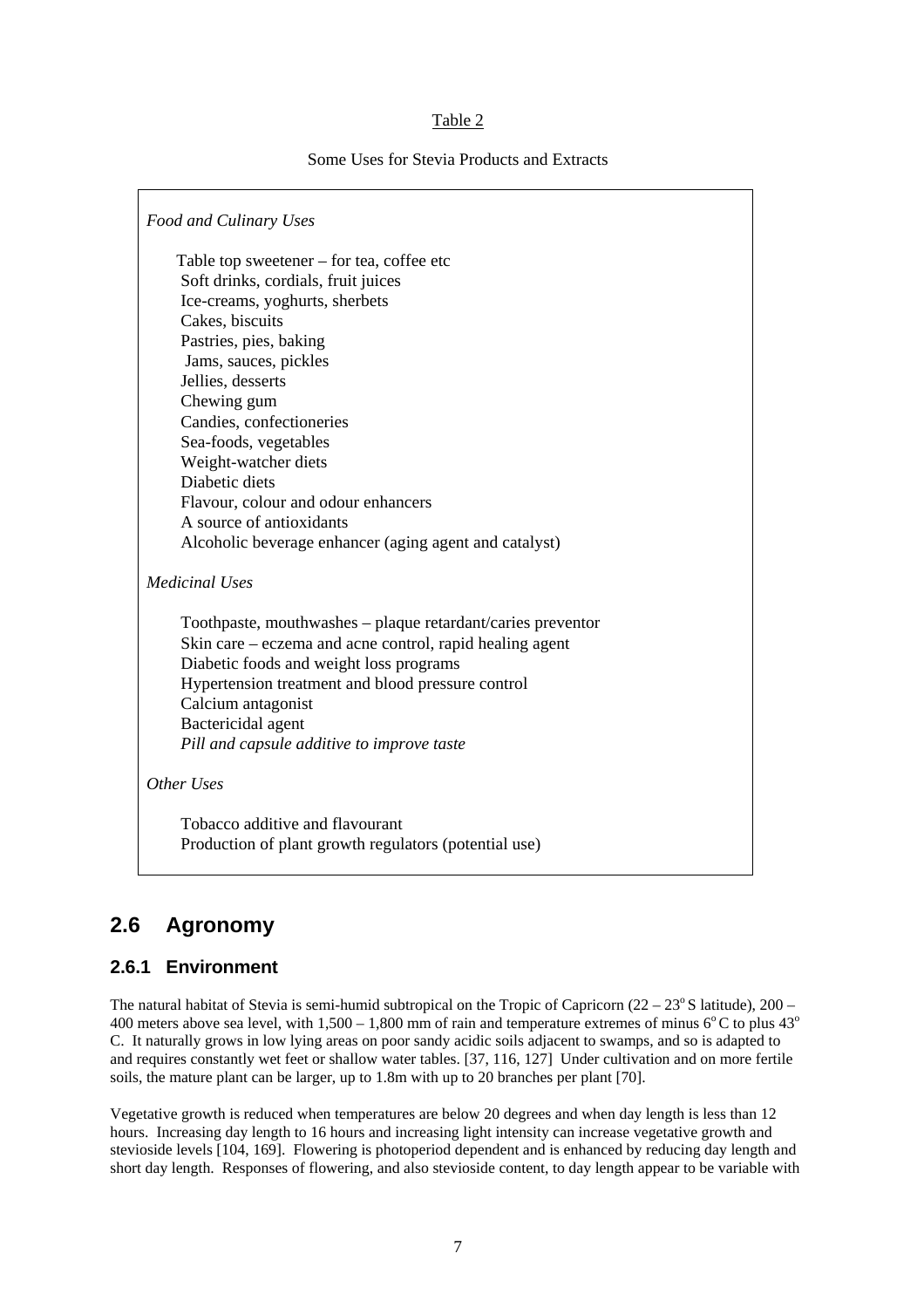Table 2

Some Uses for Stevia Products and Extracts

*Food and Culinary Uses*

Table top sweetener – for tea, coffee etc
Soft drinks, cordials, fruit juices
Ice-creams, yoghurts, sherbets
Cakes, biscuits
Pastries, pies, baking
Jams, sauces, pickles
Jellies, desserts
Chewing gum
Candies, confectioneries
Sea-foods, vegetables
Weight-watcher diets
Diabetic diets
Flavour, colour and odour enhancers
A source of antioxidants
Alcoholic beverage enhancer (aging agent and catalyst)

*Medicinal Uses*

Toothpaste, mouthwashes – plaque retardant/caries preventor
Skin care – eczema and acne control, rapid healing agent
Diabetic foods and weight loss programs
Hypertension treatment and blood pressure control
Calcium antagonist
Bactericidal agent
*Pill and capsule additive to improve taste*

*Other Uses*

Tobacco additive and flavourant
Production of plant growth regulators (potential use)

## 2.6 Agronomy

### 2.6.1 Environment

The natural habitat of Stevia is semi-humid subtropical on the Tropic of Capricorn (22 – 23$^{o}$ S latitude), 200 – 400 meters above sea level, with 1,500 – 1,800 mm of rain and temperature extremes of minus 6$^{o}$ C to plus 43$^{o}$ C. It naturally grows in low lying areas on poor sandy acidic soils adjacent to swamps, and so is adapted to and requires constantly wet feet or shallow water tables. [37, 116, 127] Under cultivation and on more fertile soils, the mature plant can be larger, up to 1.8m with up to 20 branches per plant [70].

Vegetative growth is reduced when temperatures are below 20 degrees and when day length is less than 12 hours. Increasing day length to 16 hours and increasing light intensity can increase vegetative growth and stevioside levels [104, 169]. Flowering is photoperiod dependent and is enhanced by reducing day length and short day length. Responses of flowering, and also stevioside content, to day length appear to be variable with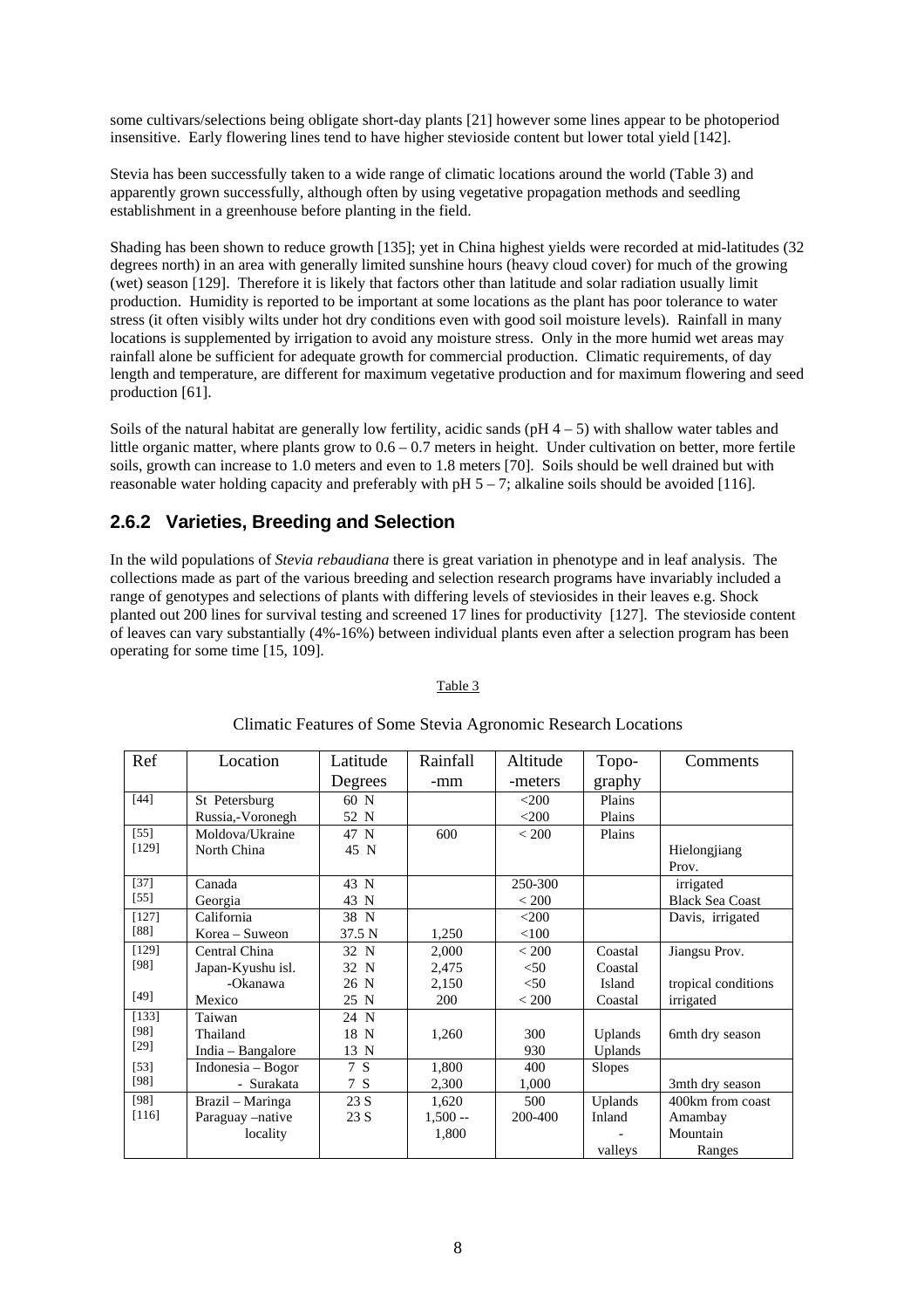some cultivars/selections being obligate short-day plants [21] however some lines appear to be photoperiod insensitive. Early flowering lines tend to have higher stevioside content but lower total yield [142].

Stevia has been successfully taken to a wide range of climatic locations around the world (Table 3) and apparently grown successfully, although often by using vegetative propagation methods and seedling establishment in a greenhouse before planting in the field.

Shading has been shown to reduce growth [135]; yet in China highest yields were recorded at mid-latitudes (32 degrees north) in an area with generally limited sunshine hours (heavy cloud cover) for much of the growing (wet) season [129]. Therefore it is likely that factors other than latitude and solar radiation usually limit production. Humidity is reported to be important at some locations as the plant has poor tolerance to water stress (it often visibly wilts under hot dry conditions even with good soil moisture levels). Rainfall in many locations is supplemented by irrigation to avoid any moisture stress. Only in the more humid wet areas may rainfall alone be sufficient for adequate growth for commercial production. Climatic requirements, of day length and temperature, are different for maximum vegetative production and for maximum flowering and seed production [61].

Soils of the natural habitat are generally low fertility, acidic sands (pH 4 – 5) with shallow water tables and little organic matter, where plants grow to 0.6 – 0.7 meters in height. Under cultivation on better, more fertile soils, growth can increase to 1.0 meters and even to 1.8 meters [70]. Soils should be well drained but with reasonable water holding capacity and preferably with pH 5 – 7; alkaline soils should be avoided [116].

### 2.6.2 Varieties, Breeding and Selection

In the wild populations of *Stevia rebaudiana* there is great variation in phenotype and in leaf analysis. The collections made as part of the various breeding and selection research programs have invariably included a range of genotypes and selections of plants with differing levels of steviosides in their leaves e.g. Shock planted out 200 lines for survival testing and screened 17 lines for productivity [127]. The stevioside content of leaves can vary substantially (4%-16%) between individual plants even after a selection program has been operating for some time [15, 109].

Table 3

Climatic Features of Some Stevia Agronomic Research Locations

| Ref | Location | Latitude Degrees | Rainfall -mm | Altitude -meters | Topo-graphy | Comments |
|---|---|---|---|---|---|---|
| [44] | St Petersburg | 60 N | | <200 | Plains | |
| | Russia,-Voronegh | 52 N | | <200 | Plains | |
| [55] | Moldova/Ukraine | 47 N | 600 | < 200 | Plains | |
| [129] | North China | 45 N | | | | Hielongjiang Prov. |
| [37] | Canada | 43 N | | 250-300 | | irrigated |
| [55] | Georgia | 43 N | | < 200 | | Black Sea Coast |
| [127] | California | 38 N | | <200 | | Davis, irrigated |
| [88] | Korea – Suweon | 37.5 N | 1,250 | <100 | | |
| [129] | Central China | 32 N | 2,000 | < 200 | Coastal | Jiangsu Prov. |
| [98] | Japan-Kyushu isl. | 32 N | 2,475 | <50 | Coastal | |
| | -Okanawa | 26 N | 2,150 | <50 | Island | tropical conditions |
| [49] | Mexico | 25 N | 200 | < 200 | Coastal | irrigated |
| [133] | Taiwan | 24 N | | | | |
| [98] | Thailand | 18 N | 1,260 | 300 | Uplands | 6mth dry season |
| [29] | India – Bangalore | 13 N | | 930 | Uplands | |
| [53] | Indonesia – Bogor | 7 S | 1,800 | 400 | Slopes | |
| [98] | - Surakata | 7 S | 2,300 | 1,000 | | 3mth dry season |
| [98] | Brazil – Maringa | 23 S | 1,620 | 500 | Uplands | 400km from coast |
| [116] | Paraguay –native locality | 23 S | 1,500 -- 1,800 | 200-400 | Inland - valleys | Amambay Mountain Ranges |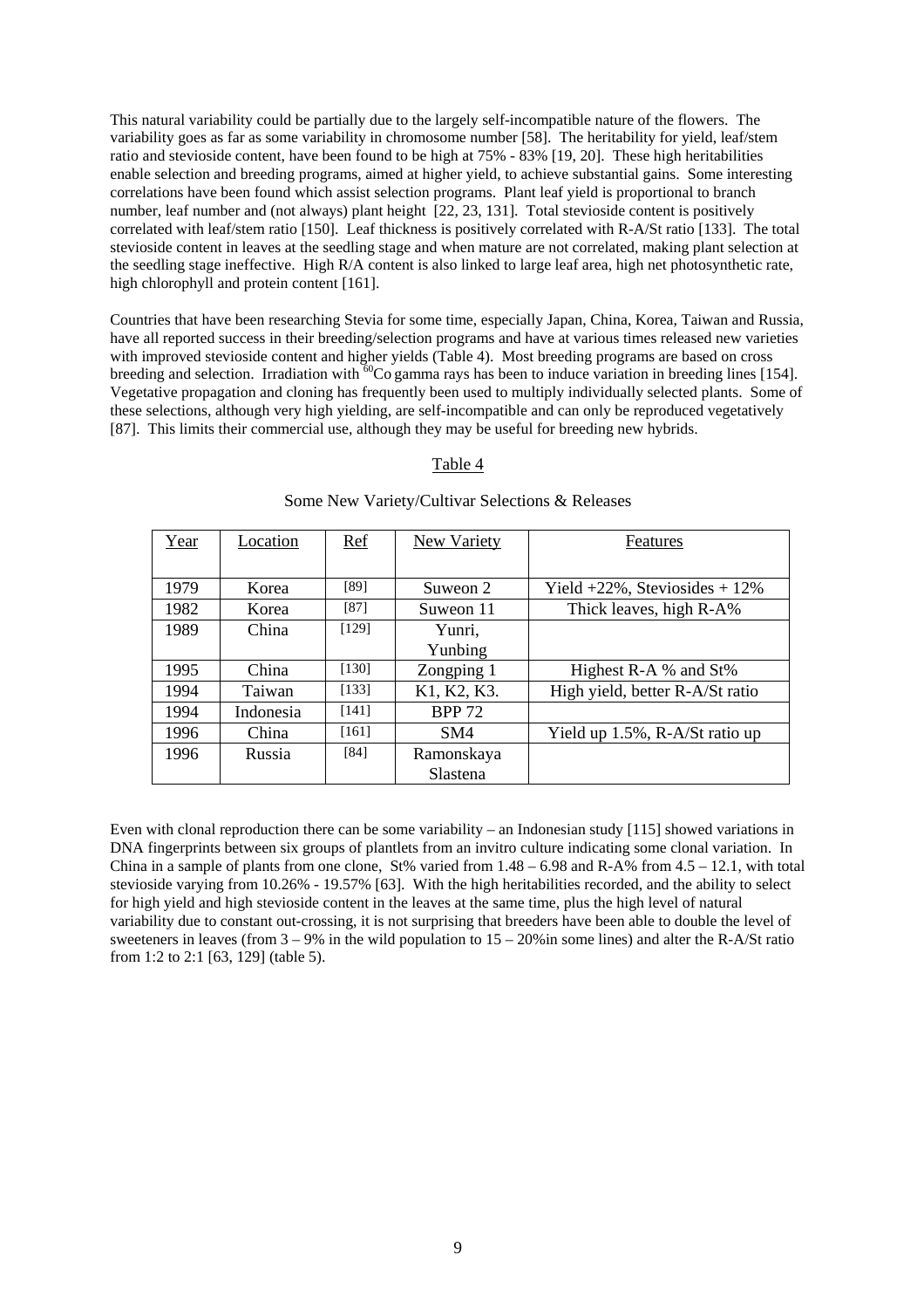This natural variability could be partially due to the largely self-incompatible nature of the flowers. The variability goes as far as some variability in chromosome number [58]. The heritability for yield, leaf/stem ratio and stevioside content, have been found to be high at 75% - 83% [19, 20]. These high heritabilities enable selection and breeding programs, aimed at higher yield, to achieve substantial gains. Some interesting correlations have been found which assist selection programs. Plant leaf yield is proportional to branch number, leaf number and (not always) plant height [22, 23, 131]. Total stevioside content is positively correlated with leaf/stem ratio [150]. Leaf thickness is positively correlated with R-A/St ratio [133]. The total stevioside content in leaves at the seedling stage and when mature are not correlated, making plant selection at the seedling stage ineffective. High R/A content is also linked to large leaf area, high net photosynthetic rate, high chlorophyll and protein content [161].

Countries that have been researching Stevia for some time, especially Japan, China, Korea, Taiwan and Russia, have all reported success in their breeding/selection programs and have at various times released new varieties with improved stevioside content and higher yields (Table 4). Most breeding programs are based on cross breeding and selection. Irradiation with $^{60}Co$ gamma rays has been to induce variation in breeding lines [154]. Vegetative propagation and cloning has frequently been used to multiply individually selected plants. Some of these selections, although very high yielding, are self-incompatible and can only be reproduced vegetatively [87]. This limits their commercial use, although they may be useful for breeding new hybrids.

Table 4

Some New Variety/Cultivar Selections & Releases

| Year | Location | Ref | New Variety | Features |
|---|---|---|---|---|
| 1979 | Korea | [89] | Suweon 2 | Yield +22%, Steviosides + 12% |
| 1982 | Korea | [87] | Suweon 11 | Thick leaves, high R-A% |
| 1989 | China | [129] | Yunri, Yunbing | |
| 1995 | China | [130] | Zongping 1 | Highest R-A % and St% |
| 1994 | Taiwan | [133] | K1, K2, K3. | High yield, better R-A/St ratio |
| 1994 | Indonesia | [141] | BPP 72 | |
| 1996 | China | [161] | SM4 | Yield up 1.5%, R-A/St ratio up |
| 1996 | Russia | [84] | Ramonskaya Slastena | |

Even with clonal reproduction there can be some variability – an Indonesian study [115] showed variations in DNA fingerprints between six groups of plantlets from an invitro culture indicating some clonal variation. In China in a sample of plants from one clone, St% varied from 1.48 – 6.98 and R-A% from 4.5 – 12.1, with total stevioside varying from 10.26% - 19.57% [63]. With the high heritabilities recorded, and the ability to select for high yield and high stevioside content in the leaves at the same time, plus the high level of natural variability due to constant out-crossing, it is not surprising that breeders have been able to double the level of sweeteners in leaves (from 3 – 9% in the wild population to 15 – 20%in some lines) and alter the R-A/St ratio from 1:2 to 2:1 [63, 129] (table 5).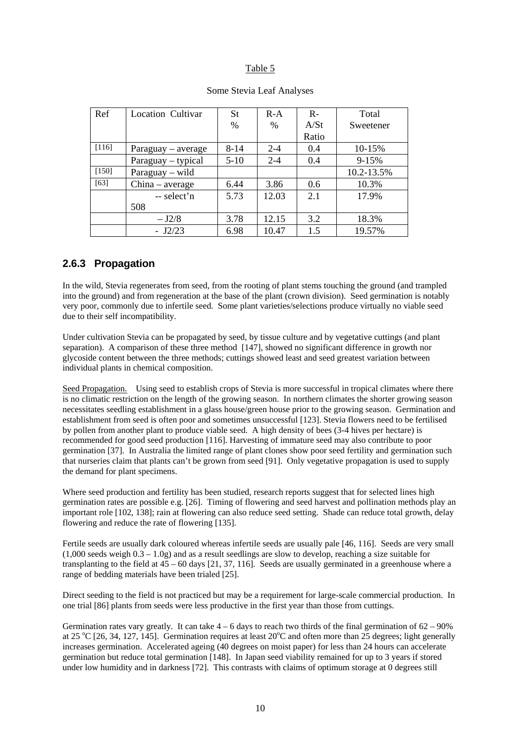Table 5

Some Stevia Leaf Analyses

| Ref | Location Cultivar | St % | R-A % | R-A/St Ratio | Total Sweetener |
|---|---|---|---|---|---|
| [116] | Paraguay – average | 8-14 | 2-4 | 0.4 | 10-15% |
| | Paraguay – typical | 5-10 | 2-4 | 0.4 | 9-15% |
| [150] | Paraguay – wild | | | | 10.2-13.5% |
| [63] | China – average | 6.44 | 3.86 | 0.6 | 10.3% |
| | -- select'n 508 | 5.73 | 12.03 | 2.1 | 17.9% |
| | – J2/8 | 3.78 | 12.15 | 3.2 | 18.3% |
| | - J2/23 | 6.98 | 10.47 | 1.5 | 19.57% |

### 2.6.3 Propagation

In the wild, Stevia regenerates from seed, from the rooting of plant stems touching the ground (and trampled into the ground) and from regeneration at the base of the plant (crown division). Seed germination is notably very poor, commonly due to infertile seed. Some plant varieties/selections produce virtually no viable seed due to their self incompatibility.

Under cultivation Stevia can be propagated by seed, by tissue culture and by vegetative cuttings (and plant separation). A comparison of these three method [147], showed no significant difference in growth nor glycoside content between the three methods; cuttings showed least and seed greatest variation between individual plants in chemical composition.

Seed Propagation. Using seed to establish crops of Stevia is more successful in tropical climates where there is no climatic restriction on the length of the growing season. In northern climates the shorter growing season necessitates seedling establishment in a glass house/green house prior to the growing season. Germination and establishment from seed is often poor and sometimes unsuccessful [123]. Stevia flowers need to be fertilised by pollen from another plant to produce viable seed. A high density of bees (3-4 hives per hectare) is recommended for good seed production [116]. Harvesting of immature seed may also contribute to poor germination [37]. In Australia the limited range of plant clones show poor seed fertility and germination such that nurseries claim that plants can't be grown from seed [91]. Only vegetative propagation is used to supply the demand for plant specimens.

Where seed production and fertility has been studied, research reports suggest that for selected lines high germination rates are possible e.g. [26]. Timing of flowering and seed harvest and pollination methods play an important role [102, 138]; rain at flowering can also reduce seed setting. Shade can reduce total growth, delay flowering and reduce the rate of flowering [135].

Fertile seeds are usually dark coloured whereas infertile seeds are usually pale [46, 116]. Seeds are very small (1,000 seeds weigh 0.3 – 1.0g) and as a result seedlings are slow to develop, reaching a size suitable for transplanting to the field at 45 – 60 days [21, 37, 116]. Seeds are usually germinated in a greenhouse where a range of bedding materials have been trialed [25].

Direct seeding to the field is not practiced but may be a requirement for large-scale commercial production. In one trial [86] plants from seeds were less productive in the first year than those from cuttings.

Germination rates vary greatly. It can take 4 – 6 days to reach two thirds of the final germination of 62 – 90% at 25 $^{o}$C [26, 34, 127, 145]. Germination requires at least 20$^{o}$C and often more than 25 degrees; light generally increases germination. Accelerated ageing (40 degrees on moist paper) for less than 24 hours can accelerate germination but reduce total germination [148]. In Japan seed viability remained for up to 3 years if stored under low humidity and in darkness [72]. This contrasts with claims of optimum storage at 0 degrees still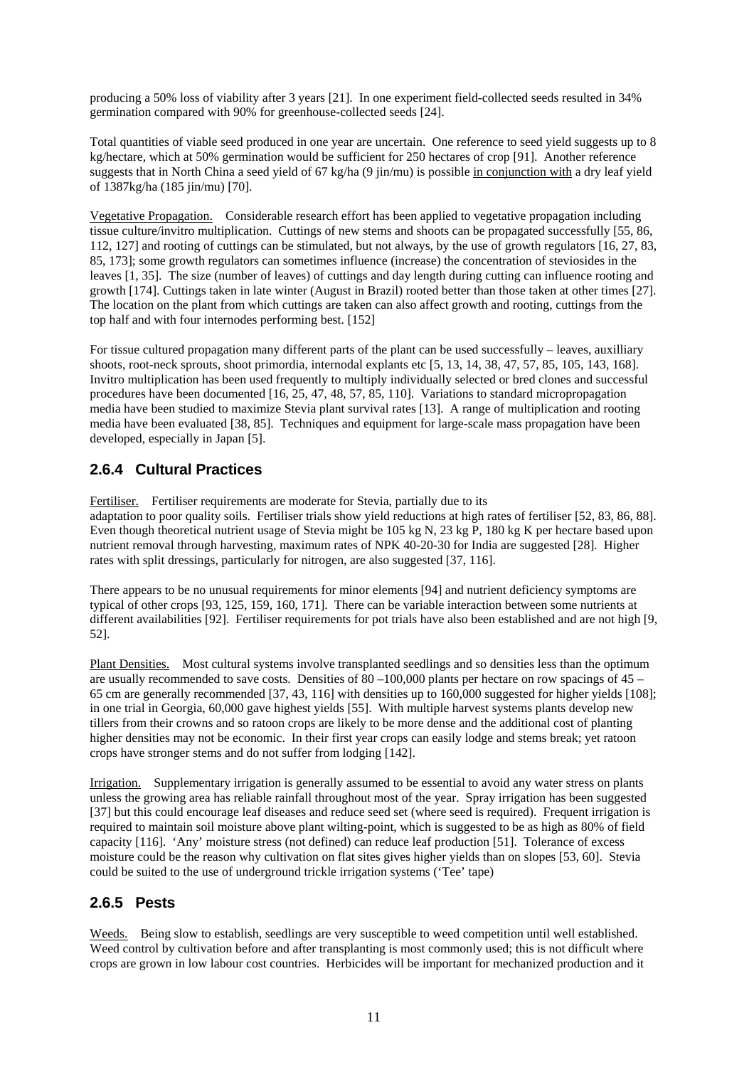producing a 50% loss of viability after 3 years [21]. In one experiment field-collected seeds resulted in 34% germination compared with 90% for greenhouse-collected seeds [24].

Total quantities of viable seed produced in one year are uncertain. One reference to seed yield suggests up to 8 kg/hectare, which at 50% germination would be sufficient for 250 hectares of crop [91]. Another reference suggests that in North China a seed yield of 67 kg/ha (9 jin/mu) is possible in conjunction with a dry leaf yield of 1387kg/ha (185 jin/mu) [70].

Vegetative Propagation. Considerable research effort has been applied to vegetative propagation including tissue culture/invitro multiplication. Cuttings of new stems and shoots can be propagated successfully [55, 86, 112, 127] and rooting of cuttings can be stimulated, but not always, by the use of growth regulators [16, 27, 83, 85, 173]; some growth regulators can sometimes influence (increase) the concentration of steviosides in the leaves [1, 35]. The size (number of leaves) of cuttings and day length during cutting can influence rooting and growth [174]. Cuttings taken in late winter (August in Brazil) rooted better than those taken at other times [27]. The location on the plant from which cuttings are taken can also affect growth and rooting, cuttings from the top half and with four internodes performing best. [152]

For tissue cultured propagation many different parts of the plant can be used successfully – leaves, auxilliary shoots, root-neck sprouts, shoot primordia, internodal explants etc [5, 13, 14, 38, 47, 57, 85, 105, 143, 168]. Invitro multiplication has been used frequently to multiply individually selected or bred clones and successful procedures have been documented [16, 25, 47, 48, 57, 85, 110]. Variations to standard micropropagation media have been studied to maximize Stevia plant survival rates [13]. A range of multiplication and rooting media have been evaluated [38, 85]. Techniques and equipment for large-scale mass propagation have been developed, especially in Japan [5].

### 2.6.4 Cultural Practices

Fertiliser. Fertiliser requirements are moderate for Stevia, partially due to its adaptation to poor quality soils. Fertiliser trials show yield reductions at high rates of fertiliser [52, 83, 86, 88]. Even though theoretical nutrient usage of Stevia might be 105 kg N, 23 kg P, 180 kg K per hectare based upon nutrient removal through harvesting, maximum rates of NPK 40-20-30 for India are suggested [28]. Higher rates with split dressings, particularly for nitrogen, are also suggested [37, 116].

There appears to be no unusual requirements for minor elements [94] and nutrient deficiency symptoms are typical of other crops [93, 125, 159, 160, 171]. There can be variable interaction between some nutrients at different availabilities [92]. Fertiliser requirements for pot trials have also been established and are not high [9, 52].

Plant Densities. Most cultural systems involve transplanted seedlings and so densities less than the optimum are usually recommended to save costs. Densities of 80 –100,000 plants per hectare on row spacings of 45 – 65 cm are generally recommended [37, 43, 116] with densities up to 160,000 suggested for higher yields [108]; in one trial in Georgia, 60,000 gave highest yields [55]. With multiple harvest systems plants develop new tillers from their crowns and so ratoon crops are likely to be more dense and the additional cost of planting higher densities may not be economic. In their first year crops can easily lodge and stems break; yet ratoon crops have stronger stems and do not suffer from lodging [142].

Irrigation. Supplementary irrigation is generally assumed to be essential to avoid any water stress on plants unless the growing area has reliable rainfall throughout most of the year. Spray irrigation has been suggested [37] but this could encourage leaf diseases and reduce seed set (where seed is required). Frequent irrigation is required to maintain soil moisture above plant wilting-point, which is suggested to be as high as 80% of field capacity [116]. 'Any' moisture stress (not defined) can reduce leaf production [51]. Tolerance of excess moisture could be the reason why cultivation on flat sites gives higher yields than on slopes [53, 60]. Stevia could be suited to the use of underground trickle irrigation systems ('Tee' tape)

### 2.6.5 Pests

Weeds. Being slow to establish, seedlings are very susceptible to weed competition until well established. Weed control by cultivation before and after transplanting is most commonly used; this is not difficult where crops are grown in low labour cost countries. Herbicides will be important for mechanized production and it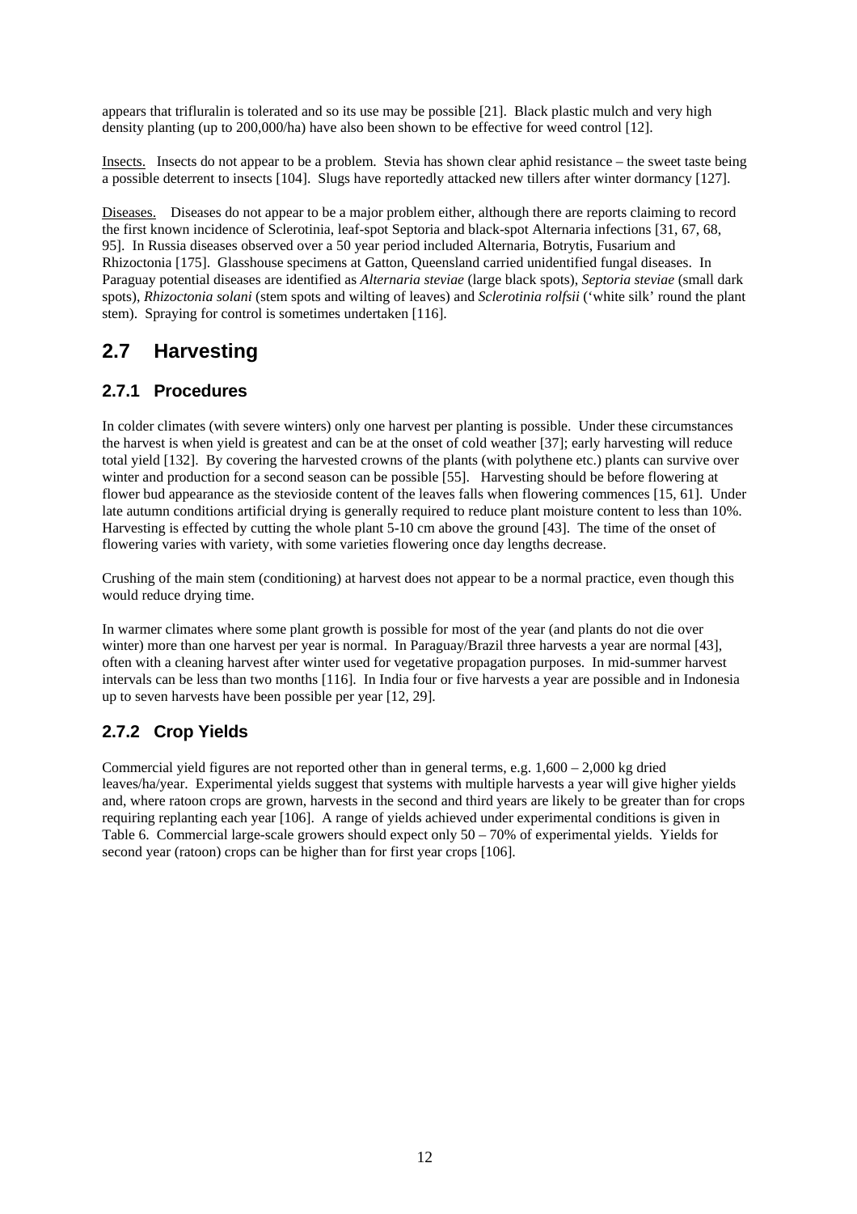appears that trifluralin is tolerated and so its use may be possible [21]. Black plastic mulch and very high density planting (up to 200,000/ha) have also been shown to be effective for weed control [12].

Insects. Insects do not appear to be a problem. Stevia has shown clear aphid resistance – the sweet taste being a possible deterrent to insects [104]. Slugs have reportedly attacked new tillers after winter dormancy [127].

Diseases. Diseases do not appear to be a major problem either, although there are reports claiming to record the first known incidence of Sclerotinia, leaf-spot Septoria and black-spot Alternaria infections [31, 67, 68, 95]. In Russia diseases observed over a 50 year period included Alternaria, Botrytis, Fusarium and Rhizoctonia [175]. Glasshouse specimens at Gatton, Queensland carried unidentified fungal diseases. In Paraguay potential diseases are identified as *Alternaria steviae* (large black spots), *Septoria steviae* (small dark spots), *Rhizoctonia solani* (stem spots and wilting of leaves) and *Sclerotinia rolfsii* ('white silk' round the plant stem). Spraying for control is sometimes undertaken [116].

## 2.7 Harvesting

### 2.7.1 Procedures

In colder climates (with severe winters) only one harvest per planting is possible. Under these circumstances the harvest is when yield is greatest and can be at the onset of cold weather [37]; early harvesting will reduce total yield [132]. By covering the harvested crowns of the plants (with polythene etc.) plants can survive over winter and production for a second season can be possible [55]. Harvesting should be before flowering at flower bud appearance as the stevioside content of the leaves falls when flowering commences [15, 61]. Under late autumn conditions artificial drying is generally required to reduce plant moisture content to less than 10%. Harvesting is effected by cutting the whole plant 5-10 cm above the ground [43]. The time of the onset of flowering varies with variety, with some varieties flowering once day lengths decrease.

Crushing of the main stem (conditioning) at harvest does not appear to be a normal practice, even though this would reduce drying time.

In warmer climates where some plant growth is possible for most of the year (and plants do not die over winter) more than one harvest per year is normal. In Paraguay/Brazil three harvests a year are normal [43], often with a cleaning harvest after winter used for vegetative propagation purposes. In mid-summer harvest intervals can be less than two months [116]. In India four or five harvests a year are possible and in Indonesia up to seven harvests have been possible per year [12, 29].

### 2.7.2 Crop Yields

Commercial yield figures are not reported other than in general terms, e.g. 1,600 – 2,000 kg dried leaves/ha/year. Experimental yields suggest that systems with multiple harvests a year will give higher yields and, where ratoon crops are grown, harvests in the second and third years are likely to be greater than for crops requiring replanting each year [106]. A range of yields achieved under experimental conditions is given in Table 6. Commercial large-scale growers should expect only 50 – 70% of experimental yields. Yields for second year (ratoon) crops can be higher than for first year crops [106].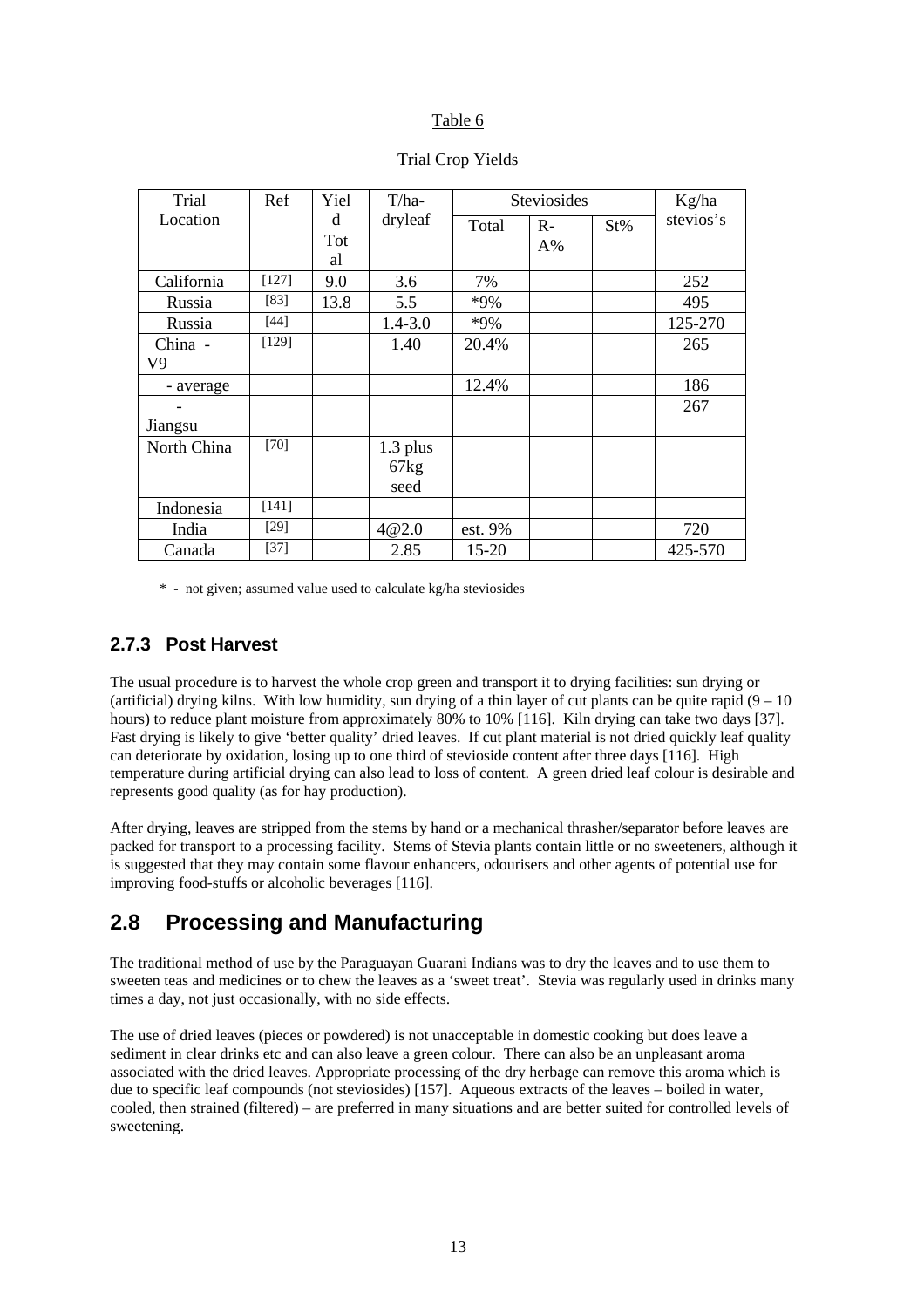Table 6

Trial Crop Yields

| Trial Location | Ref | Yield Total | T/ha-dryleaf | Steviosides | | | Kg/ha stevios's |
|---|---|---|---|---|---|---|---|
| | | | | Total | R-A% | St% | |
| California | [127] | 9.0 | 3.6 | 7% | | | 252 |
| Russia | [83] | 13.8 | 5.5 | *9% | | | 495 |
| Russia | [44] | | 1.4-3.0 | *9% | | | 125-270 |
| China - V9 | [129] | | 1.40 | 20.4% | | | 265 |
| - average | | | | 12.4% | | | 186 |
| - Jiangsu | | | | | | | 267 |
| North China | [70] | | 1.3 plus 67kg seed | | | | |
| Indonesia | [141] | | | | | | |
| India | [29] | | 4@2.0 | est. 9% | | | 720 |
| Canada | [37] | | 2.85 | 15-20 | | | 425-570 |

\* - not given; assumed value used to calculate kg/ha steviosides

### 2.7.3 Post Harvest

The usual procedure is to harvest the whole crop green and transport it to drying facilities: sun drying or (artificial) drying kilns. With low humidity, sun drying of a thin layer of cut plants can be quite rapid (9 – 10 hours) to reduce plant moisture from approximately 80% to 10% [116]. Kiln drying can take two days [37]. Fast drying is likely to give 'better quality' dried leaves. If cut plant material is not dried quickly leaf quality can deteriorate by oxidation, losing up to one third of stevioside content after three days [116]. High temperature during artificial drying can also lead to loss of content. A green dried leaf colour is desirable and represents good quality (as for hay production).

After drying, leaves are stripped from the stems by hand or a mechanical thrasher/separator before leaves are packed for transport to a processing facility. Stems of Stevia plants contain little or no sweeteners, although it is suggested that they may contain some flavour enhancers, odourisers and other agents of potential use for improving food-stuffs or alcoholic beverages [116].

## 2.8 Processing and Manufacturing

The traditional method of use by the Paraguayan Guarani Indians was to dry the leaves and to use them to sweeten teas and medicines or to chew the leaves as a 'sweet treat'. Stevia was regularly used in drinks many times a day, not just occasionally, with no side effects.

The use of dried leaves (pieces or powdered) is not unacceptable in domestic cooking but does leave a sediment in clear drinks etc and can also leave a green colour. There can also be an unpleasant aroma associated with the dried leaves. Appropriate processing of the dry herbage can remove this aroma which is due to specific leaf compounds (not steviosides) [157]. Aqueous extracts of the leaves – boiled in water, cooled, then strained (filtered) – are preferred in many situations and are better suited for controlled levels of sweetening.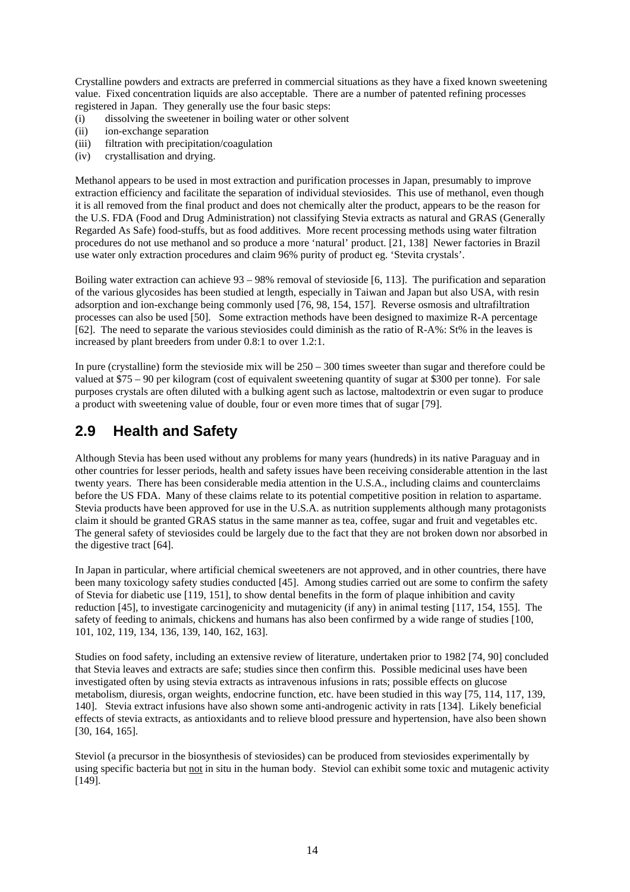Crystalline powders and extracts are preferred in commercial situations as they have a fixed known sweetening value. Fixed concentration liquids are also acceptable. There are a number of patented refining processes registered in Japan. They generally use the four basic steps:

(i) dissolving the sweetener in boiling water or other solvent
(ii) ion-exchange separation
(iii) filtration with precipitation/coagulation
(iv) crystallisation and drying.

Methanol appears to be used in most extraction and purification processes in Japan, presumably to improve extraction efficiency and facilitate the separation of individual steviosides. This use of methanol, even though it is all removed from the final product and does not chemically alter the product, appears to be the reason for the U.S. FDA (Food and Drug Administration) not classifying Stevia extracts as natural and GRAS (Generally Regarded As Safe) food-stuffs, but as food additives. More recent processing methods using water filtration procedures do not use methanol and so produce a more 'natural' product. [21, 138] Newer factories in Brazil use water only extraction procedures and claim 96% purity of product eg. 'Stevita crystals'.

Boiling water extraction can achieve 93 – 98% removal of stevioside [6, 113]. The purification and separation of the various glycosides has been studied at length, especially in Taiwan and Japan but also USA, with resin adsorption and ion-exchange being commonly used [76, 98, 154, 157]. Reverse osmosis and ultrafiltration processes can also be used [50]. Some extraction methods have been designed to maximize R-A percentage [62]. The need to separate the various steviosides could diminish as the ratio of R-A%: St% in the leaves is increased by plant breeders from under 0.8:1 to over 1.2:1.

In pure (crystalline) form the stevioside mix will be 250 – 300 times sweeter than sugar and therefore could be valued at $75 – 90 per kilogram (cost of equivalent sweetening quantity of sugar at $300 per tonne). For sale purposes crystals are often diluted with a bulking agent such as lactose, maltodextrin or even sugar to produce a product with sweetening value of double, four or even more times that of sugar [79].

## 2.9 Health and Safety

Although Stevia has been used without any problems for many years (hundreds) in its native Paraguay and in other countries for lesser periods, health and safety issues have been receiving considerable attention in the last twenty years. There has been considerable media attention in the U.S.A., including claims and counterclaims before the US FDA. Many of these claims relate to its potential competitive position in relation to aspartame. Stevia products have been approved for use in the U.S.A. as nutrition supplements although many protagonists claim it should be granted GRAS status in the same manner as tea, coffee, sugar and fruit and vegetables etc. The general safety of steviosides could be largely due to the fact that they are not broken down nor absorbed in the digestive tract [64].

In Japan in particular, where artificial chemical sweeteners are not approved, and in other countries, there have been many toxicology safety studies conducted [45]. Among studies carried out are some to confirm the safety of Stevia for diabetic use [119, 151], to show dental benefits in the form of plaque inhibition and cavity reduction [45], to investigate carcinogenicity and mutagenicity (if any) in animal testing [117, 154, 155]. The safety of feeding to animals, chickens and humans has also been confirmed by a wide range of studies [100, 101, 102, 119, 134, 136, 139, 140, 162, 163].

Studies on food safety, including an extensive review of literature, undertaken prior to 1982 [74, 90] concluded that Stevia leaves and extracts are safe; studies since then confirm this. Possible medicinal uses have been investigated often by using stevia extracts as intravenous infusions in rats; possible effects on glucose metabolism, diuresis, organ weights, endocrine function, etc. have been studied in this way [75, 114, 117, 139, 140]. Stevia extract infusions have also shown some anti-androgenic activity in rats [134]. Likely beneficial effects of stevia extracts, as antioxidants and to relieve blood pressure and hypertension, have also been shown [30, 164, 165].

Steviol (a precursor in the biosynthesis of steviosides) can be produced from steviosides experimentally by using specific bacteria but not in situ in the human body. Steviol can exhibit some toxic and mutagenic activity [149].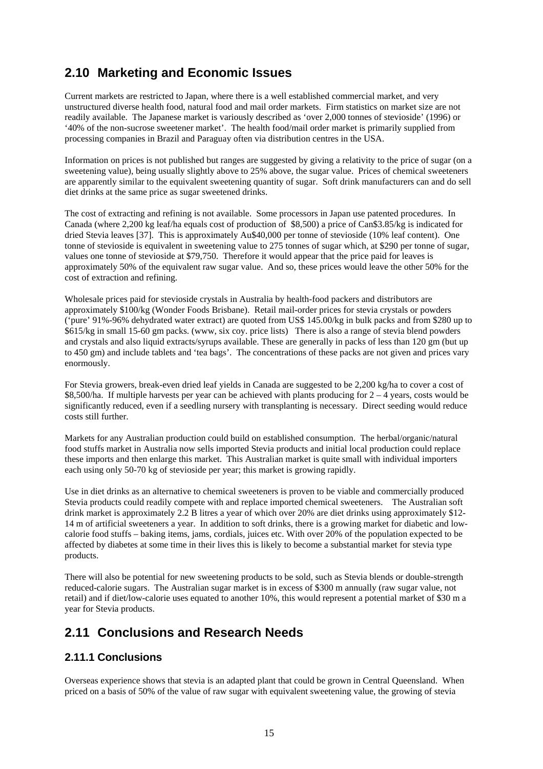## 2.10 Marketing and Economic Issues

Current markets are restricted to Japan, where there is a well established commercial market, and very unstructured diverse health food, natural food and mail order markets. Firm statistics on market size are not readily available. The Japanese market is variously described as 'over 2,000 tonnes of stevioside' (1996) or '40% of the non-sucrose sweetener market'. The health food/mail order market is primarily supplied from processing companies in Brazil and Paraguay often via distribution centres in the USA.

Information on prices is not published but ranges are suggested by giving a relativity to the price of sugar (on a sweetening value), being usually slightly above to 25% above, the sugar value. Prices of chemical sweeteners are apparently similar to the equivalent sweetening quantity of sugar. Soft drink manufacturers can and do sell diet drinks at the same price as sugar sweetened drinks.

The cost of extracting and refining is not available. Some processors in Japan use patented procedures. In Canada (where 2,200 kg leaf/ha equals cost of production of $8,500) a price of Can$3.85/kg is indicated for dried Stevia leaves [37]. This is approximately Au$40,000 per tonne of stevioside (10% leaf content). One tonne of stevioside is equivalent in sweetening value to 275 tonnes of sugar which, at $290 per tonne of sugar, values one tonne of stevioside at $79,750. Therefore it would appear that the price paid for leaves is approximately 50% of the equivalent raw sugar value. And so, these prices would leave the other 50% for the cost of extraction and refining.

Wholesale prices paid for stevioside crystals in Australia by health-food packers and distributors are approximately $100/kg (Wonder Foods Brisbane). Retail mail-order prices for stevia crystals or powders ('pure' 91%-96% dehydrated water extract) are quoted from US$ 145.00/kg in bulk packs and from $280 up to $615/kg in small 15-60 gm packs. (www, six coy. price lists) There is also a range of stevia blend powders and crystals and also liquid extracts/syrups available. These are generally in packs of less than 120 gm (but up to 450 gm) and include tablets and 'tea bags'. The concentrations of these packs are not given and prices vary enormously.

For Stevia growers, break-even dried leaf yields in Canada are suggested to be 2,200 kg/ha to cover a cost of $8,500/ha. If multiple harvests per year can be achieved with plants producing for 2 – 4 years, costs would be significantly reduced, even if a seedling nursery with transplanting is necessary. Direct seeding would reduce costs still further.

Markets for any Australian production could build on established consumption. The herbal/organic/natural food stuffs market in Australia now sells imported Stevia products and initial local production could replace these imports and then enlarge this market. This Australian market is quite small with individual importers each using only 50-70 kg of stevioside per year; this market is growing rapidly.

Use in diet drinks as an alternative to chemical sweeteners is proven to be viable and commercially produced Stevia products could readily compete with and replace imported chemical sweeteners. The Australian soft drink market is approximately 2.2 B litres a year of which over 20% are diet drinks using approximately $12-14 m of artificial sweeteners a year. In addition to soft drinks, there is a growing market for diabetic and low-calorie food stuffs – baking items, jams, cordials, juices etc. With over 20% of the population expected to be affected by diabetes at some time in their lives this is likely to become a substantial market for stevia type products.

There will also be potential for new sweetening products to be sold, such as Stevia blends or double-strength reduced-calorie sugars. The Australian sugar market is in excess of $300 m annually (raw sugar value, not retail) and if diet/low-calorie uses equated to another 10%, this would represent a potential market of $30 m a year for Stevia products.

## 2.11 Conclusions and Research Needs

### 2.11.1 Conclusions

Overseas experience shows that stevia is an adapted plant that could be grown in Central Queensland. When priced on a basis of 50% of the value of raw sugar with equivalent sweetening value, the growing of stevia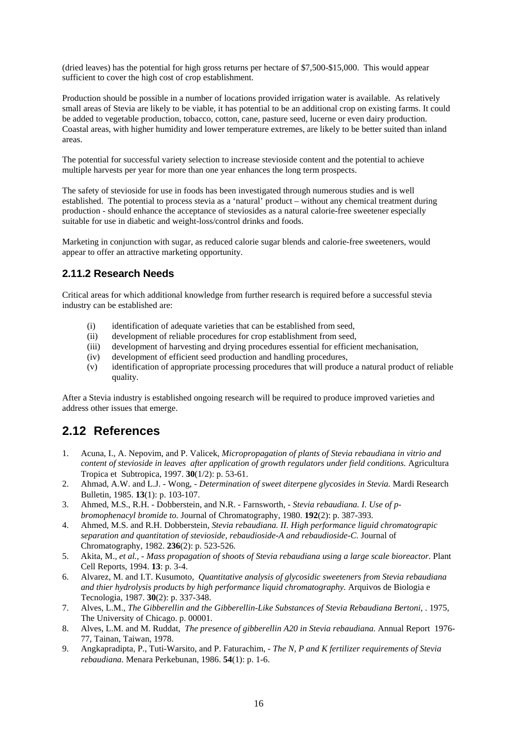(dried leaves) has the potential for high gross returns per hectare of $7,500-$15,000. This would appear sufficient to cover the high cost of crop establishment.

Production should be possible in a number of locations provided irrigation water is available. As relatively small areas of Stevia are likely to be viable, it has potential to be an additional crop on existing farms. It could be added to vegetable production, tobacco, cotton, cane, pasture seed, lucerne or even dairy production. Coastal areas, with higher humidity and lower temperature extremes, are likely to be better suited than inland areas.

The potential for successful variety selection to increase stevioside content and the potential to achieve multiple harvests per year for more than one year enhances the long term prospects.

The safety of stevioside for use in foods has been investigated through numerous studies and is well established. The potential to process stevia as a 'natural' product – without any chemical treatment during production - should enhance the acceptance of steviosides as a natural calorie-free sweetener especially suitable for use in diabetic and weight-loss/control drinks and foods.

Marketing in conjunction with sugar, as reduced calorie sugar blends and calorie-free sweeteners, would appear to offer an attractive marketing opportunity.

### 2.11.2 Research Needs

Critical areas for which additional knowledge from further research is required before a successful stevia industry can be established are:

(i) identification of adequate varieties that can be established from seed,
(ii) development of reliable procedures for crop establishment from seed,
(iii) development of harvesting and drying procedures essential for efficient mechanisation,
(iv) development of efficient seed production and handling procedures,
(v) identification of appropriate processing procedures that will produce a natural product of reliable quality.

After a Stevia industry is established ongoing research will be required to produce improved varieties and address other issues that emerge.

## 2.12 References

1. Acuna, I., A. Nepovim, and P. Valicek, *Micropropagation of plants of Stevia rebaudiana in vitrio and content of stevioside in leaves after application of growth regulators under field conditions.* Agricultura Tropica et Subtropica, 1997. **30**(1/2): p. 53-61.
2. Ahmad, A.W. and L.J. - Wong, - *Determination of sweet diterpene glycosides in Stevia.* Mardi Research Bulletin, 1985. **13**(1): p. 103-107.
3. Ahmed, M.S., R.H. - Dobberstein, and N.R. - Farnsworth, - *Stevia rebaudiana. I. Use of p-bromophenacyl bromide to.* Journal of Chromatography, 1980. **192**(2): p. 387-393.
4. Ahmed, M.S. and R.H. Dobberstein, *Stevia rebaudiana. II. High performance liguid chromatograpic separation and quantitation of stevioside, rebaudioside-A and rebaudioside-C.* Journal of Chromatography, 1982. **236**(2): p. 523-526.
5. Akita, M., *et al.*, - *Mass propagation of shoots of Stevia rebaudiana using a large scale bioreactor.* Plant Cell Reports, 1994. **13**: p. 3-4.
6. Alvarez, M. and I.T. Kusumoto, *Quantitative analysis of glycosidic sweeteners from Stevia rebaudiana and thier hydrolysis products by high performance liquid chromatography.* Arquivos de Biologia e Tecnologia, 1987. **30**(2): p. 337-348.
7. Alves, L.M., *The Gibberellin and the Gibberellin-Like Substances of Stevia Rebaudiana Bertoni*, . 1975, The University of Chicago. p. 00001.
8. Alves, L.M. and M. Ruddat, *The presence of gibberellin A20 in Stevia rebaudiana.* Annual Report 1976-77, Tainan, Taiwan, 1978.
9. Angkapradipta, P., Tuti-Warsito, and P. Faturachim, - *The N, P and K fertilizer requirements of Stevia rebaudiana.* Menara Perkebunan, 1986. **54**(1): p. 1-6.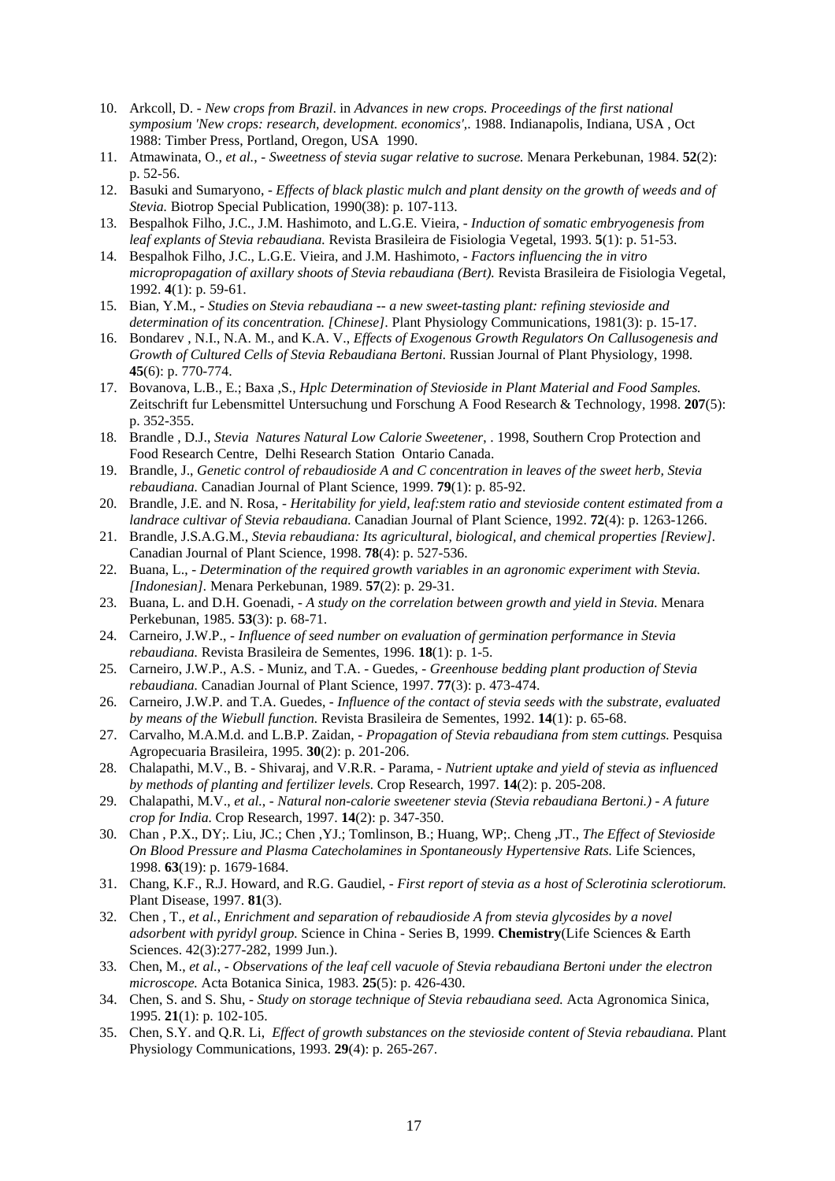10. Arkcoll, D. - *New crops from Brazil*. in *Advances in new crops. Proceedings of the first national symposium 'New crops: research, development. economics',*. 1988. Indianapolis, Indiana, USA , Oct 1988: Timber Press, Portland, Oregon, USA 1990.
11. Atmawinata, O., *et al.*, - *Sweetness of stevia sugar relative to sucrose.* Menara Perkebunan, 1984. **52**(2): p. 52-56.
12. Basuki and Sumaryono, - *Effects of black plastic mulch and plant density on the growth of weeds and of Stevia.* Biotrop Special Publication, 1990(38): p. 107-113.
13. Bespalhok Filho, J.C., J.M. Hashimoto, and L.G.E. Vieira, - *Induction of somatic embryogenesis from leaf explants of Stevia rebaudiana.* Revista Brasileira de Fisiologia Vegetal, 1993. **5**(1): p. 51-53.
14. Bespalhok Filho, J.C., L.G.E. Vieira, and J.M. Hashimoto, - *Factors influencing the in vitro micropropagation of axillary shoots of Stevia rebaudiana (Bert).* Revista Brasileira de Fisiologia Vegetal, 1992. **4**(1): p. 59-61.
15. Bian, Y.M., - *Studies on Stevia rebaudiana -- a new sweet-tasting plant: refining stevioside and determination of its concentration. [Chinese].* Plant Physiology Communications, 1981(3): p. 15-17.
16. Bondarev , N.I., N.A. M., and K.A. V., *Effects of Exogenous Growth Regulators On Callusogenesis and Growth of Cultured Cells of Stevia Rebaudiana Bertoni.* Russian Journal of Plant Physiology, 1998. **45**(6): p. 770-774.
17. Bovanova, L.B., E.; Baxa ,S., *Hplc Determination of Stevioside in Plant Material and Food Samples.* Zeitschrift fur Lebensmittel Untersuchung und Forschung A Food Research & Technology, 1998. **207**(5): p. 352-355.
18. Brandle , D.J., *Stevia Natures Natural Low Calorie Sweetener*, . 1998, Southern Crop Protection and Food Research Centre, Delhi Research Station Ontario Canada.
19. Brandle, J., *Genetic control of rebaudioside A and C concentration in leaves of the sweet herb, Stevia rebaudiana.* Canadian Journal of Plant Science, 1999. **79**(1): p. 85-92.
20. Brandle, J.E. and N. Rosa, - *Heritability for yield, leaf:stem ratio and stevioside content estimated from a landrace cultivar of Stevia rebaudiana.* Canadian Journal of Plant Science, 1992. **72**(4): p. 1263-1266.
21. Brandle, J.S.A.G.M., *Stevia rebaudiana: Its agricultural, biological, and chemical properties [Review].* Canadian Journal of Plant Science, 1998. **78**(4): p. 527-536.
22. Buana, L., - *Determination of the required growth variables in an agronomic experiment with Stevia. [Indonesian].* Menara Perkebunan, 1989. **57**(2): p. 29-31.
23. Buana, L. and D.H. Goenadi, - *A study on the correlation between growth and yield in Stevia.* Menara Perkebunan, 1985. **53**(3): p. 68-71.
24. Carneiro, J.W.P., - *Influence of seed number on evaluation of germination performance in Stevia rebaudiana.* Revista Brasileira de Sementes, 1996. **18**(1): p. 1-5.
25. Carneiro, J.W.P., A.S. - Muniz, and T.A. - Guedes, - *Greenhouse bedding plant production of Stevia rebaudiana.* Canadian Journal of Plant Science, 1997. **77**(3): p. 473-474.
26. Carneiro, J.W.P. and T.A. Guedes, - *Influence of the contact of stevia seeds with the substrate, evaluated by means of the Wiebull function.* Revista Brasileira de Sementes, 1992. **14**(1): p. 65-68.
27. Carvalho, M.A.M.d. and L.B.P. Zaidan, - *Propagation of Stevia rebaudiana from stem cuttings.* Pesquisa Agropecuaria Brasileira, 1995. **30**(2): p. 201-206.
28. Chalapathi, M.V., B. - Shivaraj, and V.R.R. - Parama, - *Nutrient uptake and yield of stevia as influenced by methods of planting and fertilizer levels.* Crop Research, 1997. **14**(2): p. 205-208.
29. Chalapathi, M.V., *et al.*, - *Natural non-calorie sweetener stevia (Stevia rebaudiana Bertoni.) - A future crop for India.* Crop Research, 1997. **14**(2): p. 347-350.
30. Chan , P.X., DY;. Liu, JC.; Chen ,YJ.; Tomlinson, B.; Huang, WP;. Cheng ,JT., *The Effect of Stevioside On Blood Pressure and Plasma Catecholamines in Spontaneously Hypertensive Rats.* Life Sciences, 1998. **63**(19): p. 1679-1684.
31. Chang, K.F., R.J. Howard, and R.G. Gaudiel, - *First report of stevia as a host of Sclerotinia sclerotiorum.* Plant Disease, 1997. **81**(3).
32. Chen , T., *et al.*, *Enrichment and separation of rebaudioside A from stevia glycosides by a novel adsorbent with pyridyl group.* Science in China - Series B, 1999. **Chemistry**(Life Sciences & Earth Sciences. 42(3):277-282, 1999 Jun.).
33. Chen, M., *et al.*, - *Observations of the leaf cell vacuole of Stevia rebaudiana Bertoni under the electron microscope.* Acta Botanica Sinica, 1983. **25**(5): p. 426-430.
34. Chen, S. and S. Shu, - *Study on storage technique of Stevia rebaudiana seed.* Acta Agronomica Sinica, 1995. **21**(1): p. 102-105.
35. Chen, S.Y. and Q.R. Li, *Effect of growth substances on the stevioside content of Stevia rebaudiana.* Plant Physiology Communications, 1993. **29**(4): p. 265-267.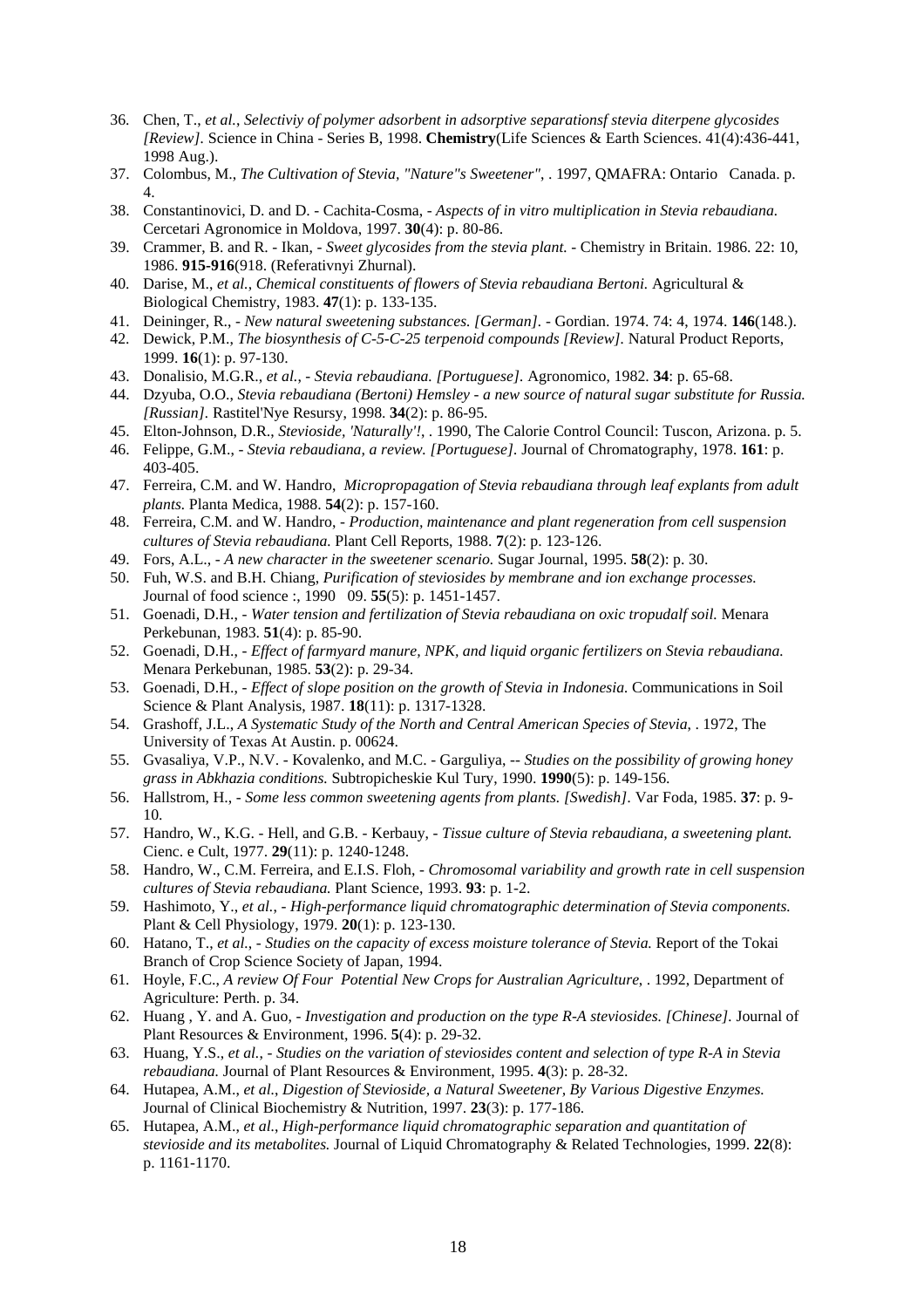36. Chen, T., *et al.*, *Selectiviy of polymer adsorbent in adsorptive separationsf stevia diterpene glycosides [Review].* Science in China - Series B, 1998. **Chemistry**(Life Sciences & Earth Sciences. 41(4):436-441, 1998 Aug.).
37. Colombus, M., *The Cultivation of Stevia, "Nature"s Sweetener"*, . 1997, QMAFRA: Ontario Canada. p. 4.
38. Constantinovici, D. and D. - Cachita-Cosma, - *Aspects of in vitro multiplication in Stevia rebaudiana.* Cercetari Agronomice in Moldova, 1997. **30**(4): p. 80-86.
39. Crammer, B. and R. - Ikan, - *Sweet glycosides from the stevia plant.* - Chemistry in Britain. 1986. 22: 10, 1986. **915-916**(918. (Referativnyi Zhurnal).
40. Darise, M., *et al.*, *Chemical constituents of flowers of Stevia rebaudiana Bertoni.* Agricultural & Biological Chemistry, 1983. **47**(1): p. 133-135.
41. Deininger, R., - *New natural sweetening substances. [German].* - Gordian. 1974. 74: 4, 1974. **146**(148.).
42. Dewick, P.M., *The biosynthesis of C-5-C-25 terpenoid compounds [Review].* Natural Product Reports, 1999. **16**(1): p. 97-130.
43. Donalisio, M.G.R., *et al.*, - *Stevia rebaudiana. [Portuguese].* Agronomico, 1982. **34**: p. 65-68.
44. Dzyuba, O.O., *Stevia rebaudiana (Bertoni) Hemsley - a new source of natural sugar substitute for Russia. [Russian].* Rastitel'Nye Resursy, 1998. **34**(2): p. 86-95.
45. Elton-Johnson, D.R., *Stevioside, 'Naturally'!*, . 1990, The Calorie Control Council: Tuscon, Arizona. p. 5.
46. Felippe, G.M., - *Stevia rebaudiana, a review. [Portuguese].* Journal of Chromatography, 1978. **161**: p. 403-405.
47. Ferreira, C.M. and W. Handro, *Micropropagation of Stevia rebaudiana through leaf explants from adult plants.* Planta Medica, 1988. **54**(2): p. 157-160.
48. Ferreira, C.M. and W. Handro, - *Production, maintenance and plant regeneration from cell suspension cultures of Stevia rebaudiana.* Plant Cell Reports, 1988. **7**(2): p. 123-126.
49. Fors, A.L., - *A new character in the sweetener scenario.* Sugar Journal, 1995. **58**(2): p. 30.
50. Fuh, W.S. and B.H. Chiang, *Purification of steviosides by membrane and ion exchange processes.* Journal of food science :, 1990 09. **55**(5): p. 1451-1457.
51. Goenadi, D.H., - *Water tension and fertilization of Stevia rebaudiana on oxic tropudalf soil.* Menara Perkebunan, 1983. **51**(4): p. 85-90.
52. Goenadi, D.H., - *Effect of farmyard manure, NPK, and liquid organic fertilizers on Stevia rebaudiana.* Menara Perkebunan, 1985. **53**(2): p. 29-34.
53. Goenadi, D.H., - *Effect of slope position on the growth of Stevia in Indonesia.* Communications in Soil Science & Plant Analysis, 1987. **18**(11): p. 1317-1328.
54. Grashoff, J.L., *A Systematic Study of the North and Central American Species of Stevia*, . 1972, The University of Texas At Austin. p. 00624.
55. Gvasaliya, V.P., N.V. - Kovalenko, and M.C. - Garguliya, -- *Studies on the possibility of growing honey grass in Abkhazia conditions.* Subtropicheskie Kul Tury, 1990. **1990**(5): p. 149-156.
56. Hallstrom, H., - *Some less common sweetening agents from plants. [Swedish].* Var Foda, 1985. **37**: p. 9-10.
57. Handro, W., K.G. - Hell, and G.B. - Kerbauy, - *Tissue culture of Stevia rebaudiana, a sweetening plant.* Cienc. e Cult, 1977. **29**(11): p. 1240-1248.
58. Handro, W., C.M. Ferreira, and E.I.S. Floh, - *Chromosomal variability and growth rate in cell suspension cultures of Stevia rebaudiana.* Plant Science, 1993. **93**: p. 1-2.
59. Hashimoto, Y., *et al.*, - *High-performance liquid chromatographic determination of Stevia components.* Plant & Cell Physiology, 1979. **20**(1): p. 123-130.
60. Hatano, T., *et al.*, - *Studies on the capacity of excess moisture tolerance of Stevia.* Report of the Tokai Branch of Crop Science Society of Japan, 1994.
61. Hoyle, F.C., *A review Of Four Potential New Crops for Australian Agriculture*, . 1992, Department of Agriculture: Perth. p. 34.
62. Huang , Y. and A. Guo, - *Investigation and production on the type R-A steviosides. [Chinese].* Journal of Plant Resources & Environment, 1996. **5**(4): p. 29-32.
63. Huang, Y.S., *et al.*, - *Studies on the variation of steviosides content and selection of type R-A in Stevia rebaudiana.* Journal of Plant Resources & Environment, 1995. **4**(3): p. 28-32.
64. Hutapea, A.M., *et al.*, *Digestion of Stevioside, a Natural Sweetener, By Various Digestive Enzymes.* Journal of Clinical Biochemistry & Nutrition, 1997. **23**(3): p. 177-186.
65. Hutapea, A.M., *et al.*, *High-performance liquid chromatographic separation and quantitation of stevioside and its metabolites.* Journal of Liquid Chromatography & Related Technologies, 1999. **22**(8): p. 1161-1170.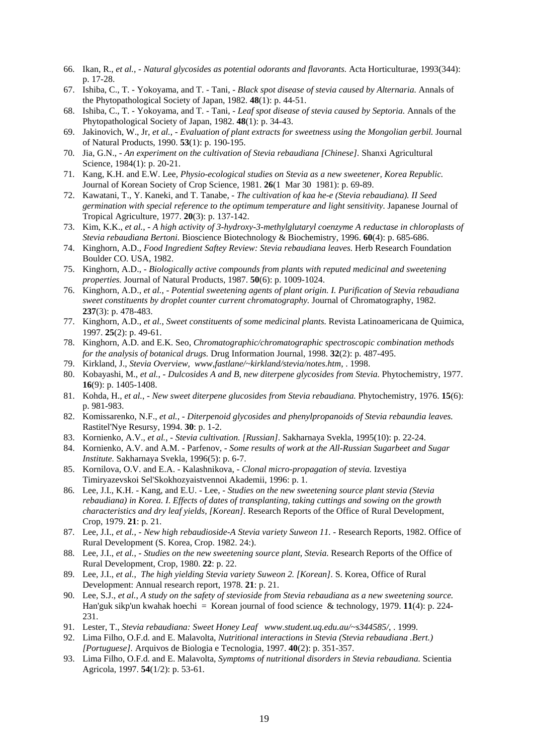66. Ikan, R., *et al.*, - *Natural glycosides as potential odorants and flavorants.* Acta Horticulturae, 1993(344): p. 17-28.
67. Ishiba, C., T. - Yokoyama, and T. - Tani, - *Black spot disease of stevia caused by Alternaria.* Annals of the Phytopathological Society of Japan, 1982. **48**(1): p. 44-51.
68. Ishiba, C., T. - Yokoyama, and T. - Tani, - *Leaf spot disease of stevia caused by Septoria.* Annals of the Phytopathological Society of Japan, 1982. **48**(1): p. 34-43.
69. Jakinovich, W., Jr, *et al.*, - *Evaluation of plant extracts for sweetness using the Mongolian gerbil.* Journal of Natural Products, 1990. **53**(1): p. 190-195.
70. Jia, G.N., - *An experiment on the cultivation of Stevia rebaudiana [Chinese].* Shanxi Agricultural Science, 1984(1): p. 20-21.
71. Kang, K.H. and E.W. Lee, *Physio-ecological studies on Stevia as a new sweetener, Korea Republic.* Journal of Korean Society of Crop Science, 1981. **26**(1 Mar 30 1981): p. 69-89.
72. Kawatani, T., Y. Kaneki, and T. Tanabe, - *The cultivation of kaa he-e (Stevia rebaudiana). II Seed germination with special reference to the optimum temperature and light sensitivity.* Japanese Journal of Tropical Agriculture, 1977. **20**(3): p. 137-142.
73. Kim, K.K., *et al.*, - *A high activity of 3-hydroxy-3-methylglutaryl coenzyme A reductase in chloroplasts of Stevia rebaudiana Bertoni.* Bioscience Biotechnology & Biochemistry, 1996. **60**(4): p. 685-686.
74. Kinghorn, A.D., *Food Ingredient Saftey Review: Stevia rebaudiana leaves.* Herb Research Foundation Boulder CO. USA, 1982.
75. Kinghorn, A.D., - *Biologically active compounds from plants with reputed medicinal and sweetening properties.* Journal of Natural Products, 1987. **50**(6): p. 1009-1024.
76. Kinghorn, A.D., *et al.*, - *Potential sweetening agents of plant origin. I. Purification of Stevia rebaudiana sweet constituents by droplet counter current chromatography.* Journal of Chromatography, 1982. **237**(3): p. 478-483.
77. Kinghorn, A.D., *et al.*, *Sweet constituents of some medicinal plants.* Revista Latinoamericana de Quimica, 1997. **25**(2): p. 49-61.
78. Kinghorn, A.D. and E.K. Seo, *Chromatographic/chromatographic spectroscopic combination methods for the analysis of botanical drugs.* Drug Information Journal, 1998. **32**(2): p. 487-495.
79. Kirkland, J., *Stevia Overview, www,fastlane/~kirkland/stevia/notes.htm*, . 1998.
80. Kobayashi, M., *et al.*, - *Dulcosides A and B, new diterpene glycosides from Stevia.* Phytochemistry, 1977. **16**(9): p. 1405-1408.
81. Kohda, H., *et al.*, - *New sweet diterpene glucosides from Stevia rebaudiana.* Phytochemistry, 1976. **15**(6): p. 981-983.
82. Komissarenko, N.F., *et al.*, - *Diterpenoid glycosides and phenylpropanoids of Stevia rebaundia leaves.* Rastitel'Nye Resursy, 1994. **30**: p. 1-2.
83. Kornienko, A.V., *et al.*, - *Stevia cultivation. [Russian].* Sakharnaya Svekla, 1995(10): p. 22-24.
84. Kornienko, A.V. and A.M. - Parfenov, - *Some results of work at the All-Russian Sugarbeet and Sugar Institute.* Sakharnaya Svekla, 1996(5): p. 6-7.
85. Kornilova, O.V. and E.A. - Kalashnikova, - *Clonal micro-propagation of stevia.* Izvestiya Timiryazevskoi Sel'Skokhozyaistvennoi Akademii, 1996: p. 1.
86. Lee, J.I., K.H. - Kang, and E.U. - Lee, - *Studies on the new sweetening source plant stevia (Stevia rebaudiana) in Korea. I. Effects of dates of transplanting, taking cuttings and sowing on the growth characteristics and dry leaf yields, [Korean].* Research Reports of the Office of Rural Development, Crop, 1979. **21**: p. 21.
87. Lee, J.I., *et al.*, - *New high rebaudioside-A Stevia variety Suweon 11.* - Research Reports, 1982. Office of Rural Development (S. Korea, Crop. 1982. 24:).
88. Lee, J.I., *et al.*, - *Studies on the new sweetening source plant, Stevia.* Research Reports of the Office of Rural Development, Crop, 1980. **22**: p. 22.
89. Lee, J.I., *et al.*, *The high yielding Stevia variety Suweon 2. [Korean].* S. Korea, Office of Rural Development: Annual research report, 1978. **21**: p. 21.
90. Lee, S.J., *et al.*, *A study on the safety of stevioside from Stevia rebaudiana as a new sweetening source.* Han'guk sikp'un kwahak hoechi = Korean journal of food science & technology, 1979. **11**(4): p. 224-231.
91. Lester, T., *Stevia rebaudiana: Sweet Honey Leaf www.student.uq.edu.au/~s344585/*, . 1999.
92. Lima Filho, O.F.d. and E. Malavolta, *Nutritional interactions in Stevia (Stevia rebaudiana .Bert.) [Portuguese].* Arquivos de Biologia e Tecnologia, 1997. **40**(2): p. 351-357.
93. Lima Filho, O.F.d. and E. Malavolta, *Symptoms of nutritional disorders in Stevia rebaudiana.* Scientia Agricola, 1997. **54**(1/2): p. 53-61.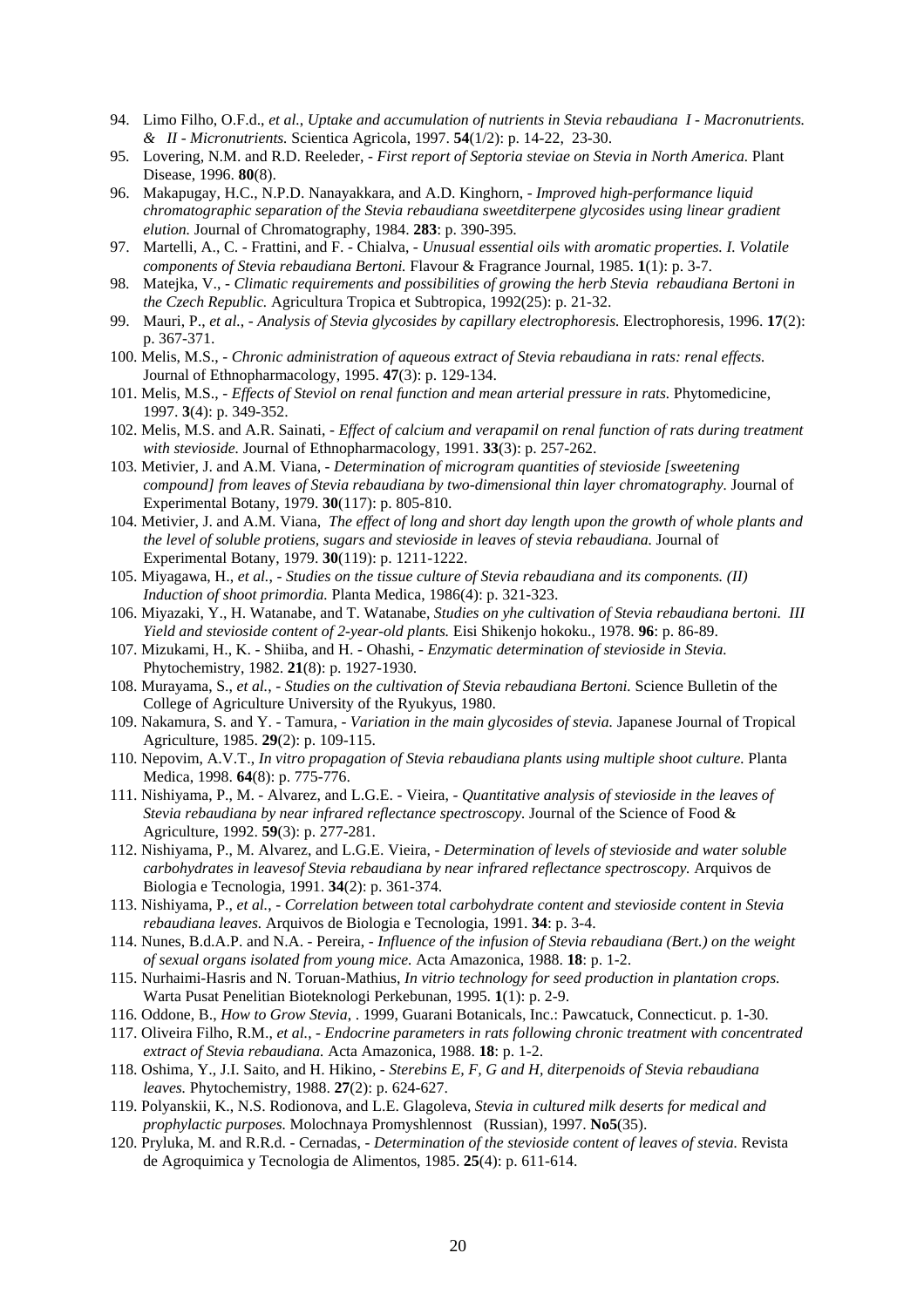94. Limo Filho, O.F.d., *et al.*, *Uptake and accumulation of nutrients in Stevia rebaudiana I - Macronutrients. & II - Micronutrients.* Scientica Agricola, 1997. **54**(1/2): p. 14-22, 23-30.
95. Lovering, N.M. and R.D. Reeleder, - *First report of Septoria steviae on Stevia in North America.* Plant Disease, 1996. **80**(8).
96. Makapugay, H.C., N.P.D. Nanayakkara, and A.D. Kinghorn, - *Improved high-performance liquid chromatographic separation of the Stevia rebaudiana sweetditerpene glycosides using linear gradient elution.* Journal of Chromatography, 1984. **283**: p. 390-395.
97. Martelli, A., C. - Frattini, and F. - Chialva, - *Unusual essential oils with aromatic properties. I. Volatile components of Stevia rebaudiana Bertoni.* Flavour & Fragrance Journal, 1985. **1**(1): p. 3-7.
98. Matejka, V., - *Climatic requirements and possibilities of growing the herb Stevia rebaudiana Bertoni in the Czech Republic.* Agricultura Tropica et Subtropica, 1992(25): p. 21-32.
99. Mauri, P., *et al.*, - *Analysis of Stevia glycosides by capillary electrophoresis.* Electrophoresis, 1996. **17**(2): p. 367-371.
100. Melis, M.S., - *Chronic administration of aqueous extract of Stevia rebaudiana in rats: renal effects.* Journal of Ethnopharmacology, 1995. **47**(3): p. 129-134.
101. Melis, M.S., - *Effects of Steviol on renal function and mean arterial pressure in rats.* Phytomedicine, 1997. **3**(4): p. 349-352.
102. Melis, M.S. and A.R. Sainati, - *Effect of calcium and verapamil on renal function of rats during treatment with stevioside.* Journal of Ethnopharmacology, 1991. **33**(3): p. 257-262.
103. Metivier, J. and A.M. Viana, - *Determination of microgram quantities of stevioside [sweetening compound] from leaves of Stevia rebaudiana by two-dimensional thin layer chromatography.* Journal of Experimental Botany, 1979. **30**(117): p. 805-810.
104. Metivier, J. and A.M. Viana, *The effect of long and short day length upon the growth of whole plants and the level of soluble protiens, sugars and stevioside in leaves of stevia rebaudiana.* Journal of Experimental Botany, 1979. **30**(119): p. 1211-1222.
105. Miyagawa, H., *et al.*, - *Studies on the tissue culture of Stevia rebaudiana and its components. (II) Induction of shoot primordia.* Planta Medica, 1986(4): p. 321-323.
106. Miyazaki, Y., H. Watanabe, and T. Watanabe, *Studies on yhe cultivation of Stevia rebaudiana bertoni. III Yield and stevioside content of 2-year-old plants.* Eisi Shikenjo hokoku., 1978. **96**: p. 86-89.
107. Mizukami, H., K. - Shiiba, and H. - Ohashi, - *Enzymatic determination of stevioside in Stevia.* Phytochemistry, 1982. **21**(8): p. 1927-1930.
108. Murayama, S., *et al.*, - *Studies on the cultivation of Stevia rebaudiana Bertoni.* Science Bulletin of the College of Agriculture University of the Ryukyus, 1980.
109. Nakamura, S. and Y. - Tamura, - *Variation in the main glycosides of stevia.* Japanese Journal of Tropical Agriculture, 1985. **29**(2): p. 109-115.
110. Nepovim, A.V.T., *In vitro propagation of Stevia rebaudiana plants using multiple shoot culture.* Planta Medica, 1998. **64**(8): p. 775-776.
111. Nishiyama, P., M. - Alvarez, and L.G.E. - Vieira, - *Quantitative analysis of stevioside in the leaves of Stevia rebaudiana by near infrared reflectance spectroscopy.* Journal of the Science of Food & Agriculture, 1992. **59**(3): p. 277-281.
112. Nishiyama, P., M. Alvarez, and L.G.E. Vieira, - *Determination of levels of stevioside and water soluble carbohydrates in leavesof Stevia rebaudiana by near infrared reflectance spectroscopy.* Arquivos de Biologia e Tecnologia, 1991. **34**(2): p. 361-374.
113. Nishiyama, P., *et al.*, - *Correlation between total carbohydrate content and stevioside content in Stevia rebaudiana leaves.* Arquivos de Biologia e Tecnologia, 1991. **34**: p. 3-4.
114. Nunes, B.d.A.P. and N.A. - Pereira, - *Influence of the infusion of Stevia rebaudiana (Bert.) on the weight of sexual organs isolated from young mice.* Acta Amazonica, 1988. **18**: p. 1-2.
115. Nurhaimi-Hasris and N. Toruan-Mathius, *In vitrio technology for seed production in plantation crops.* Warta Pusat Penelitian Bioteknologi Perkebunan, 1995. **1**(1): p. 2-9.
116. Oddone, B., *How to Grow Stevia*, . 1999, Guarani Botanicals, Inc.: Pawcatuck, Connecticut. p. 1-30.
117. Oliveira Filho, R.M., *et al.*, - *Endocrine parameters in rats following chronic treatment with concentrated extract of Stevia rebaudiana.* Acta Amazonica, 1988. **18**: p. 1-2.
118. Oshima, Y., J.I. Saito, and H. Hikino, - *Sterebins E, F, G and H, diterpenoids of Stevia rebaudiana leaves.* Phytochemistry, 1988. **27**(2): p. 624-627.
119. Polyanskii, K., N.S. Rodionova, and L.E. Glagoleva, *Stevia in cultured milk deserts for medical and prophylactic purposes.* Molochnaya Promyshlennost (Russian), 1997. **No5**(35).
120. Pryluka, M. and R.R.d. - Cernadas, - *Determination of the stevioside content of leaves of stevia.* Revista de Agroquimica y Tecnologia de Alimentos, 1985. **25**(4): p. 611-614.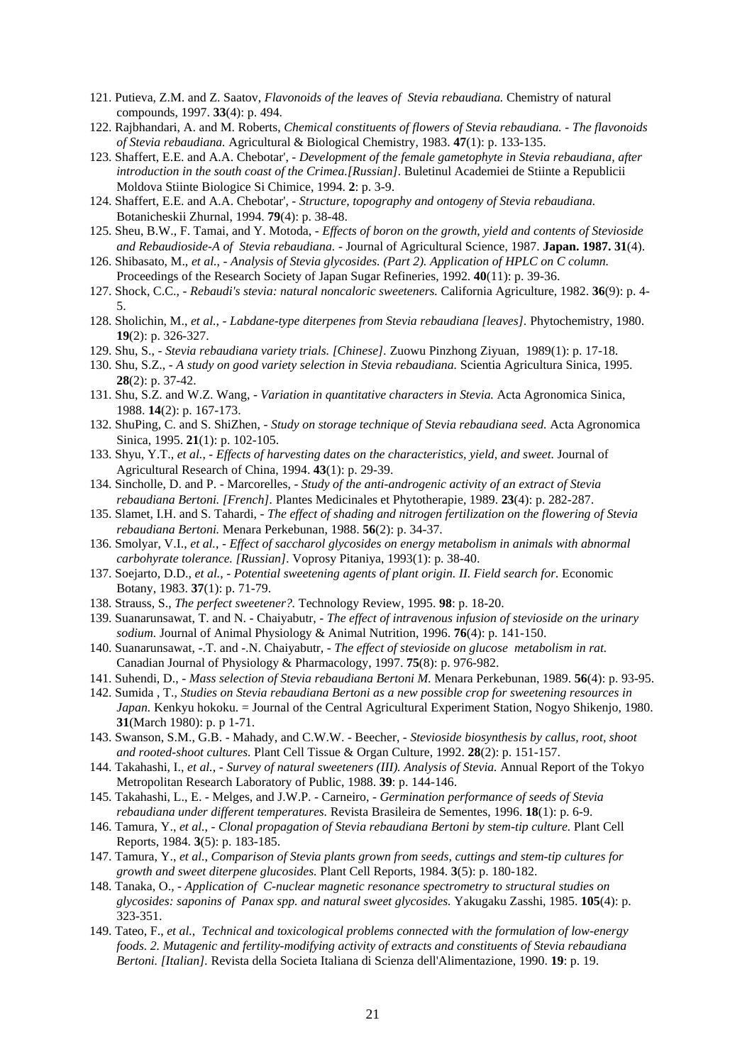121. Putieva, Z.M. and Z. Saatov, *Flavonoids of the leaves of Stevia rebaudiana.* Chemistry of natural compounds, 1997. **33**(4): p. 494.
122. Rajbhandari, A. and M. Roberts, *Chemical constituents of flowers of Stevia rebaudiana. - The flavonoids of Stevia rebaudiana.* Agricultural & Biological Chemistry, 1983. **47**(1): p. 133-135.
123. Shaffert, E.E. and A.A. Chebotar', - *Development of the female gametophyte in Stevia rebaudiana, after introduction in the south coast of the Crimea.[Russian].* Buletinul Academiei de Stiinte a Republicii Moldova Stiinte Biologice Si Chimice, 1994. **2**: p. 3-9.
124. Shaffert, E.E. and A.A. Chebotar', - *Structure, topography and ontogeny of Stevia rebaudiana.* Botanicheskii Zhurnal, 1994. **79**(4): p. 38-48.
125. Sheu, B.W., F. Tamai, and Y. Motoda, - *Effects of boron on the growth, yield and contents of Stevioside and Rebaudioside-A of Stevia rebaudiana.* - Journal of Agricultural Science, 1987. **Japan. 1987. 31**(4).
126. Shibasato, M., *et al.*, - *Analysis of Stevia glycosides. (Part 2). Application of HPLC on C column.* Proceedings of the Research Society of Japan Sugar Refineries, 1992. **40**(11): p. 39-36.
127. Shock, C.C., - *Rebaudi's stevia: natural noncaloric sweeteners.* California Agriculture, 1982. **36**(9): p. 4-5.
128. Sholichin, M., *et al.*, - *Labdane-type diterpenes from Stevia rebaudiana [leaves].* Phytochemistry, 1980. **19**(2): p. 326-327.
129. Shu, S., - *Stevia rebaudiana variety trials. [Chinese].* Zuowu Pinzhong Ziyuan, 1989(1): p. 17-18.
130. Shu, S.Z., - *A study on good variety selection in Stevia rebaudiana.* Scientia Agricultura Sinica, 1995. **28**(2): p. 37-42.
131. Shu, S.Z. and W.Z. Wang, - *Variation in quantitative characters in Stevia.* Acta Agronomica Sinica, 1988. **14**(2): p. 167-173.
132. ShuPing, C. and S. ShiZhen, - *Study on storage technique of Stevia rebaudiana seed.* Acta Agronomica Sinica, 1995. **21**(1): p. 102-105.
133. Shyu, Y.T., *et al.*, - *Effects of harvesting dates on the characteristics, yield, and sweet.* Journal of Agricultural Research of China, 1994. **43**(1): p. 29-39.
134. Sincholle, D. and P. - Marcorelles, - *Study of the anti-androgenic activity of an extract of Stevia rebaudiana Bertoni. [French].* Plantes Medicinales et Phytotherapie, 1989. **23**(4): p. 282-287.
135. Slamet, I.H. and S. Tahardi, - *The effect of shading and nitrogen fertilization on the flowering of Stevia rebaudiana Bertoni.* Menara Perkebunan, 1988. **56**(2): p. 34-37.
136. Smolyar, V.I., *et al.*, - *Effect of saccharol glycosides on energy metabolism in animals with abnormal carbohyrate tolerance. [Russian].* Voprosy Pitaniya, 1993(1): p. 38-40.
137. Soejarto, D.D., *et al.*, - *Potential sweetening agents of plant origin. II. Field search for.* Economic Botany, 1983. **37**(1): p. 71-79.
138. Strauss, S., *The perfect sweetener?.* Technology Review, 1995. **98**: p. 18-20.
139. Suanarunsawat, T. and N. - Chaiyabutr, - *The effect of intravenous infusion of stevioside on the urinary sodium.* Journal of Animal Physiology & Animal Nutrition, 1996. **76**(4): p. 141-150.
140. Suanarunsawat, -.T. and -.N. Chaiyabutr, - *The effect of stevioside on glucose metabolism in rat.* Canadian Journal of Physiology & Pharmacology, 1997. **75**(8): p. 976-982.
141. Suhendi, D., - *Mass selection of Stevia rebaudiana Bertoni M.* Menara Perkebunan, 1989. **56**(4): p. 93-95.
142. Sumida , T., *Studies on Stevia rebaudiana Bertoni as a new possible crop for sweetening resources in Japan.* Kenkyu hokoku. = Journal of the Central Agricultural Experiment Station, Nogyo Shikenjo, 1980. **31**(March 1980): p. p 1-71.
143. Swanson, S.M., G.B. - Mahady, and C.W.W. - Beecher, - *Stevioside biosynthesis by callus, root, shoot and rooted-shoot cultures.* Plant Cell Tissue & Organ Culture, 1992. **28**(2): p. 151-157.
144. Takahashi, I., *et al.*, - *Survey of natural sweeteners (III). Analysis of Stevia.* Annual Report of the Tokyo Metropolitan Research Laboratory of Public, 1988. **39**: p. 144-146.
145. Takahashi, L., E. - Melges, and J.W.P. - Carneiro, - *Germination performance of seeds of Stevia rebaudiana under different temperatures.* Revista Brasileira de Sementes, 1996. **18**(1): p. 6-9.
146. Tamura, Y., *et al.*, - *Clonal propagation of Stevia rebaudiana Bertoni by stem-tip culture.* Plant Cell Reports, 1984. **3**(5): p. 183-185.
147. Tamura, Y., *et al.*, *Comparison of Stevia plants grown from seeds, cuttings and stem-tip cultures for growth and sweet diterpene glucosides.* Plant Cell Reports, 1984. **3**(5): p. 180-182.
148. Tanaka, O., - *Application of C-nuclear magnetic resonance spectrometry to structural studies on glycosides: saponins of Panax spp. and natural sweet glycosides.* Yakugaku Zasshi, 1985. **105**(4): p. 323-351.
149. Tateo, F., *et al.*, *Technical and toxicological problems connected with the formulation of low-energy foods. 2. Mutagenic and fertility-modifying activity of extracts and constituents of Stevia rebaudiana Bertoni. [Italian].* Revista della Societa Italiana di Scienza dell'Alimentazione, 1990. **19**: p. 19.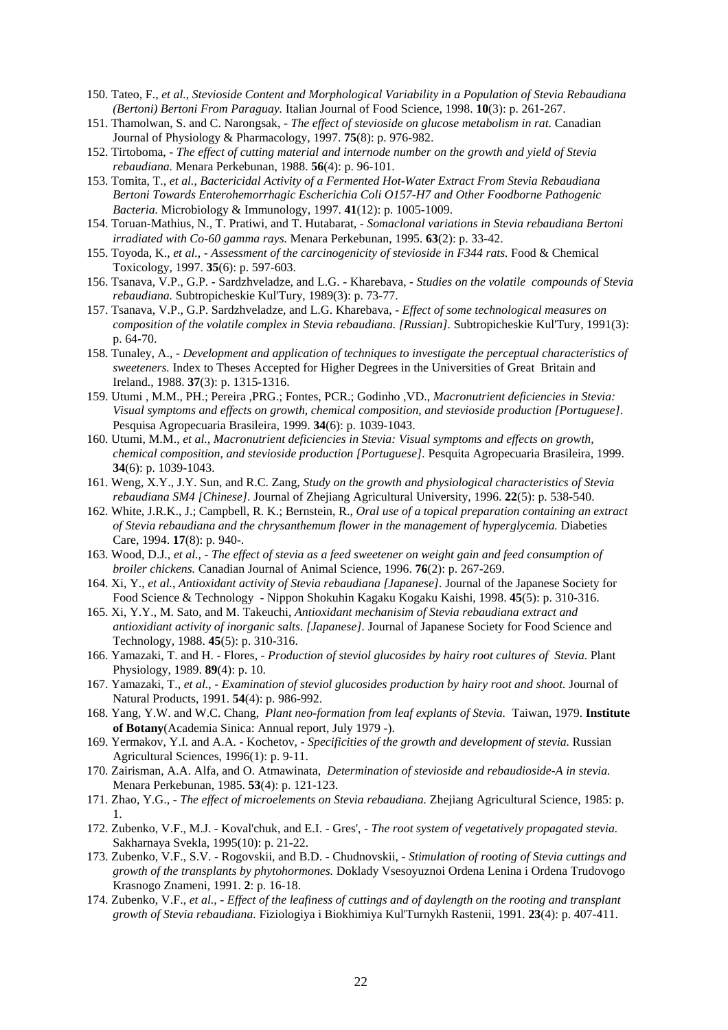150. Tateo, F., *et al.*, *Stevioside Content and Morphological Variability in a Population of Stevia Rebaudiana (Bertoni) Bertoni From Paraguay.* Italian Journal of Food Science, 1998. **10**(3): p. 261-267.
151. Thamolwan, S. and C. Narongsak, - *The effect of stevioside on glucose metabolism in rat.* Canadian Journal of Physiology & Pharmacology, 1997. **75**(8): p. 976-982.
152. Tirtoboma, - *The effect of cutting material and internode number on the growth and yield of Stevia rebaudiana.* Menara Perkebunan, 1988. **56**(4): p. 96-101.
153. Tomita, T., *et al.*, *Bactericidal Activity of a Fermented Hot-Water Extract From Stevia Rebaudiana Bertoni Towards Enterohemorrhagic Escherichia Coli O157-H7 and Other Foodborne Pathogenic Bacteria.* Microbiology & Immunology, 1997. **41**(12): p. 1005-1009.
154. Toruan-Mathius, N., T. Pratiwi, and T. Hutabarat, - *Somaclonal variations in Stevia rebaudiana Bertoni irradiated with Co-60 gamma rays.* Menara Perkebunan, 1995. **63**(2): p. 33-42.
155. Toyoda, K., *et al.*, - *Assessment of the carcinogenicity of stevioside in F344 rats.* Food & Chemical Toxicology, 1997. **35**(6): p. 597-603.
156. Tsanava, V.P., G.P. - Sardzhveladze, and L.G. - Kharebava, - *Studies on the volatile compounds of Stevia rebaudiana.* Subtropicheskie Kul'Tury, 1989(3): p. 73-77.
157. Tsanava, V.P., G.P. Sardzhveladze, and L.G. Kharebava, - *Effect of some technological measures on composition of the volatile complex in Stevia rebaudiana. [Russian].* Subtropicheskie Kul'Tury, 1991(3): p. 64-70.
158. Tunaley, A., - *Development and application of techniques to investigate the perceptual characteristics of sweeteners.* Index to Theses Accepted for Higher Degrees in the Universities of Great Britain and Ireland., 1988. **37**(3): p. 1315-1316.
159. Utumi , M.M., PH.; Pereira ,PRG.; Fontes, PCR.; Godinho ,VD., *Macronutrient deficiencies in Stevia: Visual symptoms and effects on growth, chemical composition, and stevioside production [Portuguese].* Pesquisa Agropecuaria Brasileira, 1999. **34**(6): p. 1039-1043.
160. Utumi, M.M., *et al.*, *Macronutrient deficiencies in Stevia: Visual symptoms and effects on growth, chemical composition, and stevioside production [Portuguese].* Pesquita Agropecuaria Brasileira, 1999. **34**(6): p. 1039-1043.
161. Weng, X.Y., J.Y. Sun, and R.C. Zang, *Study on the growth and physiological characteristics of Stevia rebaudiana SM4 [Chinese].* Journal of Zhejiang Agricultural University, 1996. **22**(5): p. 538-540.
162. White, J.R.K., J.; Campbell, R. K.; Bernstein, R., *Oral use of a topical preparation containing an extract of Stevia rebaudiana and the chrysanthemum flower in the management of hyperglycemia.* Diabeties Care, 1994. **17**(8): p. 940-.
163. Wood, D.J., *et al.*, - *The effect of stevia as a feed sweetener on weight gain and feed consumption of broiler chickens.* Canadian Journal of Animal Science, 1996. **76**(2): p. 267-269.
164. Xi, Y., *et al.*, *Antioxidant activity of Stevia rebaudiana [Japanese].* Journal of the Japanese Society for Food Science & Technology - Nippon Shokuhin Kagaku Kogaku Kaishi, 1998. **45**(5): p. 310-316.
165. Xi, Y.Y., M. Sato, and M. Takeuchi, *Antioxidant mechanisim of Stevia rebaudiana extract and antioxidiant activity of inorganic salts. [Japanese].* Journal of Japanese Society for Food Science and Technology, 1988. **45**(5): p. 310-316.
166. Yamazaki, T. and H. - Flores, - *Production of steviol glucosides by hairy root cultures of Stevia.* Plant Physiology, 1989. **89**(4): p. 10.
167. Yamazaki, T., *et al.*, - *Examination of steviol glucosides production by hairy root and shoot.* Journal of Natural Products, 1991. **54**(4): p. 986-992.
168. Yang, Y.W. and W.C. Chang, *Plant neo-formation from leaf explants of Stevia.* Taiwan, 1979. **Institute of Botany**(Academia Sinica: Annual report, July 1979 -).
169. Yermakov, Y.I. and A.A. - Kochetov, - *Specificities of the growth and development of stevia.* Russian Agricultural Sciences, 1996(1): p. 9-11.
170. Zairisman, A.A. Alfa, and O. Atmawinata, *Determination of stevioside and rebaudioside-A in stevia.* Menara Perkebunan, 1985. **53**(4): p. 121-123.
171. Zhao, Y.G., - *The effect of microelements on Stevia rebaudiana.* Zhejiang Agricultural Science, 1985: p. 1.
172. Zubenko, V.F., M.J. - Koval'chuk, and E.I. - Gres', - *The root system of vegetatively propagated stevia.* Sakharnaya Svekla, 1995(10): p. 21-22.
173. Zubenko, V.F., S.V. - Rogovskii, and B.D. - Chudnovskii, - *Stimulation of rooting of Stevia cuttings and growth of the transplants by phytohormones.* Doklady Vsesoyuznoi Ordena Lenina i Ordena Trudovogo Krasnogo Znameni, 1991. **2**: p. 16-18.
174. Zubenko, V.F., *et al.*, - *Effect of the leafiness of cuttings and of daylength on the rooting and transplant growth of Stevia rebaudiana.* Fiziologiya i Biokhimiya Kul'Turnykh Rastenii, 1991. **23**(4): p. 407-411.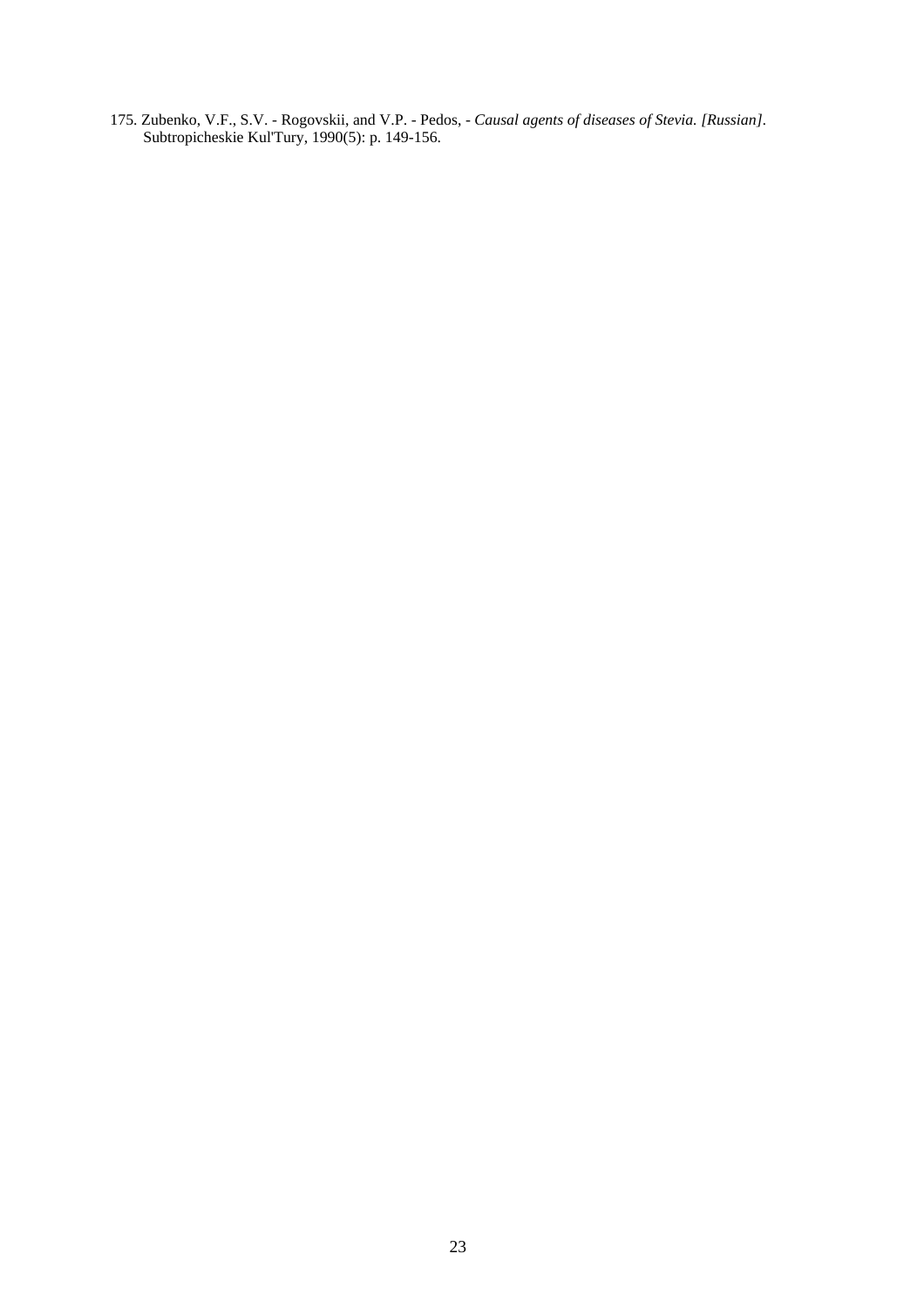175. Zubenko, V.F., S.V. - Rogovskii, and V.P. - Pedos, - *Causal agents of diseases of Stevia. [Russian]*. Subtropicheskie Kul'Tury, 1990(5): p. 149-156.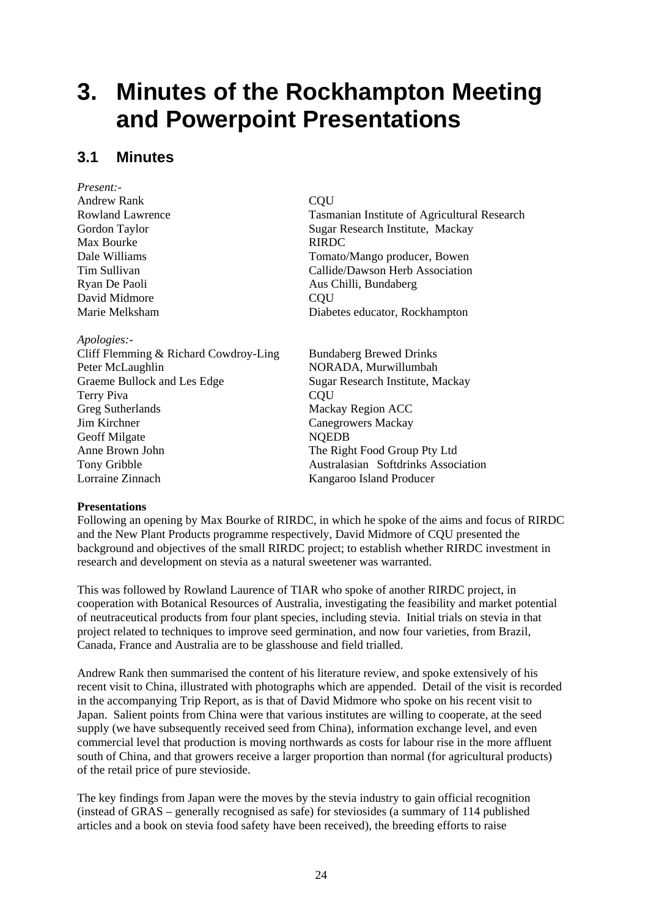# 3. Minutes of the Rockhampton Meeting and Powerpoint Presentations

## 3.1 Minutes

*Present:-*

| | |
|---|---|
| Andrew Rank | CQU |
| Rowland Lawrence | Tasmanian Institute of Agricultural Research |
| Gordon Taylor | Sugar Research Institute, Mackay |
| Max Bourke | RIRDC |
| Dale Williams | Tomato/Mango producer, Bowen |
| Tim Sullivan | Callide/Dawson Herb Association |
| Ryan De Paoli | Aus Chilli, Bundaberg |
| David Midmore | CQU |
| Marie Melksham | Diabetes educator, Rockhampton |

*Apologies:-*

| | |
|---|---|
| Cliff Flemming & Richard Cowdroy-Ling | Bundaberg Brewed Drinks |
| Peter McLaughlin | NORADA, Murwillumbah |
| Graeme Bullock and Les Edge | Sugar Research Institute, Mackay |
| Terry Piva | CQU |
| Greg Sutherlands | Mackay Region ACC |
| Jim Kirchner | Canegrowers Mackay |
| Geoff Milgate | NQEDB |
| Anne Brown John | The Right Food Group Pty Ltd |
| Tony Gribble | Australasian Softdrinks Association |
| Lorraine Zinnach | Kangaroo Island Producer |

**Presentations**

Following an opening by Max Bourke of RIRDC, in which he spoke of the aims and focus of RIRDC and the New Plant Products programme respectively, David Midmore of CQU presented the background and objectives of the small RIRDC project; to establish whether RIRDC investment in research and development on stevia as a natural sweetener was warranted.

This was followed by Rowland Laurence of TIAR who spoke of another RIRDC project, in cooperation with Botanical Resources of Australia, investigating the feasibility and market potential of neutraceutical products from four plant species, including stevia. Initial trials on stevia in that project related to techniques to improve seed germination, and now four varieties, from Brazil, Canada, France and Australia are to be glasshouse and field trialled.

Andrew Rank then summarised the content of his literature review, and spoke extensively of his recent visit to China, illustrated with photographs which are appended. Detail of the visit is recorded in the accompanying Trip Report, as is that of David Midmore who spoke on his recent visit to Japan. Salient points from China were that various institutes are willing to cooperate, at the seed supply (we have subsequently received seed from China), information exchange level, and even commercial level that production is moving northwards as costs for labour rise in the more affluent south of China, and that growers receive a larger proportion than normal (for agricultural products) of the retail price of pure stevioside.

The key findings from Japan were the moves by the stevia industry to gain official recognition (instead of GRAS – generally recognised as safe) for steviosides (a summary of 114 published articles and a book on stevia food safety have been received), the breeding efforts to raise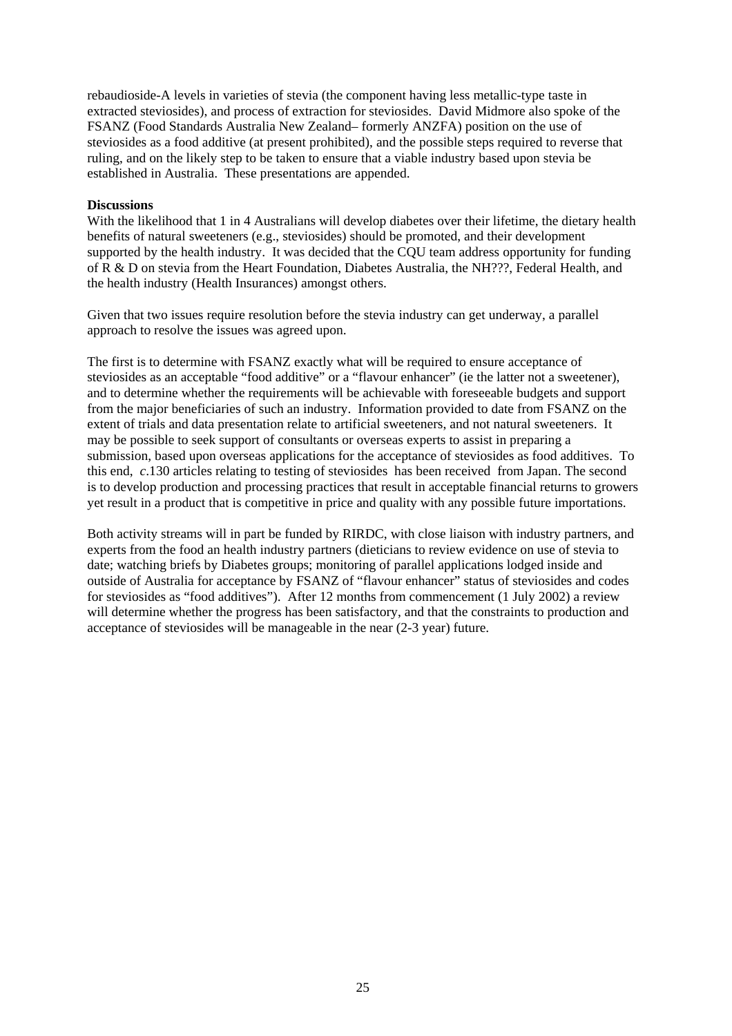rebaudioside-A levels in varieties of stevia (the component having less metallic-type taste in extracted steviosides), and process of extraction for steviosides. David Midmore also spoke of the FSANZ (Food Standards Australia New Zealand– formerly ANZFA) position on the use of steviosides as a food additive (at present prohibited), and the possible steps required to reverse that ruling, and on the likely step to be taken to ensure that a viable industry based upon stevia be established in Australia. These presentations are appended.

**Discussions**

With the likelihood that 1 in 4 Australians will develop diabetes over their lifetime, the dietary health benefits of natural sweeteners (e.g., steviosides) should be promoted, and their development supported by the health industry. It was decided that the CQU team address opportunity for funding of R & D on stevia from the Heart Foundation, Diabetes Australia, the NH???, Federal Health, and the health industry (Health Insurances) amongst others.

Given that two issues require resolution before the stevia industry can get underway, a parallel approach to resolve the issues was agreed upon.

The first is to determine with FSANZ exactly what will be required to ensure acceptance of steviosides as an acceptable "food additive" or a "flavour enhancer" (ie the latter not a sweetener), and to determine whether the requirements will be achievable with foreseeable budgets and support from the major beneficiaries of such an industry. Information provided to date from FSANZ on the extent of trials and data presentation relate to artificial sweeteners, and not natural sweeteners. It may be possible to seek support of consultants or overseas experts to assist in preparing a submission, based upon overseas applications for the acceptance of steviosides as food additives. To this end, *c*.130 articles relating to testing of steviosides has been received from Japan. The second is to develop production and processing practices that result in acceptable financial returns to growers yet result in a product that is competitive in price and quality with any possible future importations.

Both activity streams will in part be funded by RIRDC, with close liaison with industry partners, and experts from the food an health industry partners (dieticians to review evidence on use of stevia to date; watching briefs by Diabetes groups; monitoring of parallel applications lodged inside and outside of Australia for acceptance by FSANZ of "flavour enhancer" status of steviosides and codes for steviosides as "food additives"). After 12 months from commencement (1 July 2002) a review will determine whether the progress has been satisfactory, and that the constraints to production and acceptance of steviosides will be manageable in the near (2-3 year) future.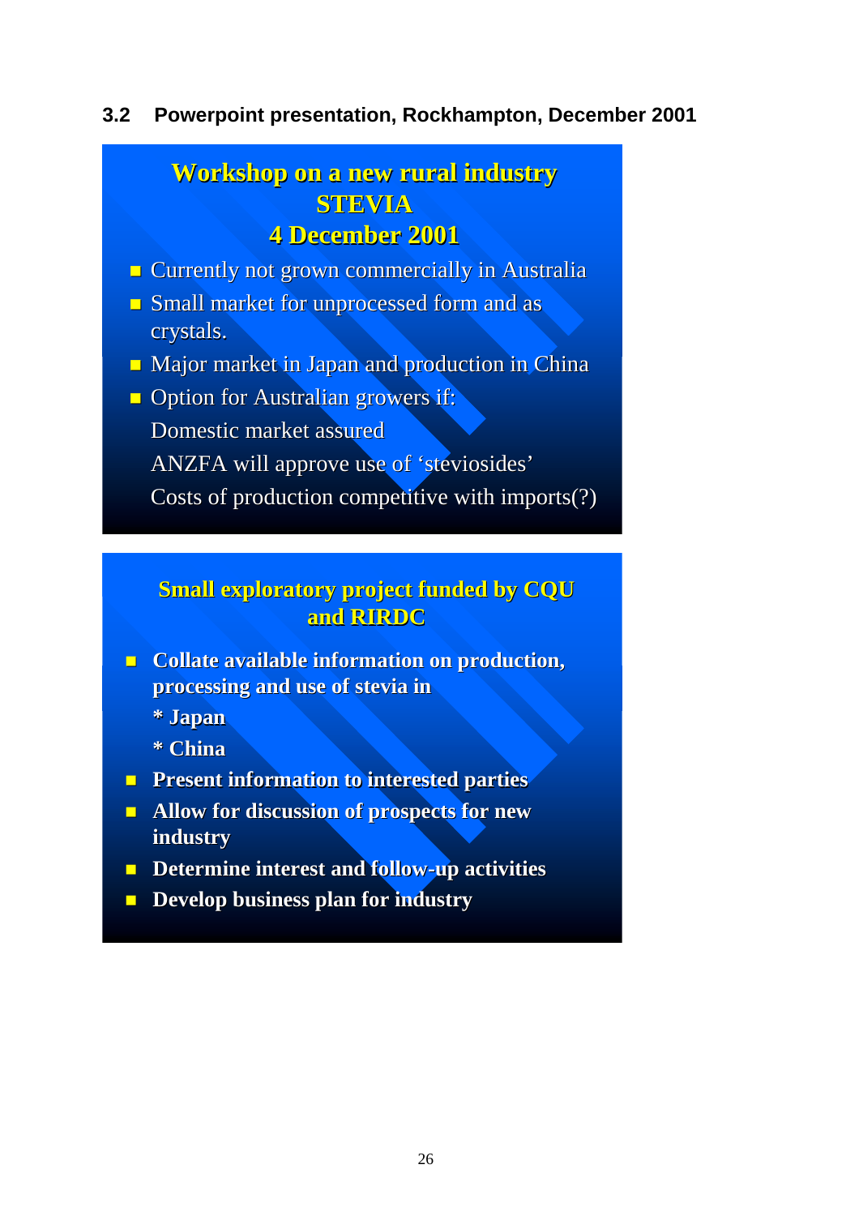## 3.2 Powerpoint presentation, Rockhampton, December 2001

**Workshop on a new rural industry**
**STEVIA**
**4 December 2001**

- Currently not grown commercially in Australia
- Small market for unprocessed form and as crystals.
- Major market in Japan and production in China
- Option for Australian growers if:

  Domestic market assured

  ANZFA will approve use of 'steviosides'

  Costs of production competitive with imports(?)

**Small exploratory project funded by CQU and RIRDC**

- **Collate available information on production, processing and use of stevia in**

  **\* Japan**

  **\* China**
- **Present information to interested parties**
- **Allow for discussion of prospects for new industry**
- **Determine interest and follow-up activities**
- **Develop business plan for industry**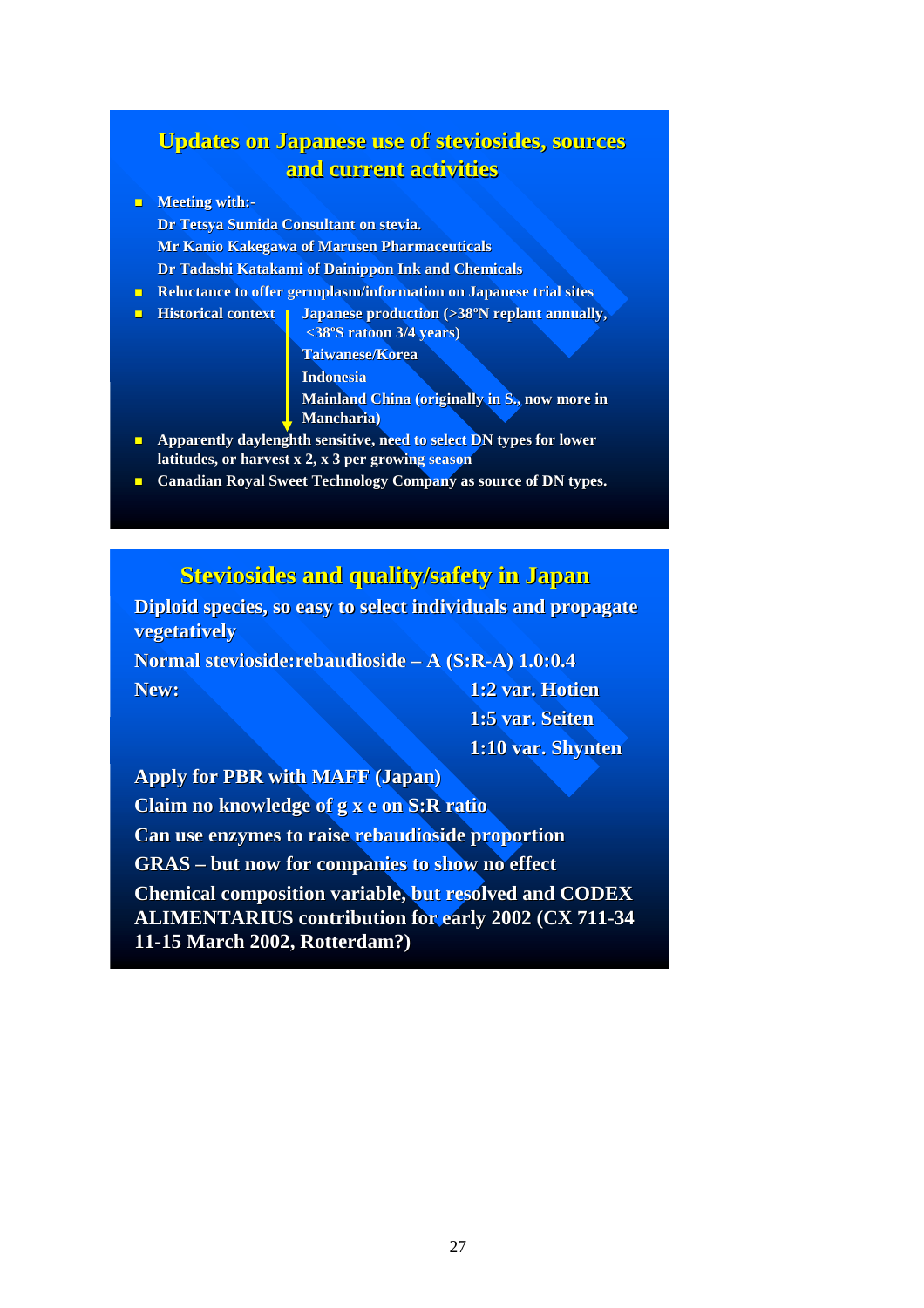## Updates on Japanese use of steviosides, sources and current activities

- Meeting with:-
  Dr Tetsya Sumida Consultant on stevia.
  Mr Kanio Kakegawa of Marusen Pharmaceuticals
  Dr Tadashi Katakami of Dainippon Ink and Chemicals
- Reluctance to offer germplasm/information on Japanese trial sites
- Historical context
  - Japanese production (>38ºN replant annually, <38ºS ratoon 3/4 years)
  - Taiwanese/Korea
  - Indonesia
  - Mainland China (originally in S., now more in Mancharia)
- Apparently daylenghth sensitive, need to select DN types for lower latitudes, or harvest x 2, x 3 per growing season
- Canadian Royal Sweet Technology Company as source of DN types.

## Steviosides and quality/safety in Japan

Diploid species, so easy to select individuals and propagate vegetatively

Normal stevioside:rebaudioside – A (S:R-A) 1.0:0.4

New:
- 1:2 var. Hotien
- 1:5 var. Seiten
- 1:10 var. Shynten

Apply for PBR with MAFF (Japan)

Claim no knowledge of g x e on S:R ratio

Can use enzymes to raise rebaudioside proportion

GRAS – but now for companies to show no effect

Chemical composition variable, but resolved and CODEX ALIMENTARIUS contribution for early 2002 (CX 711-34 11-15 March 2002, Rotterdam?)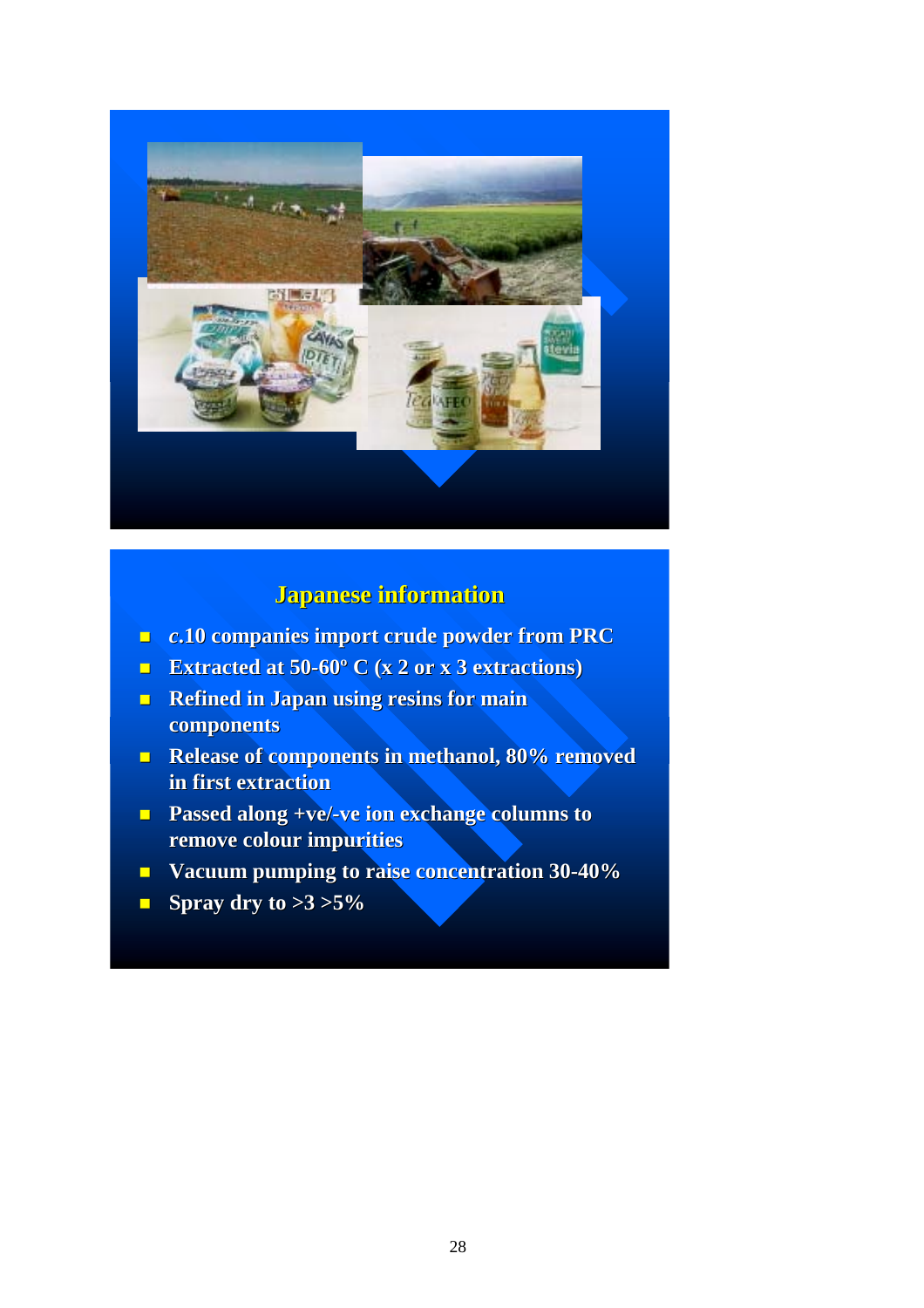## Japanese information

- *c*.10 companies import crude powder from PRC
- Extracted at 50-60º C (x 2 or x 3 extractions)
- Refined in Japan using resins for main components
- Release of components in methanol, 80% removed in first extraction
- Passed along +ve/-ve ion exchange columns to remove colour impurities
- Vacuum pumping to raise concentration 30-40%
- Spray dry to >3 >5%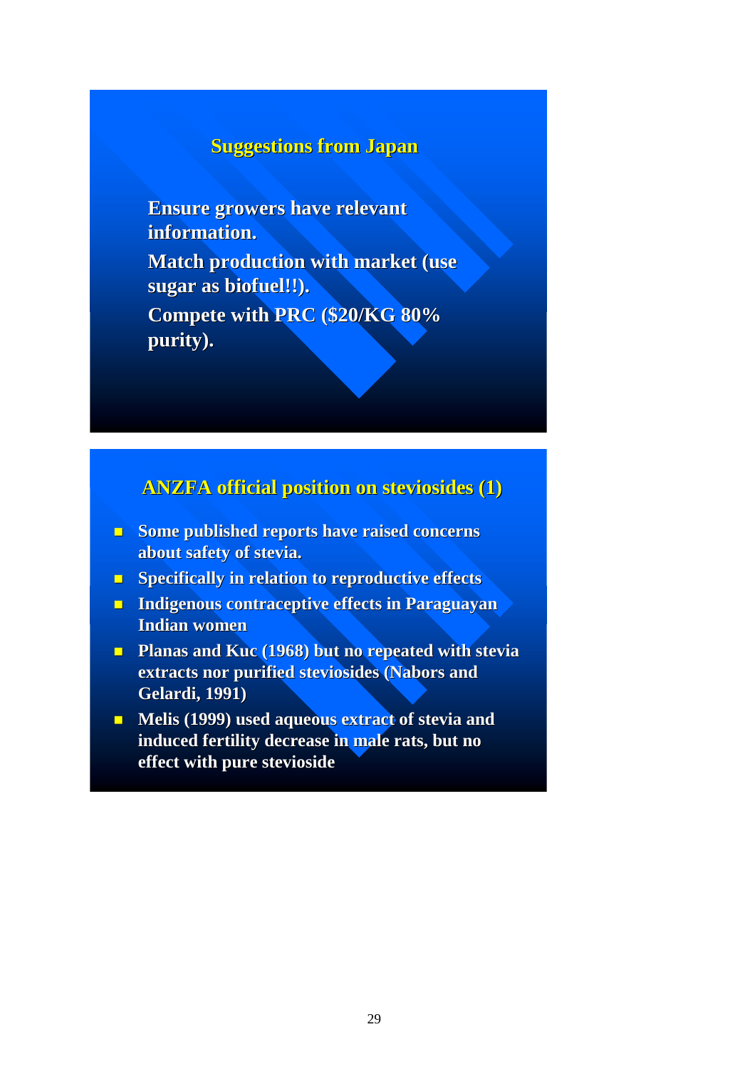## Suggestions from Japan

Ensure growers have relevant information.

Match production with market (use sugar as biofuel!!).

Compete with PRC ($20/KG 80% purity).

## ANZFA official position on steviosides (1)

- Some published reports have raised concerns about safety of stevia.
- Specifically in relation to reproductive effects
- Indigenous contraceptive effects in Paraguayan Indian women
- Planas and Kuc (1968) but no repeated with stevia extracts nor purified steviosides (Nabors and Gelardi, 1991)
- Melis (1999) used aqueous extract of stevia and induced fertility decrease in male rats, but no effect with pure stevioside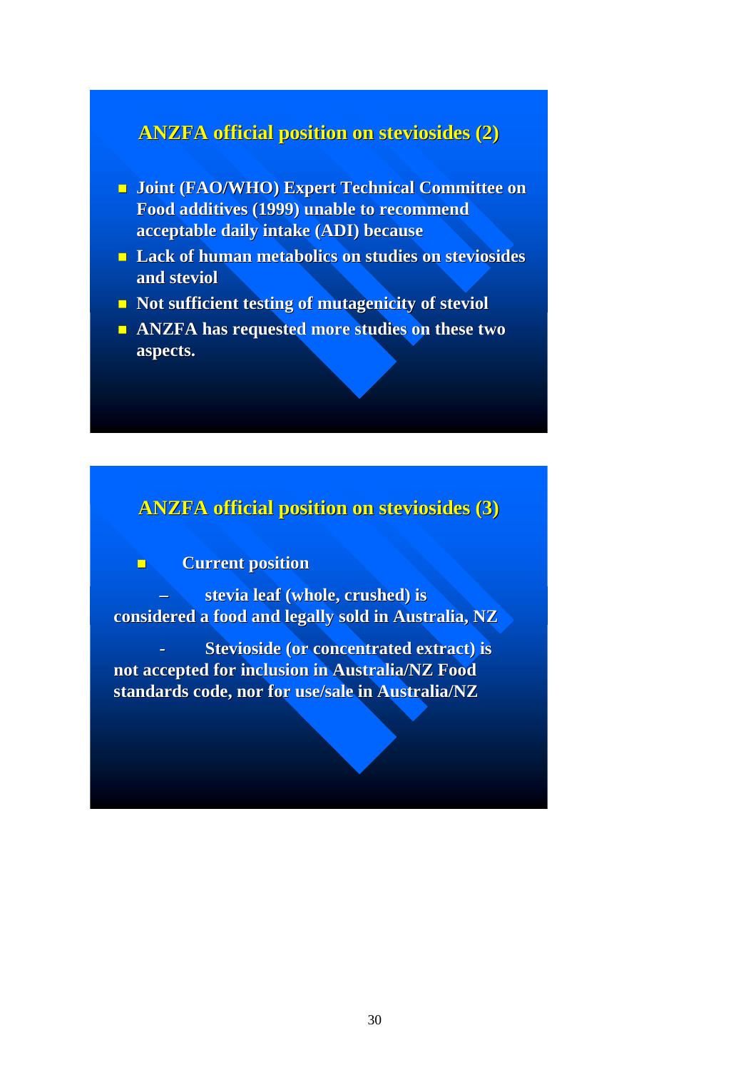## ANZFA official position on steviosides (2)

- Joint (FAO/WHO) Expert Technical Committee on Food additives (1999) unable to recommend acceptable daily intake (ADI) because
- Lack of human metabolics on studies on steviosides and steviol
- Not sufficient testing of mutagenicity of steviol
- ANZFA has requested more studies on these two aspects.

## ANZFA official position on steviosides (3)

- Current position

  – stevia leaf (whole, crushed) is considered a food and legally sold in Australia, NZ

  - Stevioside (or concentrated extract) is not accepted for inclusion in Australia/NZ Food standards code, nor for use/sale in Australia/NZ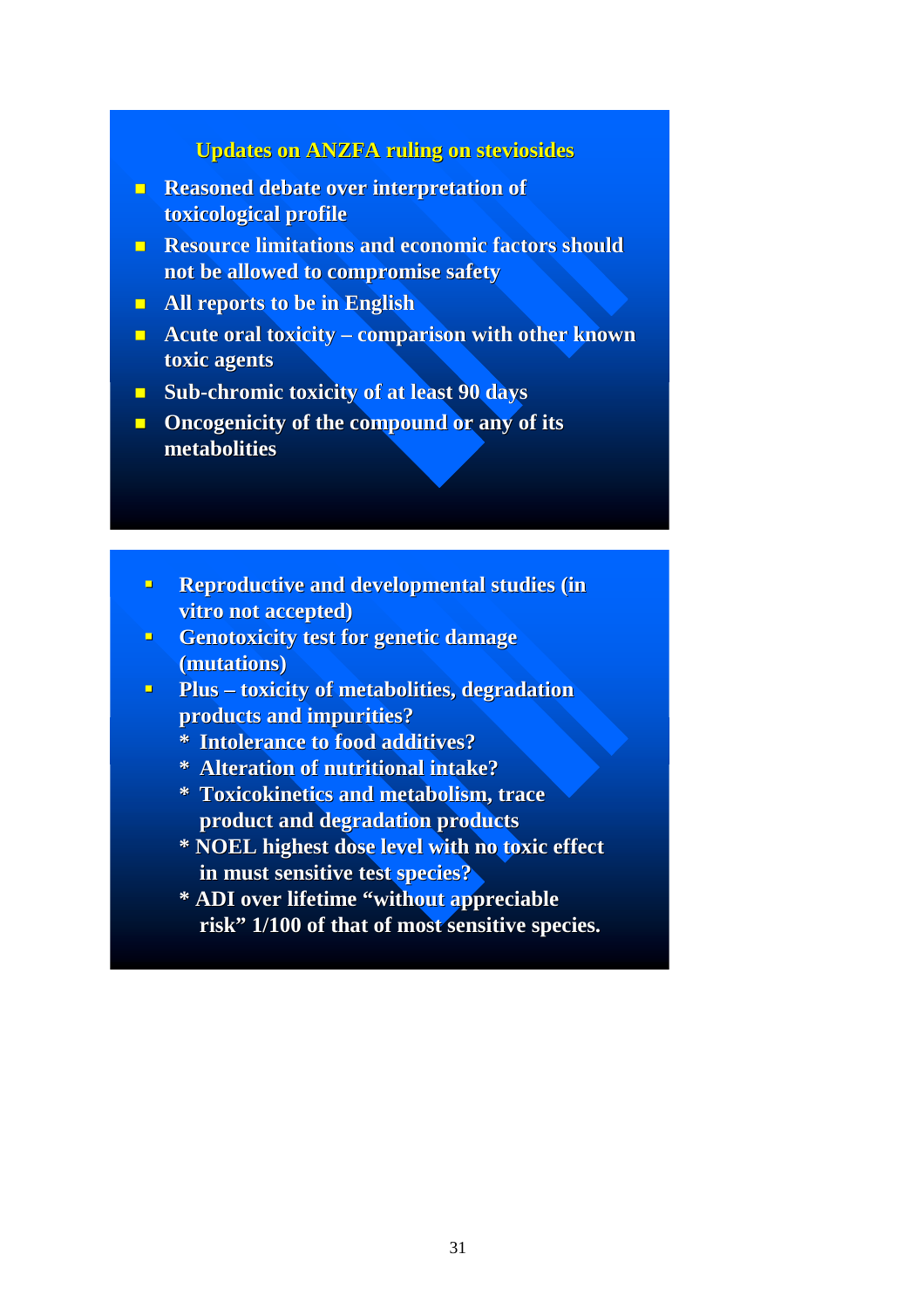## Updates on ANZFA ruling on steviosides

- Reasoned debate over interpretation of toxicological profile
- Resource limitations and economic factors should not be allowed to compromise safety
- All reports to be in English
- Acute oral toxicity – comparison with other known toxic agents
- Sub-chromic toxicity of at least 90 days
- Oncogenicity of the compound or any of its metabolities

---

- Reproductive and developmental studies (in vitro not accepted)
- Genotoxicity test for genetic damage (mutations)
- Plus – toxicity of metabolities, degradation products and impurities?
  - * Intolerance to food additives?
  - * Alteration of nutritional intake?
  - * Toxicokinetics and metabolism, trace product and degradation products
  - * NOEL highest dose level with no toxic effect in must sensitive test species?
  - * ADI over lifetime "without appreciable risk" 1/100 of that of most sensitive species.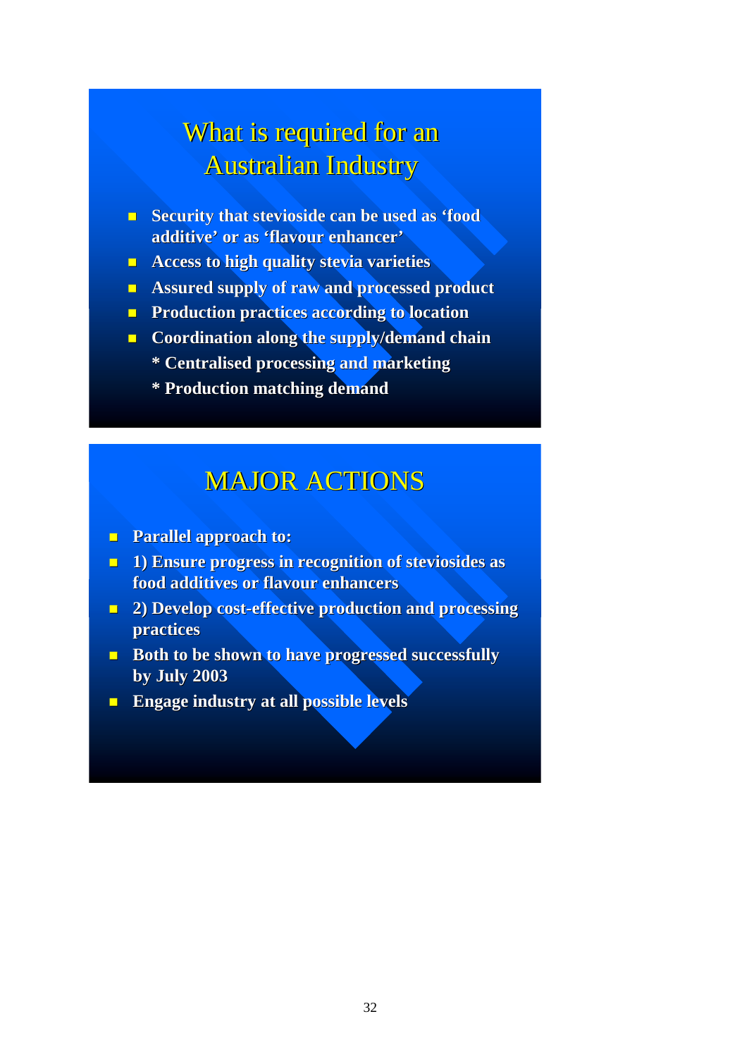## What is required for an Australian Industry

- **Security that stevioside can be used as 'food additive' or as 'flavour enhancer'**
- **Access to high quality stevia varieties**
- **Assured supply of raw and processed product**
- **Production practices according to location**
- **Coordination along the supply/demand chain**
  - **\* Centralised processing and marketing**
  - **\* Production matching demand**

## MAJOR ACTIONS

- **Parallel approach to:**
- **1) Ensure progress in recognition of steviosides as food additives or flavour enhancers**
- **2) Develop cost-effective production and processing practices**
- **Both to be shown to have progressed successfully by July 2003**
- **Engage industry at all possible levels**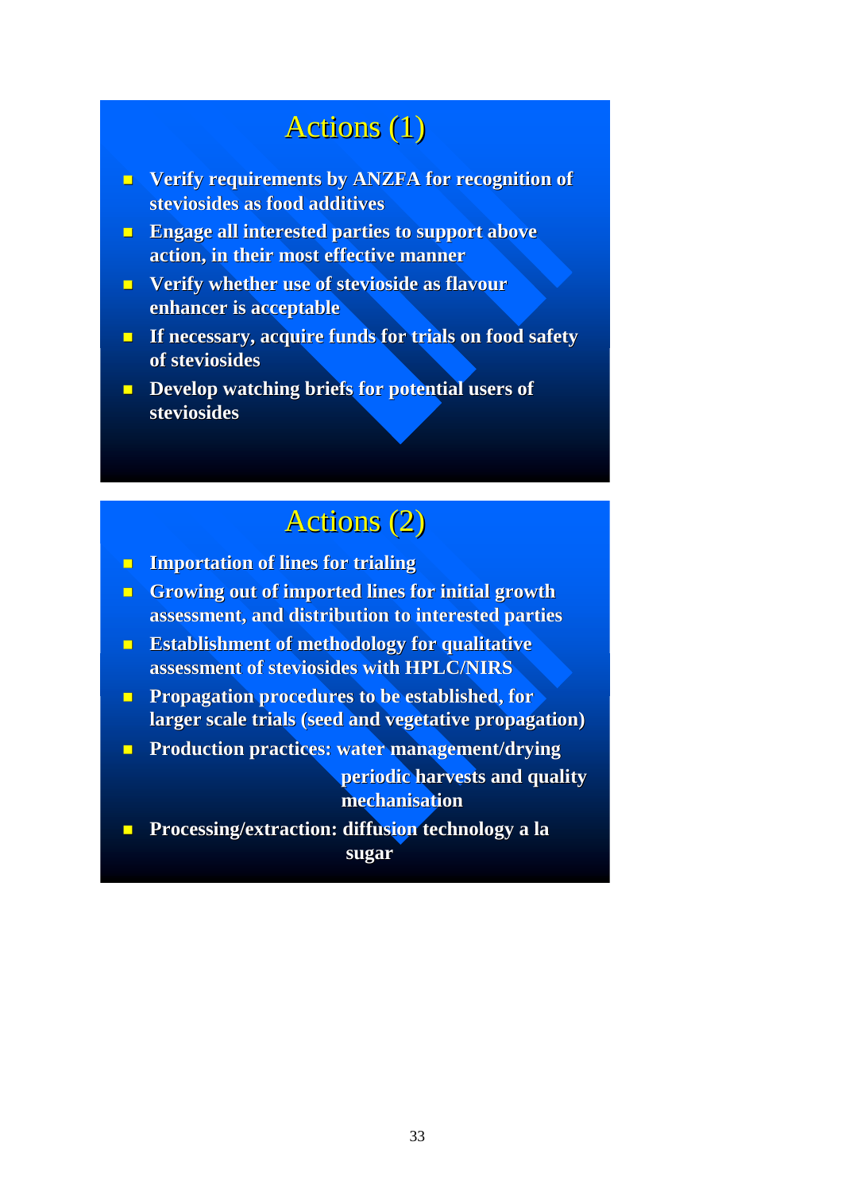## Actions (1)

- Verify requirements by ANZFA for recognition of steviosides as food additives
- Engage all interested parties to support above action, in their most effective manner
- Verify whether use of stevioside as flavour enhancer is acceptable
- If necessary, acquire funds for trials on food safety of steviosides
- Develop watching briefs for potential users of steviosides

## Actions (2)

- Importation of lines for trialing
- Growing out of imported lines for initial growth assessment, and distribution to interested parties
- Establishment of methodology for qualitative assessment of steviosides with HPLC/NIRS
- Propagation procedures to be established, for larger scale trials (seed and vegetative propagation)
- Production practices: water management/drying
  periodic harvests and quality
  mechanisation
- Processing/extraction: diffusion technology a la
  sugar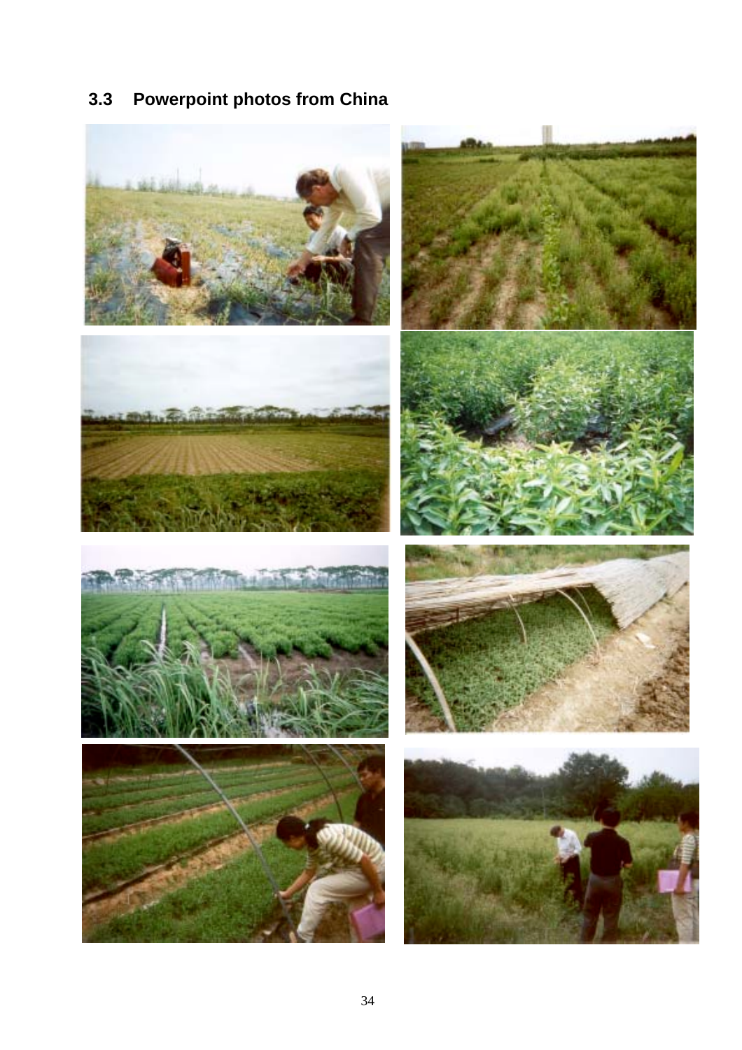### 3.3 Powerpoint photos from China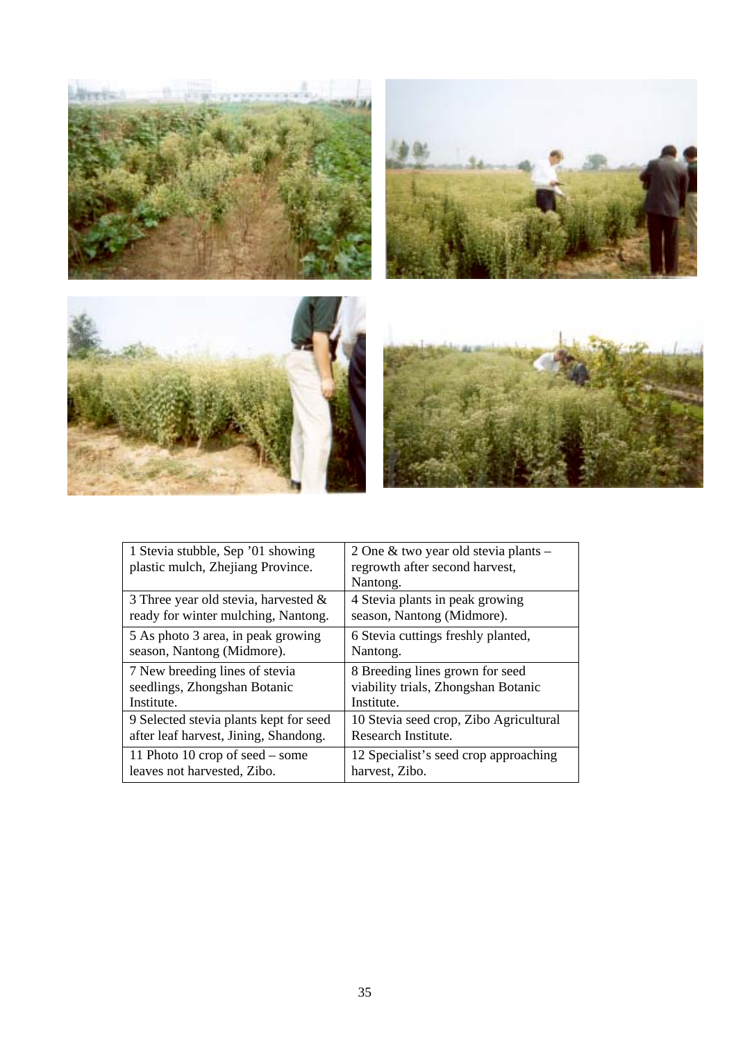| | |
|---|---|
| 1 Stevia stubble, Sep ’01 showing plastic mulch, Zhejiang Province. | 2 One & two year old stevia plants – regrowth after second harvest, Nantong. |
| 3 Three year old stevia, harvested & ready for winter mulching, Nantong. | 4 Stevia plants in peak growing season, Nantong (Midmore). |
| 5 As photo 3 area, in peak growing season, Nantong (Midmore). | 6 Stevia cuttings freshly planted, Nantong. |
| 7 New breeding lines of stevia seedlings, Zhongshan Botanic Institute. | 8 Breeding lines grown for seed viability trials, Zhongshan Botanic Institute. |
| 9 Selected stevia plants kept for seed after leaf harvest, Jining, Shandong. | 10 Stevia seed crop, Zibo Agricultural Research Institute. |
| 11 Photo 10 crop of seed – some leaves not harvested, Zibo. | 12 Specialist’s seed crop approaching harvest, Zibo. |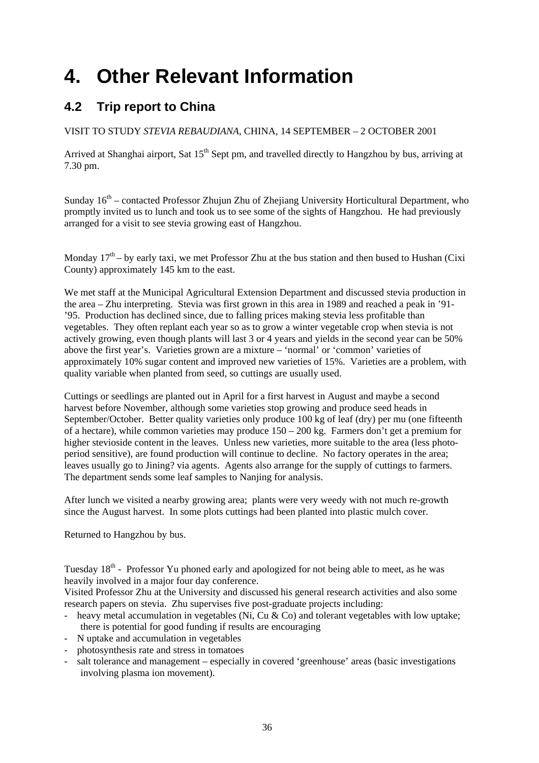# 4. Other Relevant Information

## 4.2 Trip report to China

VISIT TO STUDY *STEVIA REBAUDIANA*, CHINA, 14 SEPTEMBER – 2 OCTOBER 2001

Arrived at Shanghai airport, Sat 15th Sept pm, and travelled directly to Hangzhou by bus, arriving at 7.30 pm.

Sunday 16th – contacted Professor Zhujun Zhu of Zhejiang University Horticultural Department, who promptly invited us to lunch and took us to see some of the sights of Hangzhou. He had previously arranged for a visit to see stevia growing east of Hangzhou.

Monday 17th – by early taxi, we met Professor Zhu at the bus station and then bused to Hushan (Cixi County) approximately 145 km to the east.

We met staff at the Municipal Agricultural Extension Department and discussed stevia production in the area – Zhu interpreting. Stevia was first grown in this area in 1989 and reached a peak in '91-'95. Production has declined since, due to falling prices making stevia less profitable than vegetables. They often replant each year so as to grow a winter vegetable crop when stevia is not actively growing, even though plants will last 3 or 4 years and yields in the second year can be 50% above the first year's. Varieties grown are a mixture – 'normal' or 'common' varieties of approximately 10% sugar content and improved new varieties of 15%. Varieties are a problem, with quality variable when planted from seed, so cuttings are usually used.

Cuttings or seedlings are planted out in April for a first harvest in August and maybe a second harvest before November, although some varieties stop growing and produce seed heads in September/October. Better quality varieties only produce 100 kg of leaf (dry) per mu (one fifteenth of a hectare), while common varieties may produce 150 – 200 kg. Farmers don't get a premium for higher stevioside content in the leaves. Unless new varieties, more suitable to the area (less photo-period sensitive), are found production will continue to decline. No factory operates in the area; leaves usually go to Jining? via agents. Agents also arrange for the supply of cuttings to farmers. The department sends some leaf samples to Nanjing for analysis.

After lunch we visited a nearby growing area; plants were very weedy with not much re-growth since the August harvest. In some plots cuttings had been planted into plastic mulch cover.

Returned to Hangzhou by bus.

Tuesday 18th - Professor Yu phoned early and apologized for not being able to meet, as he was heavily involved in a major four day conference.
Visited Professor Zhu at the University and discussed his general research activities and also some research papers on stevia. Zhu supervises five post-graduate projects including:

- heavy metal accumulation in vegetables (Ni, Cu & Co) and tolerant vegetables with low uptake; there is potential for good funding if results are encouraging
- N uptake and accumulation in vegetables
- photosynthesis rate and stress in tomatoes
- salt tolerance and management – especially in covered 'greenhouse' areas (basic investigations involving plasma ion movement).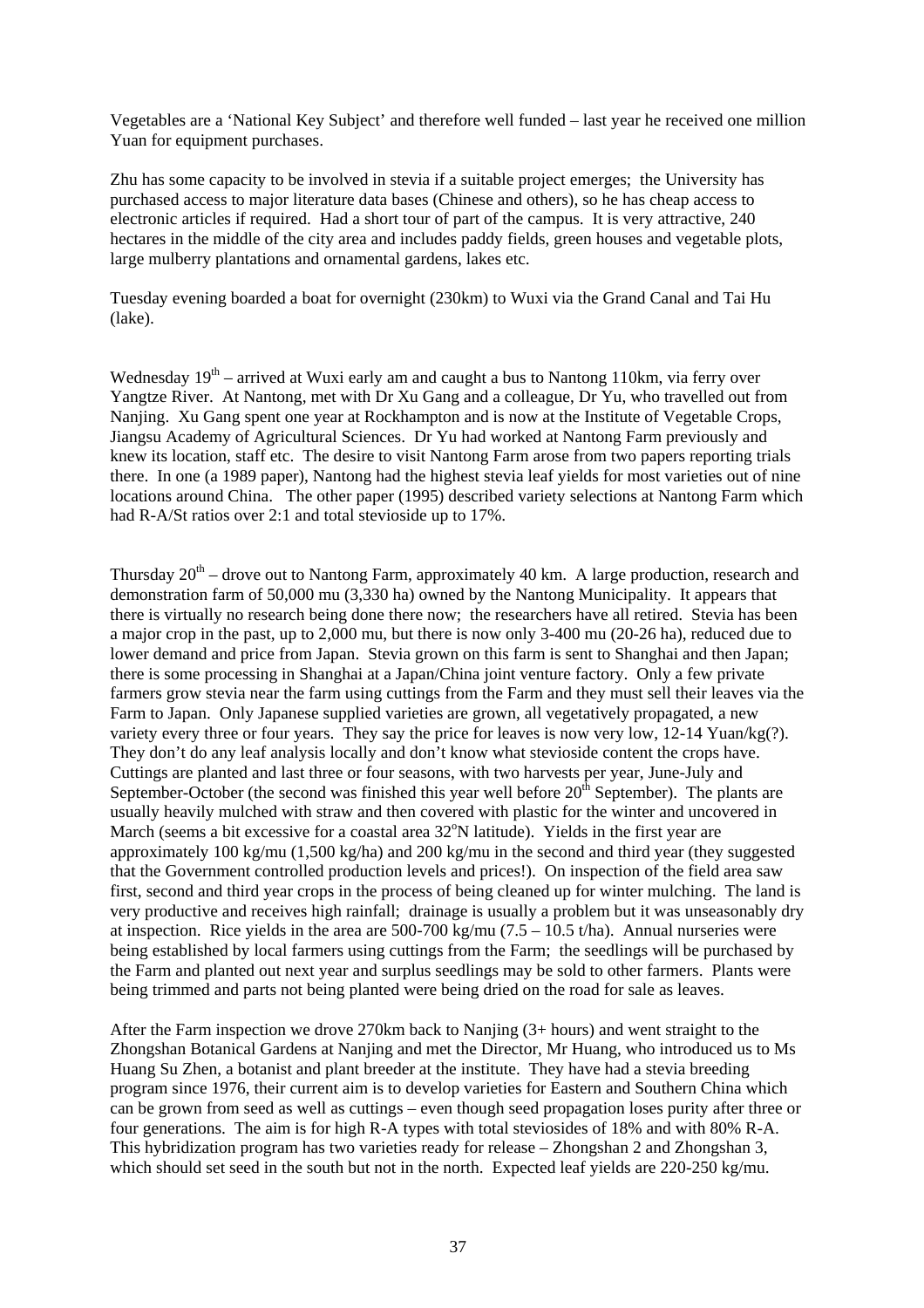Vegetables are a 'National Key Subject' and therefore well funded – last year he received one million Yuan for equipment purchases.

Zhu has some capacity to be involved in stevia if a suitable project emerges; the University has purchased access to major literature data bases (Chinese and others), so he has cheap access to electronic articles if required. Had a short tour of part of the campus. It is very attractive, 240 hectares in the middle of the city area and includes paddy fields, green houses and vegetable plots, large mulberry plantations and ornamental gardens, lakes etc.

Tuesday evening boarded a boat for overnight (230km) to Wuxi via the Grand Canal and Tai Hu (lake).

Wednesday 19th – arrived at Wuxi early am and caught a bus to Nantong 110km, via ferry over Yangtze River. At Nantong, met with Dr Xu Gang and a colleague, Dr Yu, who travelled out from Nanjing. Xu Gang spent one year at Rockhampton and is now at the Institute of Vegetable Crops, Jiangsu Academy of Agricultural Sciences. Dr Yu had worked at Nantong Farm previously and knew its location, staff etc. The desire to visit Nantong Farm arose from two papers reporting trials there. In one (a 1989 paper), Nantong had the highest stevia leaf yields for most varieties out of nine locations around China. The other paper (1995) described variety selections at Nantong Farm which had R-A/St ratios over 2:1 and total stevioside up to 17%.

Thursday 20th – drove out to Nantong Farm, approximately 40 km. A large production, research and demonstration farm of 50,000 mu (3,330 ha) owned by the Nantong Municipality. It appears that there is virtually no research being done there now; the researchers have all retired. Stevia has been a major crop in the past, up to 2,000 mu, but there is now only 3-400 mu (20-26 ha), reduced due to lower demand and price from Japan. Stevia grown on this farm is sent to Shanghai and then Japan; there is some processing in Shanghai at a Japan/China joint venture factory. Only a few private farmers grow stevia near the farm using cuttings from the Farm and they must sell their leaves via the Farm to Japan. Only Japanese supplied varieties are grown, all vegetatively propagated, a new variety every three or four years. They say the price for leaves is now very low, 12-14 Yuan/kg(?). They don't do any leaf analysis locally and don't know what stevioside content the crops have. Cuttings are planted and last three or four seasons, with two harvests per year, June-July and September-October (the second was finished this year well before 20th September). The plants are usually heavily mulched with straw and then covered with plastic for the winter and uncovered in March (seems a bit excessive for a coastal area 32°N latitude). Yields in the first year are approximately 100 kg/mu (1,500 kg/ha) and 200 kg/mu in the second and third year (they suggested that the Government controlled production levels and prices!). On inspection of the field area saw first, second and third year crops in the process of being cleaned up for winter mulching. The land is very productive and receives high rainfall; drainage is usually a problem but it was unseasonably dry at inspection. Rice yields in the area are 500-700 kg/mu (7.5 – 10.5 t/ha). Annual nurseries were being established by local farmers using cuttings from the Farm; the seedlings will be purchased by the Farm and planted out next year and surplus seedlings may be sold to other farmers. Plants were being trimmed and parts not being planted were being dried on the road for sale as leaves.

After the Farm inspection we drove 270km back to Nanjing (3+ hours) and went straight to the Zhongshan Botanical Gardens at Nanjing and met the Director, Mr Huang, who introduced us to Ms Huang Su Zhen, a botanist and plant breeder at the institute. They have had a stevia breeding program since 1976, their current aim is to develop varieties for Eastern and Southern China which can be grown from seed as well as cuttings – even though seed propagation loses purity after three or four generations. The aim is for high R-A types with total steviosides of 18% and with 80% R-A. This hybridization program has two varieties ready for release – Zhongshan 2 and Zhongshan 3, which should set seed in the south but not in the north. Expected leaf yields are 220-250 kg/mu.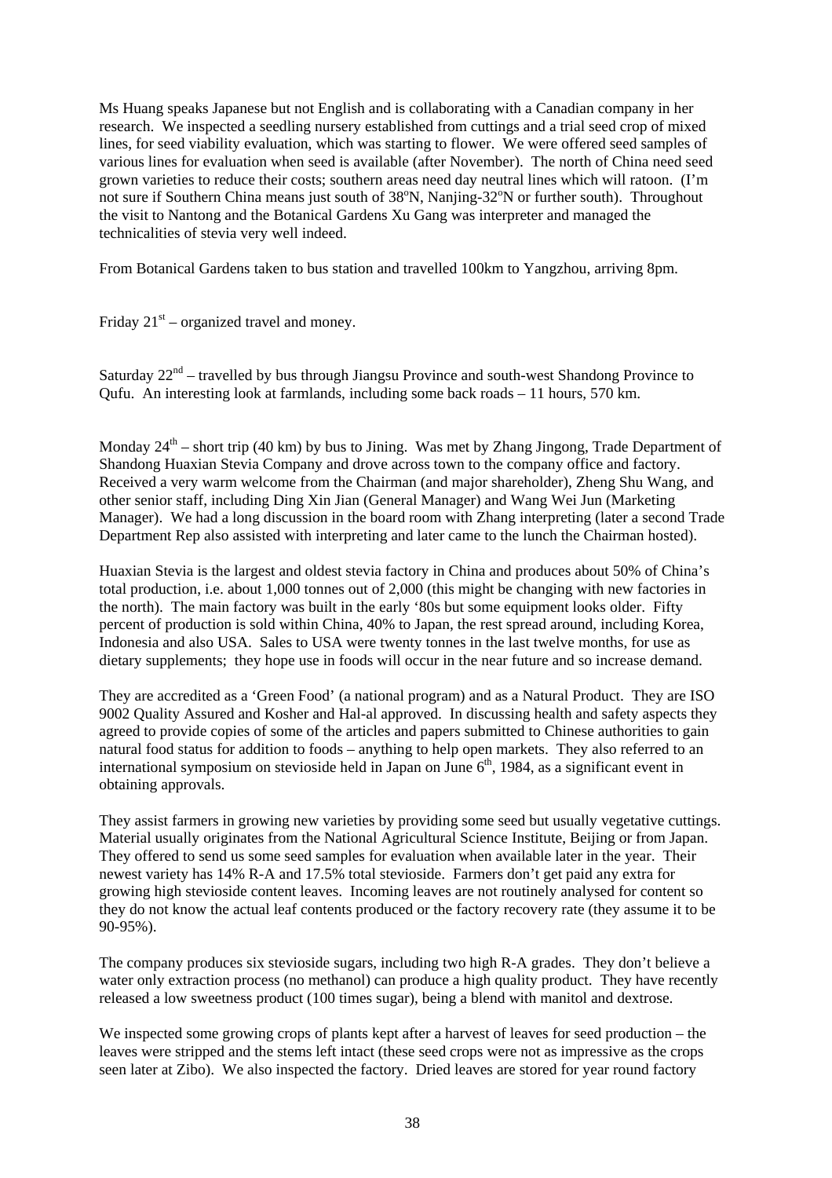Ms Huang speaks Japanese but not English and is collaborating with a Canadian company in her research. We inspected a seedling nursery established from cuttings and a trial seed crop of mixed lines, for seed viability evaluation, which was starting to flower. We were offered seed samples of various lines for evaluation when seed is available (after November). The north of China need seed grown varieties to reduce their costs; southern areas need day neutral lines which will ratoon. (I'm not sure if Southern China means just south of 38ºN, Nanjing-32ºN or further south). Throughout the visit to Nantong and the Botanical Gardens Xu Gang was interpreter and managed the technicalities of stevia very well indeed.

From Botanical Gardens taken to bus station and travelled 100km to Yangzhou, arriving 8pm.

Friday 21st – organized travel and money.

Saturday 22nd – travelled by bus through Jiangsu Province and south-west Shandong Province to Qufu. An interesting look at farmlands, including some back roads – 11 hours, 570 km.

Monday 24th – short trip (40 km) by bus to Jining. Was met by Zhang Jingong, Trade Department of Shandong Huaxian Stevia Company and drove across town to the company office and factory. Received a very warm welcome from the Chairman (and major shareholder), Zheng Shu Wang, and other senior staff, including Ding Xin Jian (General Manager) and Wang Wei Jun (Marketing Manager). We had a long discussion in the board room with Zhang interpreting (later a second Trade Department Rep also assisted with interpreting and later came to the lunch the Chairman hosted).

Huaxian Stevia is the largest and oldest stevia factory in China and produces about 50% of China's total production, i.e. about 1,000 tonnes out of 2,000 (this might be changing with new factories in the north). The main factory was built in the early '80s but some equipment looks older. Fifty percent of production is sold within China, 40% to Japan, the rest spread around, including Korea, Indonesia and also USA. Sales to USA were twenty tonnes in the last twelve months, for use as dietary supplements; they hope use in foods will occur in the near future and so increase demand.

They are accredited as a 'Green Food' (a national program) and as a Natural Product. They are ISO 9002 Quality Assured and Kosher and Hal-al approved. In discussing health and safety aspects they agreed to provide copies of some of the articles and papers submitted to Chinese authorities to gain natural food status for addition to foods – anything to help open markets. They also referred to an international symposium on stevioside held in Japan on June 6th, 1984, as a significant event in obtaining approvals.

They assist farmers in growing new varieties by providing some seed but usually vegetative cuttings. Material usually originates from the National Agricultural Science Institute, Beijing or from Japan. They offered to send us some seed samples for evaluation when available later in the year. Their newest variety has 14% R-A and 17.5% total stevioside. Farmers don't get paid any extra for growing high stevioside content leaves. Incoming leaves are not routinely analysed for content so they do not know the actual leaf contents produced or the factory recovery rate (they assume it to be 90-95%).

The company produces six stevioside sugars, including two high R-A grades. They don't believe a water only extraction process (no methanol) can produce a high quality product. They have recently released a low sweetness product (100 times sugar), being a blend with manitol and dextrose.

We inspected some growing crops of plants kept after a harvest of leaves for seed production – the leaves were stripped and the stems left intact (these seed crops were not as impressive as the crops seen later at Zibo). We also inspected the factory. Dried leaves are stored for year round factory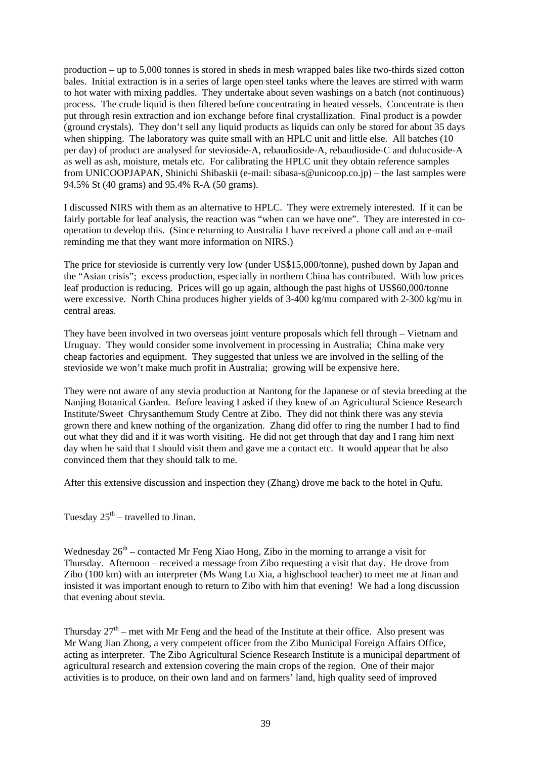production – up to 5,000 tonnes is stored in sheds in mesh wrapped bales like two-thirds sized cotton bales. Initial extraction is in a series of large open steel tanks where the leaves are stirred with warm to hot water with mixing paddles. They undertake about seven washings on a batch (not continuous) process. The crude liquid is then filtered before concentrating in heated vessels. Concentrate is then put through resin extraction and ion exchange before final crystallization. Final product is a powder (ground crystals). They don't sell any liquid products as liquids can only be stored for about 35 days when shipping. The laboratory was quite small with an HPLC unit and little else. All batches (10 per day) of product are analysed for stevioside-A, rebaudioside-A, rebaudioside-C and dulucoside-A as well as ash, moisture, metals etc. For calibrating the HPLC unit they obtain reference samples from UNICOOPJAPAN, Shinichi Shibaskii (e-mail: sibasa-s@unicoop.co.jp) – the last samples were 94.5% St (40 grams) and 95.4% R-A (50 grams).

I discussed NIRS with them as an alternative to HPLC. They were extremely interested. If it can be fairly portable for leaf analysis, the reaction was "when can we have one". They are interested in co-operation to develop this. (Since returning to Australia I have received a phone call and an e-mail reminding me that they want more information on NIRS.)

The price for stevioside is currently very low (under US$15,000/tonne), pushed down by Japan and the "Asian crisis"; excess production, especially in northern China has contributed. With low prices leaf production is reducing. Prices will go up again, although the past highs of US$60,000/tonne were excessive. North China produces higher yields of 3-400 kg/mu compared with 2-300 kg/mu in central areas.

They have been involved in two overseas joint venture proposals which fell through – Vietnam and Uruguay. They would consider some involvement in processing in Australia; China make very cheap factories and equipment. They suggested that unless we are involved in the selling of the stevioside we won't make much profit in Australia; growing will be expensive here.

They were not aware of any stevia production at Nantong for the Japanese or of stevia breeding at the Nanjing Botanical Garden. Before leaving I asked if they knew of an Agricultural Science Research Institute/Sweet Chrysanthemum Study Centre at Zibo. They did not think there was any stevia grown there and knew nothing of the organization. Zhang did offer to ring the number I had to find out what they did and if it was worth visiting. He did not get through that day and I rang him next day when he said that I should visit them and gave me a contact etc. It would appear that he also convinced them that they should talk to me.

After this extensive discussion and inspection they (Zhang) drove me back to the hotel in Qufu.

Tuesday 25th – travelled to Jinan.

Wednesday 26th – contacted Mr Feng Xiao Hong, Zibo in the morning to arrange a visit for Thursday. Afternoon – received a message from Zibo requesting a visit that day. He drove from Zibo (100 km) with an interpreter (Ms Wang Lu Xia, a highschool teacher) to meet me at Jinan and insisted it was important enough to return to Zibo with him that evening! We had a long discussion that evening about stevia.

Thursday 27th – met with Mr Feng and the head of the Institute at their office. Also present was Mr Wang Jian Zhong, a very competent officer from the Zibo Municipal Foreign Affairs Office, acting as interpreter. The Zibo Agricultural Science Research Institute is a municipal department of agricultural research and extension covering the main crops of the region. One of their major activities is to produce, on their own land and on farmers' land, high quality seed of improved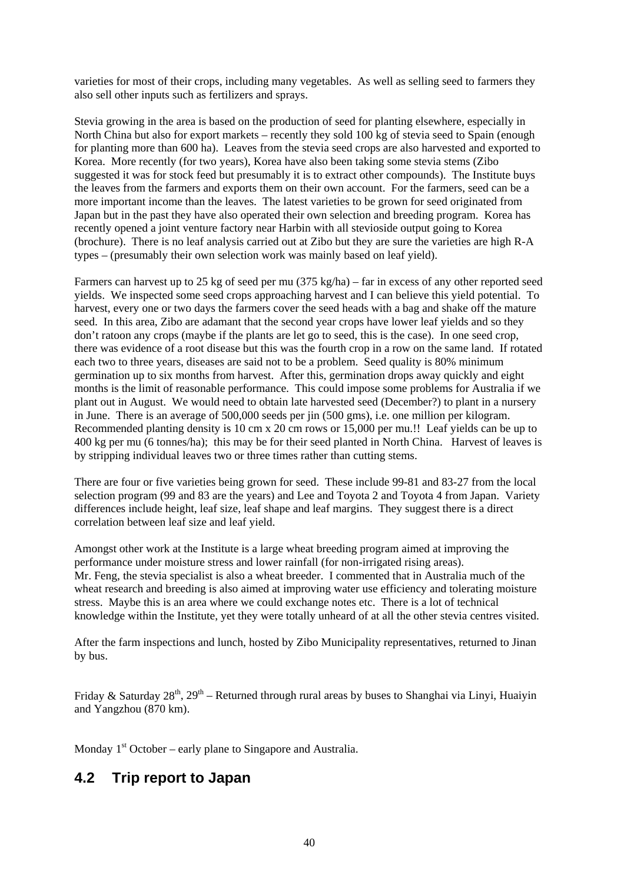varieties for most of their crops, including many vegetables. As well as selling seed to farmers they also sell other inputs such as fertilizers and sprays.

Stevia growing in the area is based on the production of seed for planting elsewhere, especially in North China but also for export markets – recently they sold 100 kg of stevia seed to Spain (enough for planting more than 600 ha). Leaves from the stevia seed crops are also harvested and exported to Korea. More recently (for two years), Korea have also been taking some stevia stems (Zibo suggested it was for stock feed but presumably it is to extract other compounds). The Institute buys the leaves from the farmers and exports them on their own account. For the farmers, seed can be a more important income than the leaves. The latest varieties to be grown for seed originated from Japan but in the past they have also operated their own selection and breeding program. Korea has recently opened a joint venture factory near Harbin with all stevioside output going to Korea (brochure). There is no leaf analysis carried out at Zibo but they are sure the varieties are high R-A types – (presumably their own selection work was mainly based on leaf yield).

Farmers can harvest up to 25 kg of seed per mu (375 kg/ha) – far in excess of any other reported seed yields. We inspected some seed crops approaching harvest and I can believe this yield potential. To harvest, every one or two days the farmers cover the seed heads with a bag and shake off the mature seed. In this area, Zibo are adamant that the second year crops have lower leaf yields and so they don't ratoon any crops (maybe if the plants are let go to seed, this is the case). In one seed crop, there was evidence of a root disease but this was the fourth crop in a row on the same land. If rotated each two to three years, diseases are said not to be a problem. Seed quality is 80% minimum germination up to six months from harvest. After this, germination drops away quickly and eight months is the limit of reasonable performance. This could impose some problems for Australia if we plant out in August. We would need to obtain late harvested seed (December?) to plant in a nursery in June. There is an average of 500,000 seeds per jin (500 gms), i.e. one million per kilogram. Recommended planting density is 10 cm x 20 cm rows or 15,000 per mu.!! Leaf yields can be up to 400 kg per mu (6 tonnes/ha); this may be for their seed planted in North China. Harvest of leaves is by stripping individual leaves two or three times rather than cutting stems.

There are four or five varieties being grown for seed. These include 99-81 and 83-27 from the local selection program (99 and 83 are the years) and Lee and Toyota 2 and Toyota 4 from Japan. Variety differences include height, leaf size, leaf shape and leaf margins. They suggest there is a direct correlation between leaf size and leaf yield.

Amongst other work at the Institute is a large wheat breeding program aimed at improving the performance under moisture stress and lower rainfall (for non-irrigated rising areas).
Mr. Feng, the stevia specialist is also a wheat breeder. I commented that in Australia much of the wheat research and breeding is also aimed at improving water use efficiency and tolerating moisture stress. Maybe this is an area where we could exchange notes etc. There is a lot of technical knowledge within the Institute, yet they were totally unheard of at all the other stevia centres visited.

After the farm inspections and lunch, hosted by Zibo Municipality representatives, returned to Jinan by bus.

Friday & Saturday 28th, 29th – Returned through rural areas by buses to Shanghai via Linyi, Huaiyin and Yangzhou (870 km).

Monday 1st October – early plane to Singapore and Australia.

## 4.2 Trip report to Japan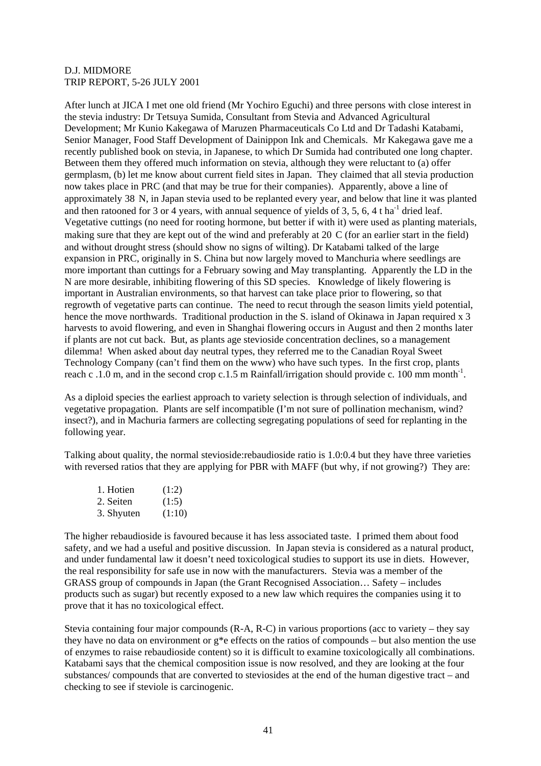D.J. MIDMORE
TRIP REPORT, 5-26 JULY 2001

After lunch at JICA I met one old friend (Mr Yochiro Eguchi) and three persons with close interest in the stevia industry: Dr Tetsuya Sumida, Consultant from Stevia and Advanced Agricultural Development; Mr Kunio Kakegawa of Maruzen Pharmaceuticals Co Ltd and Dr Tadashi Katabami, Senior Manager, Food Staff Development of Dainippon Ink and Chemicals. Mr Kakegawa gave me a recently published book on stevia, in Japanese, to which Dr Sumida had contributed one long chapter. Between them they offered much information on stevia, although they were reluctant to (a) offer germplasm, (b) let me know about current field sites in Japan. They claimed that all stevia production now takes place in PRC (and that may be true for their companies). Apparently, above a line of approximately 38 N, in Japan stevia used to be replanted every year, and below that line it was planted and then ratooned for 3 or 4 years, with annual sequence of yields of 3, 5, 6, 4 t ha$^{-1}$ dried leaf. Vegetative cuttings (no need for rooting hormone, but better if with it) were used as planting materials, making sure that they are kept out of the wind and preferably at 20 C (for an earlier start in the field) and without drought stress (should show no signs of wilting). Dr Katabami talked of the large expansion in PRC, originally in S. China but now largely moved to Manchuria where seedlings are more important than cuttings for a February sowing and May transplanting. Apparently the LD in the N are more desirable, inhibiting flowering of this SD species. Knowledge of likely flowering is important in Australian environments, so that harvest can take place prior to flowering, so that regrowth of vegetative parts can continue. The need to recut through the season limits yield potential, hence the move northwards. Traditional production in the S. island of Okinawa in Japan required x 3 harvests to avoid flowering, and even in Shanghai flowering occurs in August and then 2 months later if plants are not cut back. But, as plants age stevioside concentration declines, so a management dilemma! When asked about day neutral types, they referred me to the Canadian Royal Sweet Technology Company (can't find them on the www) who have such types. In the first crop, plants reach c .1.0 m, and in the second crop c.1.5 m Rainfall/irrigation should provide c. 100 mm month$^{-1}$.

As a diploid species the earliest approach to variety selection is through selection of individuals, and vegetative propagation. Plants are self incompatible (I'm not sure of pollination mechanism, wind? insect?), and in Machuria farmers are collecting segregating populations of seed for replanting in the following year.

Talking about quality, the normal stevioside:rebaudioside ratio is 1.0:0.4 but they have three varieties with reversed ratios that they are applying for PBR with MAFF (but why, if not growing?) They are:

1. Hotien (1:2)
2. Seiten (1:5)
3. Shyuten (1:10)

The higher rebaudioside is favoured because it has less associated taste. I primed them about food safety, and we had a useful and positive discussion. In Japan stevia is considered as a natural product, and under fundamental law it doesn't need toxicological studies to support its use in diets. However, the real responsibility for safe use in now with the manufacturers. Stevia was a member of the GRASS group of compounds in Japan (the Grant Recognised Association… Safety – includes products such as sugar) but recently exposed to a new law which requires the companies using it to prove that it has no toxicological effect.

Stevia containing four major compounds (R-A, R-C) in various proportions (acc to variety – they say they have no data on environment or g*e effects on the ratios of compounds – but also mention the use of enzymes to raise rebaudioside content) so it is difficult to examine toxicologically all combinations. Katabami says that the chemical composition issue is now resolved, and they are looking at the four substances/ compounds that are converted to steviosides at the end of the human digestive tract – and checking to see if steviole is carcinogenic.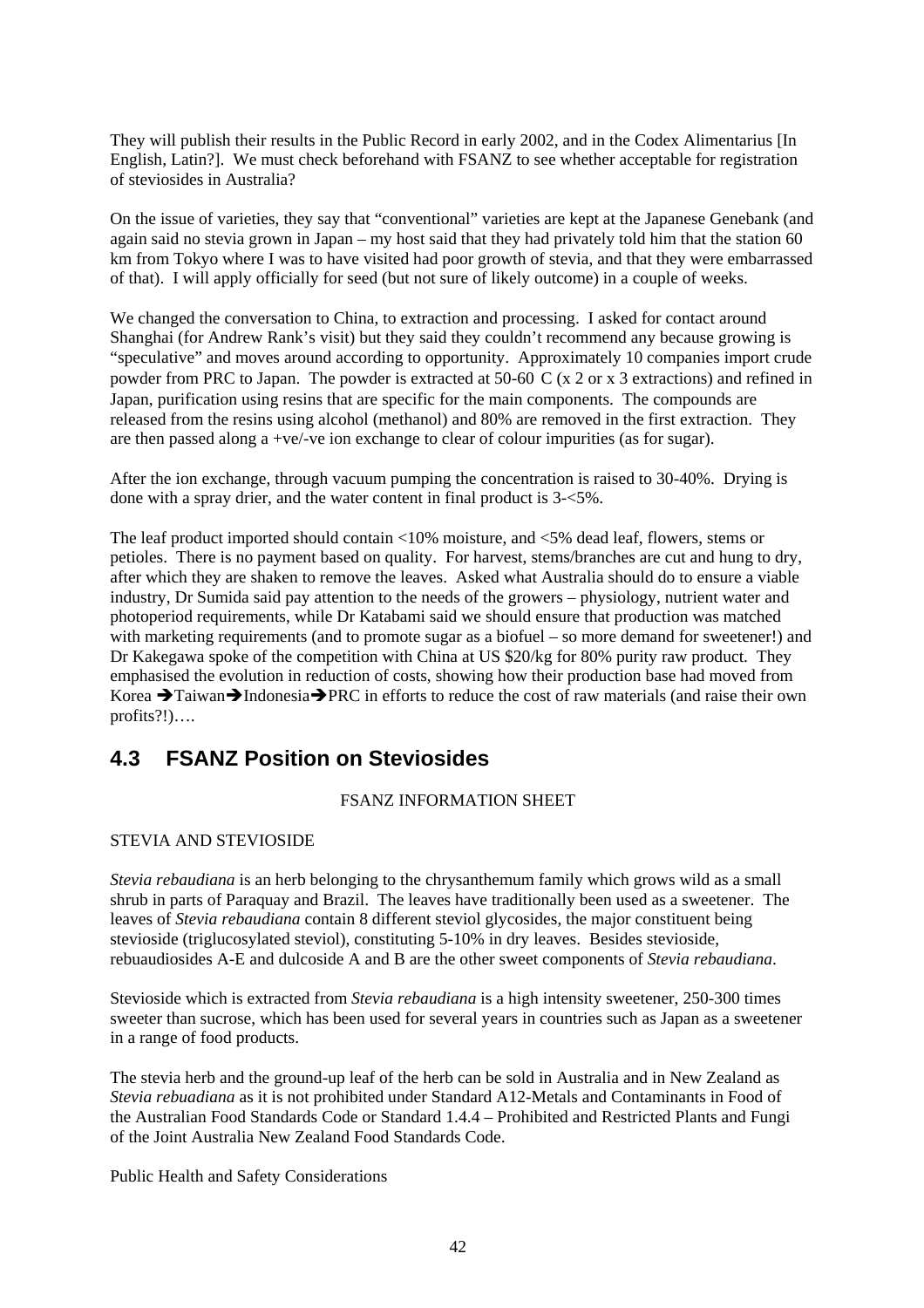They will publish their results in the Public Record in early 2002, and in the Codex Alimentarius [In English, Latin?]. We must check beforehand with FSANZ to see whether acceptable for registration of steviosides in Australia?

On the issue of varieties, they say that “conventional” varieties are kept at the Japanese Genebank (and again said no stevia grown in Japan – my host said that they had privately told him that the station 60 km from Tokyo where I was to have visited had poor growth of stevia, and that they were embarrassed of that). I will apply officially for seed (but not sure of likely outcome) in a couple of weeks.

We changed the conversation to China, to extraction and processing. I asked for contact around Shanghai (for Andrew Rank’s visit) but they said they couldn’t recommend any because growing is “speculative” and moves around according to opportunity. Approximately 10 companies import crude powder from PRC to Japan. The powder is extracted at 50-60 C (x 2 or x 3 extractions) and refined in Japan, purification using resins that are specific for the main components. The compounds are released from the resins using alcohol (methanol) and 80% are removed in the first extraction. They are then passed along a +ve/-ve ion exchange to clear of colour impurities (as for sugar).

After the ion exchange, through vacuum pumping the concentration is raised to 30-40%. Drying is done with a spray drier, and the water content in final product is 3-<5%.

The leaf product imported should contain <10% moisture, and <5% dead leaf, flowers, stems or petioles. There is no payment based on quality. For harvest, stems/branches are cut and hung to dry, after which they are shaken to remove the leaves. Asked what Australia should do to ensure a viable industry, Dr Sumida said pay attention to the needs of the growers – physiology, nutrient water and photoperiod requirements, while Dr Katabami said we should ensure that production was matched with marketing requirements (and to promote sugar as a biofuel – so more demand for sweetener!) and Dr Kakegawa spoke of the competition with China at US $20/kg for 80% purity raw product. They emphasised the evolution in reduction of costs, showing how their production base had moved from Korea ➔Taiwan➔Indonesia➔PRC in efforts to reduce the cost of raw materials (and raise their own profits?!)….

## 4.3 FSANZ Position on Steviosides

FSANZ INFORMATION SHEET

STEVIA AND STEVIOSIDE

*Stevia rebaudiana* is an herb belonging to the chrysanthemum family which grows wild as a small shrub in parts of Paraquay and Brazil. The leaves have traditionally been used as a sweetener. The leaves of *Stevia rebaudiana* contain 8 different steviol glycosides, the major constituent being stevioside (triglucosylated steviol), constituting 5-10% in dry leaves. Besides stevioside, rebuaudiosides A-E and dulcoside A and B are the other sweet components of *Stevia rebaudiana*.

Stevioside which is extracted from *Stevia rebaudiana* is a high intensity sweetener, 250-300 times sweeter than sucrose, which has been used for several years in countries such as Japan as a sweetener in a range of food products.

The stevia herb and the ground-up leaf of the herb can be sold in Australia and in New Zealand as *Stevia rebuadiana* as it is not prohibited under Standard A12-Metals and Contaminants in Food of the Australian Food Standards Code or Standard 1.4.4 – Prohibited and Restricted Plants and Fungi of the Joint Australia New Zealand Food Standards Code.

Public Health and Safety Considerations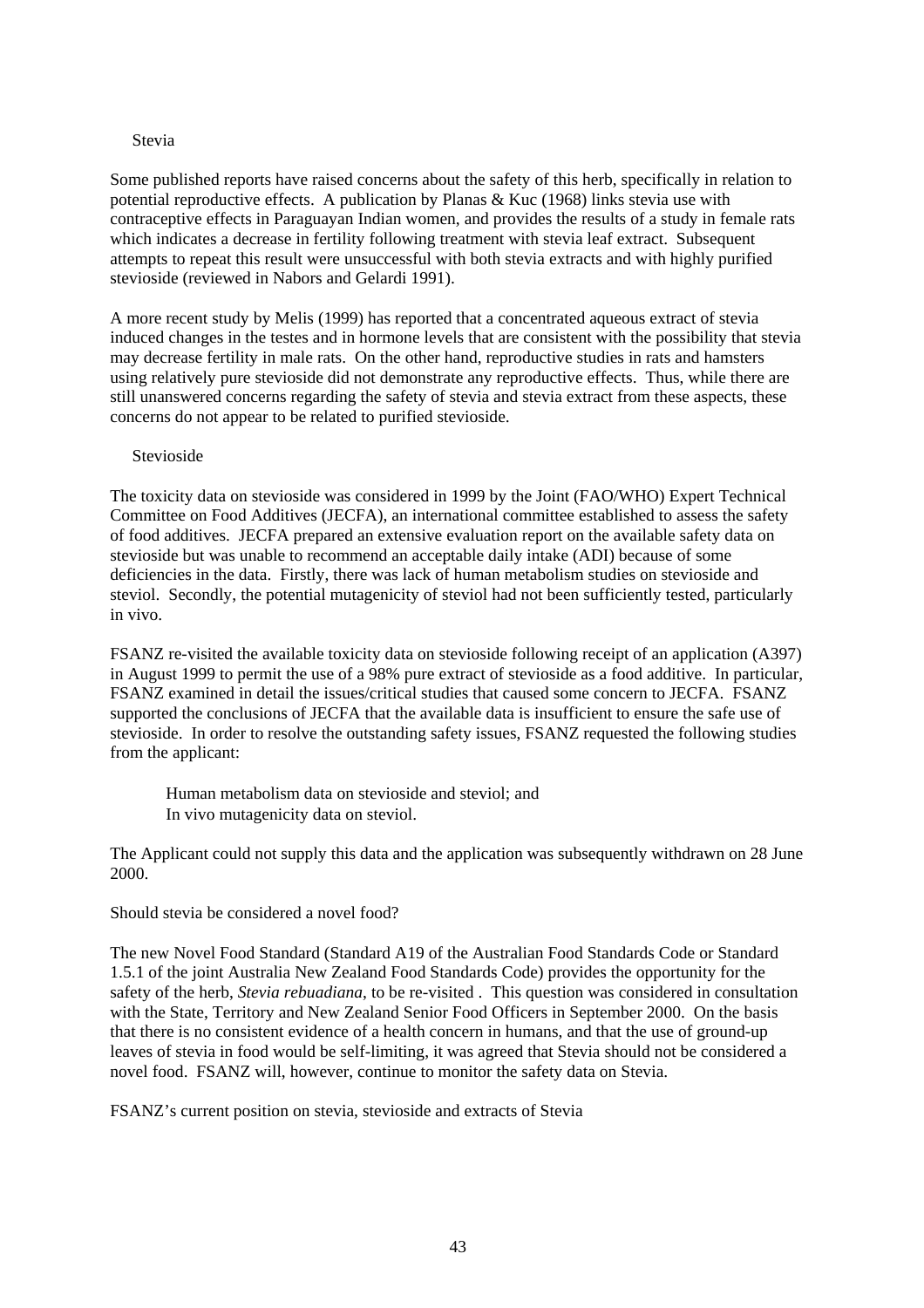### Stevia

Some published reports have raised concerns about the safety of this herb, specifically in relation to potential reproductive effects. A publication by Planas & Kuc (1968) links stevia use with contraceptive effects in Paraguayan Indian women, and provides the results of a study in female rats which indicates a decrease in fertility following treatment with stevia leaf extract. Subsequent attempts to repeat this result were unsuccessful with both stevia extracts and with highly purified stevioside (reviewed in Nabors and Gelardi 1991).

A more recent study by Melis (1999) has reported that a concentrated aqueous extract of stevia induced changes in the testes and in hormone levels that are consistent with the possibility that stevia may decrease fertility in male rats. On the other hand, reproductive studies in rats and hamsters using relatively pure stevioside did not demonstrate any reproductive effects. Thus, while there are still unanswered concerns regarding the safety of stevia and stevia extract from these aspects, these concerns do not appear to be related to purified stevioside.

### Stevioside

The toxicity data on stevioside was considered in 1999 by the Joint (FAO/WHO) Expert Technical Committee on Food Additives (JECFA), an international committee established to assess the safety of food additives. JECFA prepared an extensive evaluation report on the available safety data on stevioside but was unable to recommend an acceptable daily intake (ADI) because of some deficiencies in the data. Firstly, there was lack of human metabolism studies on stevioside and steviol. Secondly, the potential mutagenicity of steviol had not been sufficiently tested, particularly in vivo.

FSANZ re-visited the available toxicity data on stevioside following receipt of an application (A397) in August 1999 to permit the use of a 98% pure extract of stevioside as a food additive. In particular, FSANZ examined in detail the issues/critical studies that caused some concern to JECFA. FSANZ supported the conclusions of JECFA that the available data is insufficient to ensure the safe use of stevioside. In order to resolve the outstanding safety issues, FSANZ requested the following studies from the applicant:

- Human metabolism data on stevioside and steviol; and
- In vivo mutagenicity data on steviol.

The Applicant could not supply this data and the application was subsequently withdrawn on 28 June 2000.

### Should stevia be considered a novel food?

The new Novel Food Standard (Standard A19 of the Australian Food Standards Code or Standard 1.5.1 of the joint Australia New Zealand Food Standards Code) provides the opportunity for the safety of the herb, *Stevia rebuadiana*, to be re-visited . This question was considered in consultation with the State, Territory and New Zealand Senior Food Officers in September 2000. On the basis that there is no consistent evidence of a health concern in humans, and that the use of ground-up leaves of stevia in food would be self-limiting, it was agreed that Stevia should not be considered a novel food. FSANZ will, however, continue to monitor the safety data on Stevia.

### FSANZ's current position on stevia, stevioside and extracts of Stevia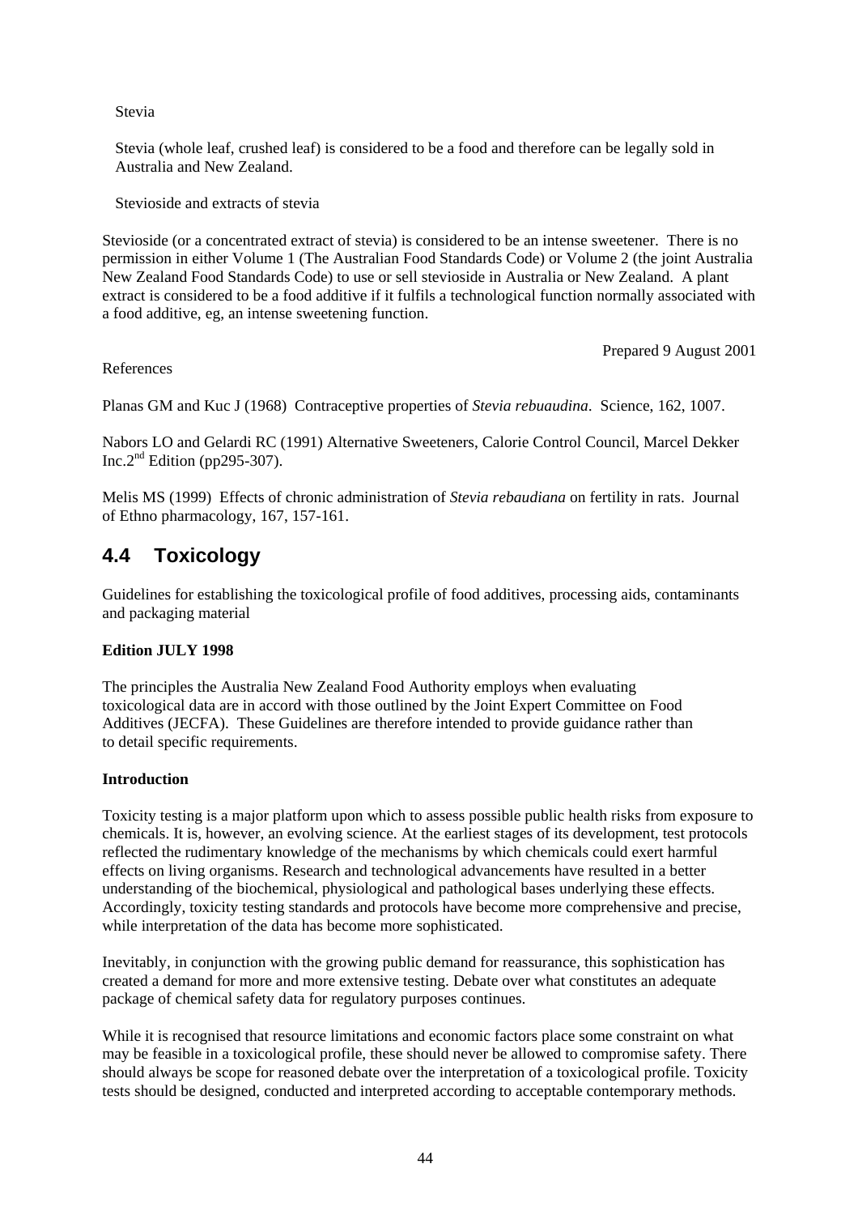Stevia

Stevia (whole leaf, crushed leaf) is considered to be a food and therefore can be legally sold in Australia and New Zealand.

Stevioside and extracts of stevia

Stevioside (or a concentrated extract of stevia) is considered to be an intense sweetener. There is no permission in either Volume 1 (The Australian Food Standards Code) or Volume 2 (the joint Australia New Zealand Food Standards Code) to use or sell stevioside in Australia or New Zealand. A plant extract is considered to be a food additive if it fulfils a technological function normally associated with a food additive, eg, an intense sweetening function.

Prepared 9 August 2001

References

Planas GM and Kuc J (1968) Contraceptive properties of *Stevia rebuaudina*. Science, 162, 1007.

Nabors LO and Gelardi RC (1991) Alternative Sweeteners, Calorie Control Council, Marcel Dekker Inc.2nd Edition (pp295-307).

Melis MS (1999) Effects of chronic administration of *Stevia rebaudiana* on fertility in rats. Journal of Ethno pharmacology, 167, 157-161.

## 4.4 Toxicology

Guidelines for establishing the toxicological profile of food additives, processing aids, contaminants and packaging material

**Edition JULY 1998**

The principles the Australia New Zealand Food Authority employs when evaluating toxicological data are in accord with those outlined by the Joint Expert Committee on Food Additives (JECFA). These Guidelines are therefore intended to provide guidance rather than to detail specific requirements.

**Introduction**

Toxicity testing is a major platform upon which to assess possible public health risks from exposure to chemicals. It is, however, an evolving science. At the earliest stages of its development, test protocols reflected the rudimentary knowledge of the mechanisms by which chemicals could exert harmful effects on living organisms. Research and technological advancements have resulted in a better understanding of the biochemical, physiological and pathological bases underlying these effects. Accordingly, toxicity testing standards and protocols have become more comprehensive and precise, while interpretation of the data has become more sophisticated.

Inevitably, in conjunction with the growing public demand for reassurance, this sophistication has created a demand for more and more extensive testing. Debate over what constitutes an adequate package of chemical safety data for regulatory purposes continues.

While it is recognised that resource limitations and economic factors place some constraint on what may be feasible in a toxicological profile, these should never be allowed to compromise safety. There should always be scope for reasoned debate over the interpretation of a toxicological profile. Toxicity tests should be designed, conducted and interpreted according to acceptable contemporary methods.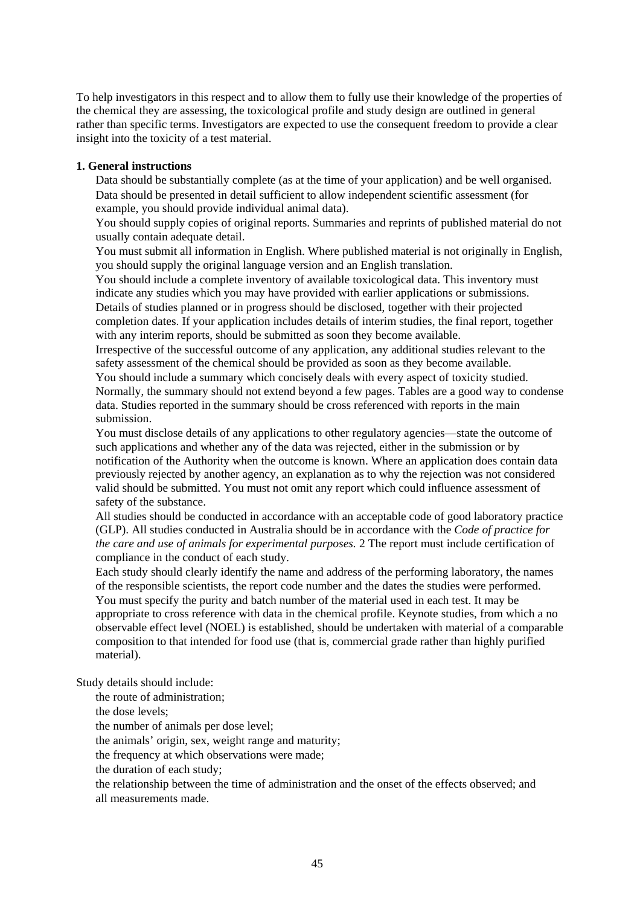To help investigators in this respect and to allow them to fully use their knowledge of the properties of the chemical they are assessing, the toxicological profile and study design are outlined in general rather than specific terms. Investigators are expected to use the consequent freedom to provide a clear insight into the toxicity of a test material.

**1. General instructions**

- Data should be substantially complete (as at the time of your application) and be well organised.
- Data should be presented in detail sufficient to allow independent scientific assessment (for example, you should provide individual animal data).
- You should supply copies of original reports. Summaries and reprints of published material do not usually contain adequate detail.
- You must submit all information in English. Where published material is not originally in English, you should supply the original language version and an English translation.
- You should include a complete inventory of available toxicological data. This inventory must indicate any studies which you may have provided with earlier applications or submissions.
- Details of studies planned or in progress should be disclosed, together with their projected completion dates. If your application includes details of interim studies, the final report, together with any interim reports, should be submitted as soon they become available.
- Irrespective of the successful outcome of any application, any additional studies relevant to the safety assessment of the chemical should be provided as soon as they become available.
- You should include a summary which concisely deals with every aspect of toxicity studied. Normally, the summary should not extend beyond a few pages. Tables are a good way to condense data. Studies reported in the summary should be cross referenced with reports in the main submission.
- You must disclose details of any applications to other regulatory agencies—state the outcome of such applications and whether any of the data was rejected, either in the submission or by notification of the Authority when the outcome is known. Where an application does contain data previously rejected by another agency, an explanation as to why the rejection was not considered valid should be submitted. You must not omit any report which could influence assessment of safety of the substance.
- All studies should be conducted in accordance with an acceptable code of good laboratory practice (GLP). All studies conducted in Australia should be in accordance with the *Code of practice for the care and use of animals for experimental purposes.* 2 The report must include certification of compliance in the conduct of each study.
- Each study should clearly identify the name and address of the performing laboratory, the names of the responsible scientists, the report code number and the dates the studies were performed.
- You must specify the purity and batch number of the material used in each test. It may be appropriate to cross reference with data in the chemical profile. Keynote studies, from which a no observable effect level (NOEL) is established, should be undertaken with material of a comparable composition to that intended for food use (that is, commercial grade rather than highly purified material).

Study details should include:

- the route of administration;
- the dose levels;
- the number of animals per dose level;
- the animals' origin, sex, weight range and maturity;
- the frequency at which observations were made;
- the duration of each study;
- the relationship between the time of administration and the onset of the effects observed; and
- all measurements made.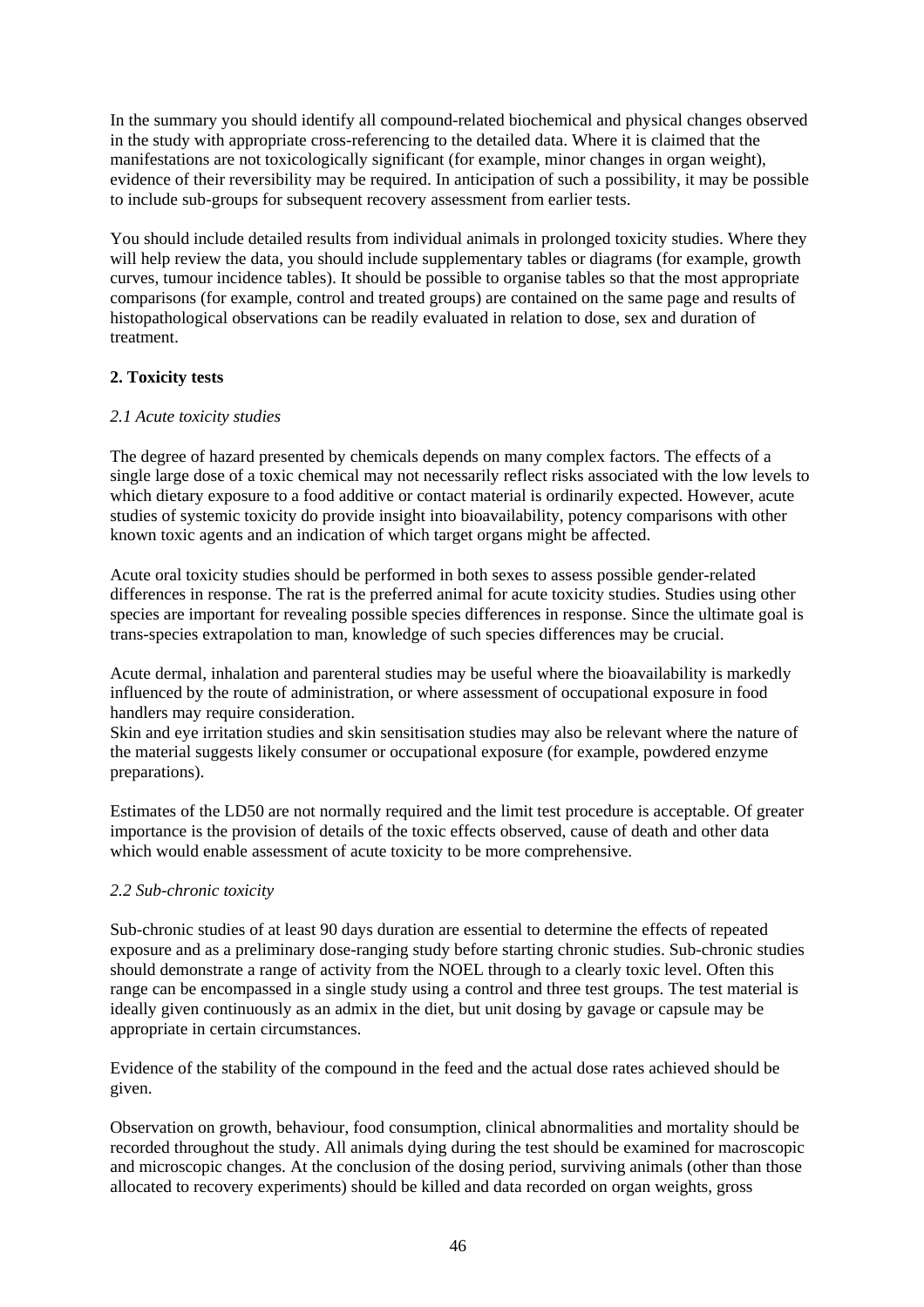In the summary you should identify all compound-related biochemical and physical changes observed in the study with appropriate cross-referencing to the detailed data. Where it is claimed that the manifestations are not toxicologically significant (for example, minor changes in organ weight), evidence of their reversibility may be required. In anticipation of such a possibility, it may be possible to include sub-groups for subsequent recovery assessment from earlier tests.

You should include detailed results from individual animals in prolonged toxicity studies. Where they will help review the data, you should include supplementary tables or diagrams (for example, growth curves, tumour incidence tables). It should be possible to organise tables so that the most appropriate comparisons (for example, control and treated groups) are contained on the same page and results of histopathological observations can be readily evaluated in relation to dose, sex and duration of treatment.

**2. Toxicity tests**

*2.1 Acute toxicity studies*

The degree of hazard presented by chemicals depends on many complex factors. The effects of a single large dose of a toxic chemical may not necessarily reflect risks associated with the low levels to which dietary exposure to a food additive or contact material is ordinarily expected. However, acute studies of systemic toxicity do provide insight into bioavailability, potency comparisons with other known toxic agents and an indication of which target organs might be affected.

Acute oral toxicity studies should be performed in both sexes to assess possible gender-related differences in response. The rat is the preferred animal for acute toxicity studies. Studies using other species are important for revealing possible species differences in response. Since the ultimate goal is trans-species extrapolation to man, knowledge of such species differences may be crucial.

Acute dermal, inhalation and parenteral studies may be useful where the bioavailability is markedly influenced by the route of administration, or where assessment of occupational exposure in food handlers may require consideration.
Skin and eye irritation studies and skin sensitisation studies may also be relevant where the nature of the material suggests likely consumer or occupational exposure (for example, powdered enzyme preparations).

Estimates of the LD50 are not normally required and the limit test procedure is acceptable. Of greater importance is the provision of details of the toxic effects observed, cause of death and other data which would enable assessment of acute toxicity to be more comprehensive.

*2.2 Sub-chronic toxicity*

Sub-chronic studies of at least 90 days duration are essential to determine the effects of repeated exposure and as a preliminary dose-ranging study before starting chronic studies. Sub-chronic studies should demonstrate a range of activity from the NOEL through to a clearly toxic level. Often this range can be encompassed in a single study using a control and three test groups. The test material is ideally given continuously as an admix in the diet, but unit dosing by gavage or capsule may be appropriate in certain circumstances.

Evidence of the stability of the compound in the feed and the actual dose rates achieved should be given.

Observation on growth, behaviour, food consumption, clinical abnormalities and mortality should be recorded throughout the study. All animals dying during the test should be examined for macroscopic and microscopic changes. At the conclusion of the dosing period, surviving animals (other than those allocated to recovery experiments) should be killed and data recorded on organ weights, gross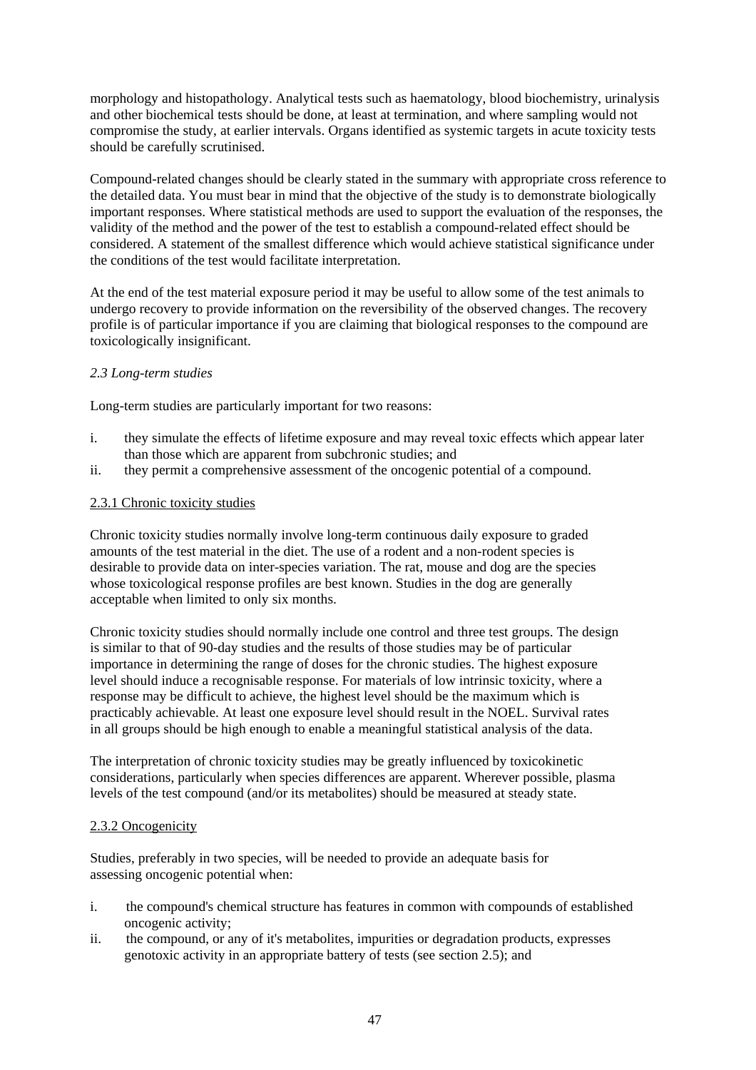morphology and histopathology. Analytical tests such as haematology, blood biochemistry, urinalysis and other biochemical tests should be done, at least at termination, and where sampling would not compromise the study, at earlier intervals. Organs identified as systemic targets in acute toxicity tests should be carefully scrutinised.

Compound-related changes should be clearly stated in the summary with appropriate cross reference to the detailed data. You must bear in mind that the objective of the study is to demonstrate biologically important responses. Where statistical methods are used to support the evaluation of the responses, the validity of the method and the power of the test to establish a compound-related effect should be considered. A statement of the smallest difference which would achieve statistical significance under the conditions of the test would facilitate interpretation.

At the end of the test material exposure period it may be useful to allow some of the test animals to undergo recovery to provide information on the reversibility of the observed changes. The recovery profile is of particular importance if you are claiming that biological responses to the compound are toxicologically insignificant.

### *2.3 Long-term studies*

Long-term studies are particularly important for two reasons:

i. they simulate the effects of lifetime exposure and may reveal toxic effects which appear later than those which are apparent from subchronic studies; and
ii. they permit a comprehensive assessment of the oncogenic potential of a compound.

#### 2.3.1 Chronic toxicity studies

Chronic toxicity studies normally involve long-term continuous daily exposure to graded amounts of the test material in the diet. The use of a rodent and a non-rodent species is desirable to provide data on inter-species variation. The rat, mouse and dog are the species whose toxicological response profiles are best known. Studies in the dog are generally acceptable when limited to only six months.

Chronic toxicity studies should normally include one control and three test groups. The design is similar to that of 90-day studies and the results of those studies may be of particular importance in determining the range of doses for the chronic studies. The highest exposure level should induce a recognisable response. For materials of low intrinsic toxicity, where a response may be difficult to achieve, the highest level should be the maximum which is practicably achievable. At least one exposure level should result in the NOEL. Survival rates in all groups should be high enough to enable a meaningful statistical analysis of the data.

The interpretation of chronic toxicity studies may be greatly influenced by toxicokinetic considerations, particularly when species differences are apparent. Wherever possible, plasma levels of the test compound (and/or its metabolites) should be measured at steady state.

#### 2.3.2 Oncogenicity

Studies, preferably in two species, will be needed to provide an adequate basis for assessing oncogenic potential when:

i. the compound's chemical structure has features in common with compounds of established oncogenic activity;
ii. the compound, or any of it's metabolites, impurities or degradation products, expresses genotoxic activity in an appropriate battery of tests (see section 2.5); and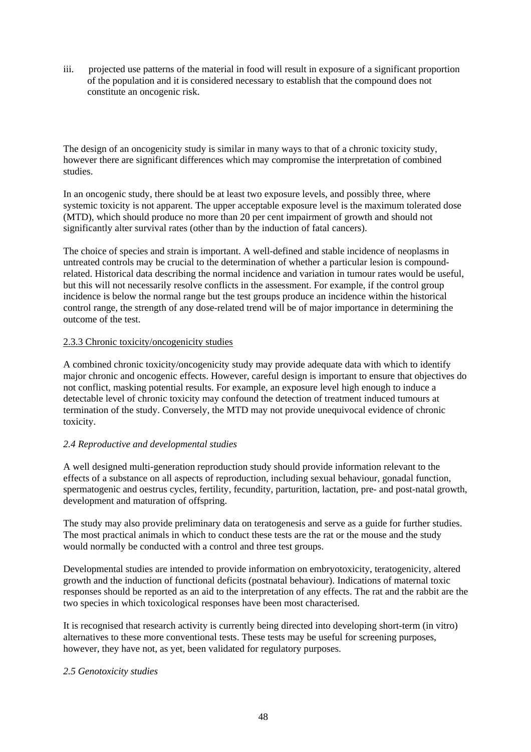iii. projected use patterns of the material in food will result in exposure of a significant proportion of the population and it is considered necessary to establish that the compound does not constitute an oncogenic risk.

The design of an oncogenicity study is similar in many ways to that of a chronic toxicity study, however there are significant differences which may compromise the interpretation of combined studies.

In an oncogenic study, there should be at least two exposure levels, and possibly three, where systemic toxicity is not apparent. The upper acceptable exposure level is the maximum tolerated dose (MTD), which should produce no more than 20 per cent impairment of growth and should not significantly alter survival rates (other than by the induction of fatal cancers).

The choice of species and strain is important. A well-defined and stable incidence of neoplasms in untreated controls may be crucial to the determination of whether a particular lesion is compound-related. Historical data describing the normal incidence and variation in tumour rates would be useful, but this will not necessarily resolve conflicts in the assessment. For example, if the control group incidence is below the normal range but the test groups produce an incidence within the historical control range, the strength of any dose-related trend will be of major importance in determining the outcome of the test.

<u>2.3.3 Chronic toxicity/oncogenicity studies</u>

A combined chronic toxicity/oncogenicity study may provide adequate data with which to identify major chronic and oncogenic effects. However, careful design is important to ensure that objectives do not conflict, masking potential results. For example, an exposure level high enough to induce a detectable level of chronic toxicity may confound the detection of treatment induced tumours at termination of the study. Conversely, the MTD may not provide unequivocal evidence of chronic toxicity.

*2.4 Reproductive and developmental studies*

A well designed multi-generation reproduction study should provide information relevant to the effects of a substance on all aspects of reproduction, including sexual behaviour, gonadal function, spermatogenic and oestrus cycles, fertility, fecundity, parturition, lactation, pre- and post-natal growth, development and maturation of offspring.

The study may also provide preliminary data on teratogenesis and serve as a guide for further studies. The most practical animals in which to conduct these tests are the rat or the mouse and the study would normally be conducted with a control and three test groups.

Developmental studies are intended to provide information on embryotoxicity, teratogenicity, altered growth and the induction of functional deficits (postnatal behaviour). Indications of maternal toxic responses should be reported as an aid to the interpretation of any effects. The rat and the rabbit are the two species in which toxicological responses have been most characterised.

It is recognised that research activity is currently being directed into developing short-term (in vitro) alternatives to these more conventional tests. These tests may be useful for screening purposes, however, they have not, as yet, been validated for regulatory purposes.

*2.5 Genotoxicity studies*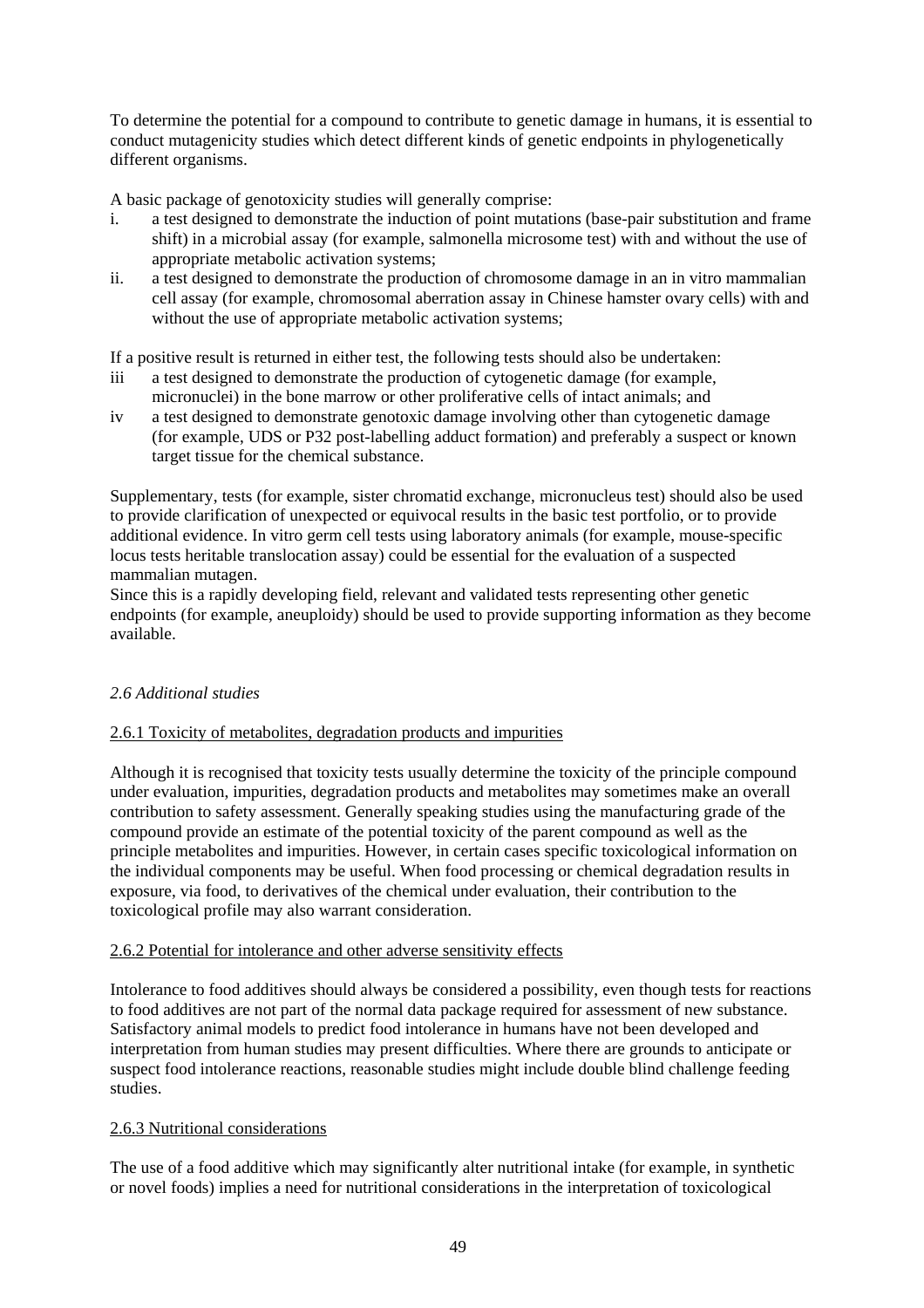To determine the potential for a compound to contribute to genetic damage in humans, it is essential to conduct mutagenicity studies which detect different kinds of genetic endpoints in phylogenetically different organisms.

A basic package of genotoxicity studies will generally comprise:

i. a test designed to demonstrate the induction of point mutations (base-pair substitution and frame shift) in a microbial assay (for example, salmonella microsome test) with and without the use of appropriate metabolic activation systems;
ii. a test designed to demonstrate the production of chromosome damage in an in vitro mammalian cell assay (for example, chromosomal aberration assay in Chinese hamster ovary cells) with and without the use of appropriate metabolic activation systems;

If a positive result is returned in either test, the following tests should also be undertaken:

iii a test designed to demonstrate the production of cytogenetic damage (for example, micronuclei) in the bone marrow or other proliferative cells of intact animals; and
iv a test designed to demonstrate genotoxic damage involving other than cytogenetic damage (for example, UDS or P32 post-labelling adduct formation) and preferably a suspect or known target tissue for the chemical substance.

Supplementary, tests (for example, sister chromatid exchange, micronucleus test) should also be used to provide clarification of unexpected or equivocal results in the basic test portfolio, or to provide additional evidence. In vitro germ cell tests using laboratory animals (for example, mouse-specific locus tests heritable translocation assay) could be essential for the evaluation of a suspected mammalian mutagen.
Since this is a rapidly developing field, relevant and validated tests representing other genetic endpoints (for example, aneuploidy) should be used to provide supporting information as they become available.

### *2.6 Additional studies*

#### 2.6.1 Toxicity of metabolites, degradation products and impurities

Although it is recognised that toxicity tests usually determine the toxicity of the principle compound under evaluation, impurities, degradation products and metabolites may sometimes make an overall contribution to safety assessment. Generally speaking studies using the manufacturing grade of the compound provide an estimate of the potential toxicity of the parent compound as well as the principle metabolites and impurities. However, in certain cases specific toxicological information on the individual components may be useful. When food processing or chemical degradation results in exposure, via food, to derivatives of the chemical under evaluation, their contribution to the toxicological profile may also warrant consideration.

#### 2.6.2 Potential for intolerance and other adverse sensitivity effects

Intolerance to food additives should always be considered a possibility, even though tests for reactions to food additives are not part of the normal data package required for assessment of new substance. Satisfactory animal models to predict food intolerance in humans have not been developed and interpretation from human studies may present difficulties. Where there are grounds to anticipate or suspect food intolerance reactions, reasonable studies might include double blind challenge feeding studies.

#### 2.6.3 Nutritional considerations

The use of a food additive which may significantly alter nutritional intake (for example, in synthetic or novel foods) implies a need for nutritional considerations in the interpretation of toxicological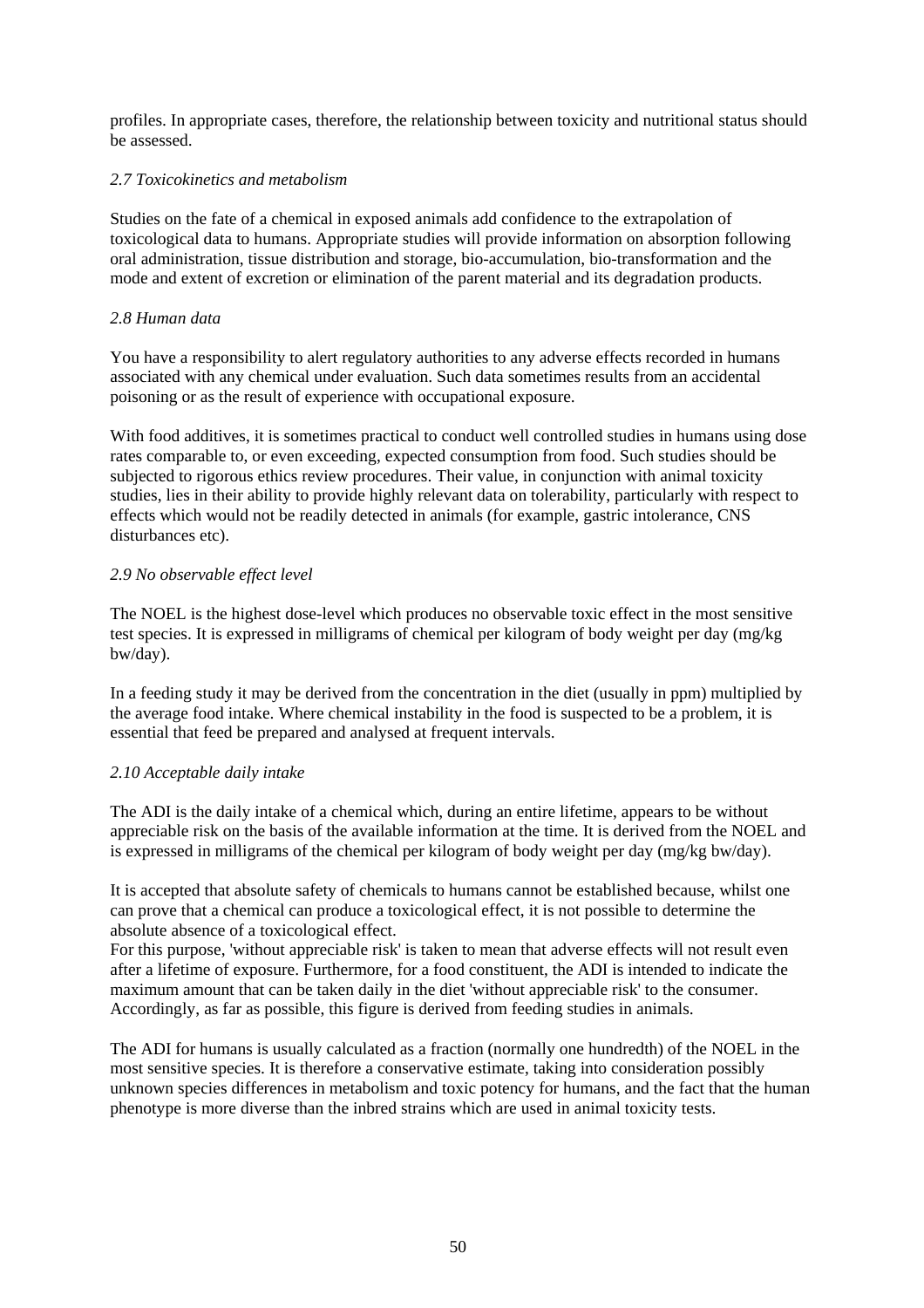profiles. In appropriate cases, therefore, the relationship between toxicity and nutritional status should be assessed.

*2.7 Toxicokinetics and metabolism*

Studies on the fate of a chemical in exposed animals add confidence to the extrapolation of toxicological data to humans. Appropriate studies will provide information on absorption following oral administration, tissue distribution and storage, bio-accumulation, bio-transformation and the mode and extent of excretion or elimination of the parent material and its degradation products.

*2.8 Human data*

You have a responsibility to alert regulatory authorities to any adverse effects recorded in humans associated with any chemical under evaluation. Such data sometimes results from an accidental poisoning or as the result of experience with occupational exposure.

With food additives, it is sometimes practical to conduct well controlled studies in humans using dose rates comparable to, or even exceeding, expected consumption from food. Such studies should be subjected to rigorous ethics review procedures. Their value, in conjunction with animal toxicity studies, lies in their ability to provide highly relevant data on tolerability, particularly with respect to effects which would not be readily detected in animals (for example, gastric intolerance, CNS disturbances etc).

*2.9 No observable effect level*

The NOEL is the highest dose-level which produces no observable toxic effect in the most sensitive test species. It is expressed in milligrams of chemical per kilogram of body weight per day (mg/kg bw/day).

In a feeding study it may be derived from the concentration in the diet (usually in ppm) multiplied by the average food intake. Where chemical instability in the food is suspected to be a problem, it is essential that feed be prepared and analysed at frequent intervals.

*2.10 Acceptable daily intake*

The ADI is the daily intake of a chemical which, during an entire lifetime, appears to be without appreciable risk on the basis of the available information at the time. It is derived from the NOEL and is expressed in milligrams of the chemical per kilogram of body weight per day (mg/kg bw/day).

It is accepted that absolute safety of chemicals to humans cannot be established because, whilst one can prove that a chemical can produce a toxicological effect, it is not possible to determine the absolute absence of a toxicological effect.
For this purpose, 'without appreciable risk' is taken to mean that adverse effects will not result even after a lifetime of exposure. Furthermore, for a food constituent, the ADI is intended to indicate the maximum amount that can be taken daily in the diet 'without appreciable risk' to the consumer. Accordingly, as far as possible, this figure is derived from feeding studies in animals.

The ADI for humans is usually calculated as a fraction (normally one hundredth) of the NOEL in the most sensitive species. It is therefore a conservative estimate, taking into consideration possibly unknown species differences in metabolism and toxic potency for humans, and the fact that the human phenotype is more diverse than the inbred strains which are used in animal toxicity tests.